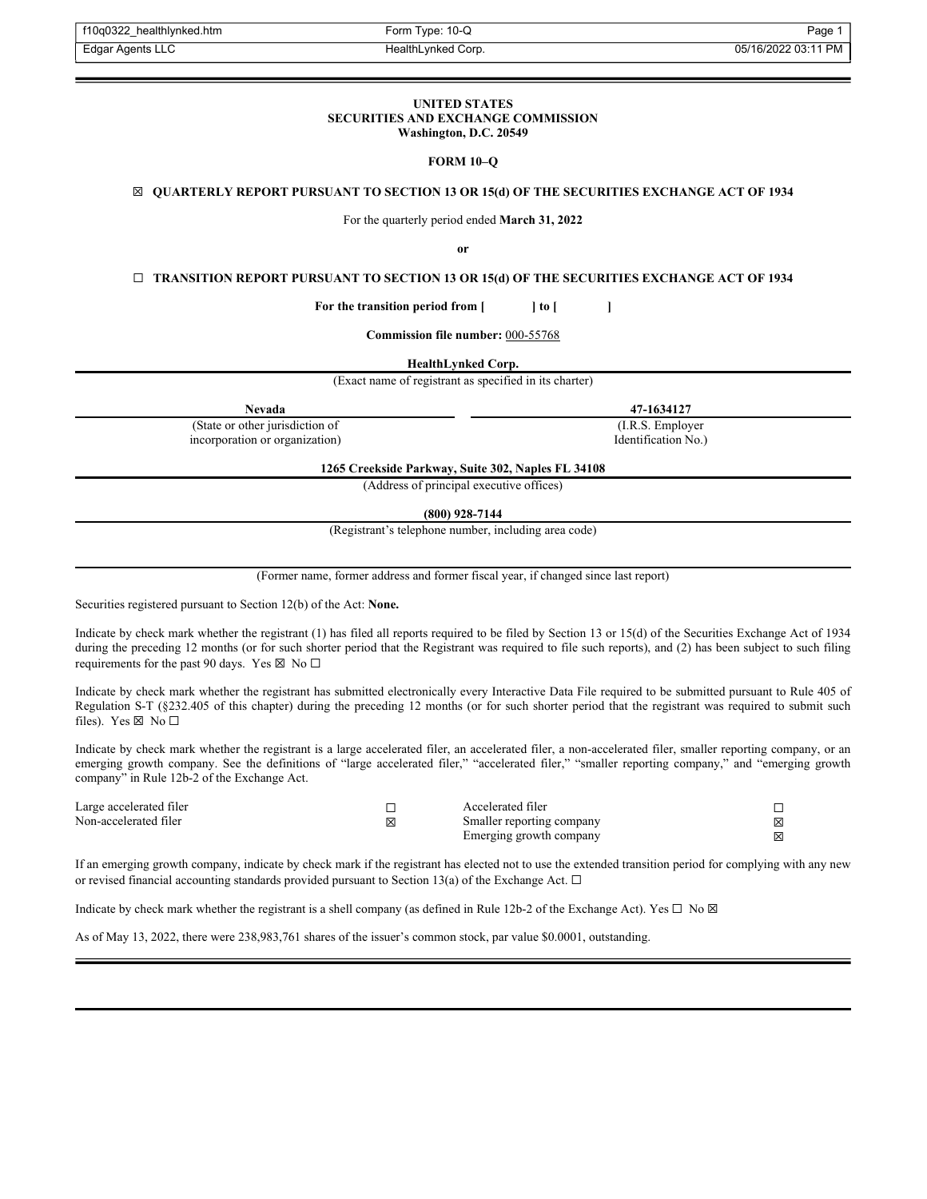**UNITED STATES**
**SECURITIES AND EXCHANGE COMMISSION**
**Washington, D.C. 20549**

**FORM 10–Q**

☒ **QUARTERLY REPORT PURSUANT TO SECTION 13 OR 15(d) OF THE SECURITIES EXCHANGE ACT OF 1934**

For the quarterly period ended **March 31, 2022**

**or**

☐ **TRANSITION REPORT PURSUANT TO SECTION 13 OR 15(d) OF THE SECURITIES EXCHANGE ACT OF 1934**

**For the transition period from [ ] to [ ]**

**Commission file number:** 000-55768

**HealthLynked Corp.**
(Exact name of registrant as specified in its charter)

| | |
|---|---|
| **Nevada** | **47-1634127** |
| (State or other jurisdiction of incorporation or organization) | (I.R.S. Employer Identification No.) |

**1265 Creekside Parkway, Suite 302, Naples FL 34108**
(Address of principal executive offices)

**(800) 928-7144**
(Registrant's telephone number, including area code)

(Former name, former address and former fiscal year, if changed since last report)

Securities registered pursuant to Section 12(b) of the Act: **None.**

Indicate by check mark whether the registrant (1) has filed all reports required to be filed by Section 13 or 15(d) of the Securities Exchange Act of 1934 during the preceding 12 months (or for such shorter period that the Registrant was required to file such reports), and (2) has been subject to such filing requirements for the past 90 days. Yes ☒ No ☐

Indicate by check mark whether the registrant has submitted electronically every Interactive Data File required to be submitted pursuant to Rule 405 of Regulation S-T (§232.405 of this chapter) during the preceding 12 months (or for such shorter period that the registrant was required to submit such files). Yes ☒ No ☐

Indicate by check mark whether the registrant is a large accelerated filer, an accelerated filer, a non-accelerated filer, smaller reporting company, or an emerging growth company. See the definitions of "large accelerated filer," "accelerated filer," "smaller reporting company," and "emerging growth company" in Rule 12b-2 of the Exchange Act.

| | | | |
|---|---|---|---|
| Large accelerated filer | ☐ | Accelerated filer | ☐ |
| Non-accelerated filer | ☒ | Smaller reporting company | ☒ |
| | | Emerging growth company | ☒ |

If an emerging growth company, indicate by check mark if the registrant has elected not to use the extended transition period for complying with any new or revised financial accounting standards provided pursuant to Section 13(a) of the Exchange Act. ☐

Indicate by check mark whether the registrant is a shell company (as defined in Rule 12b-2 of the Exchange Act). Yes ☐ No ☒

As of May 13, 2022, there were 238,983,761 shares of the issuer's common stock, par value $0.0001, outstanding.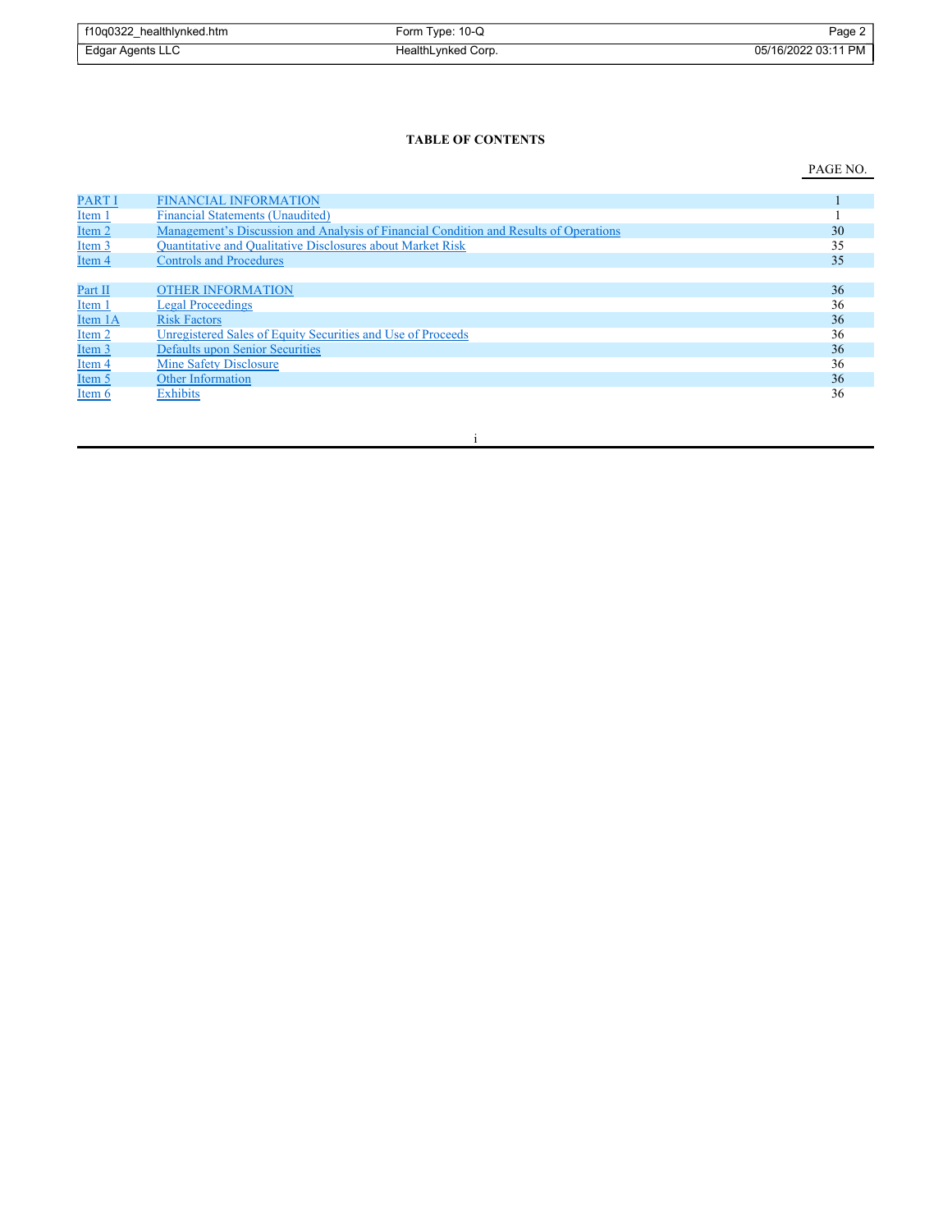**TABLE OF CONTENTS**

| | | PAGE NO. |
|---|---|---|
| PART I | FINANCIAL INFORMATION | 1 |
| Item 1 | Financial Statements (Unaudited) | 1 |
| Item 2 | Management's Discussion and Analysis of Financial Condition and Results of Operations | 30 |
| Item 3 | Quantitative and Qualitative Disclosures about Market Risk | 35 |
| Item 4 | Controls and Procedures | 35 |
| | | |
| Part II | OTHER INFORMATION | 36 |
| Item 1 | Legal Proceedings | 36 |
| Item 1A | Risk Factors | 36 |
| Item 2 | Unregistered Sales of Equity Securities and Use of Proceeds | 36 |
| Item 3 | Defaults upon Senior Securities | 36 |
| Item 4 | Mine Safety Disclosure | 36 |
| Item 5 | Other Information | 36 |
| Item 6 | Exhibits | 36 |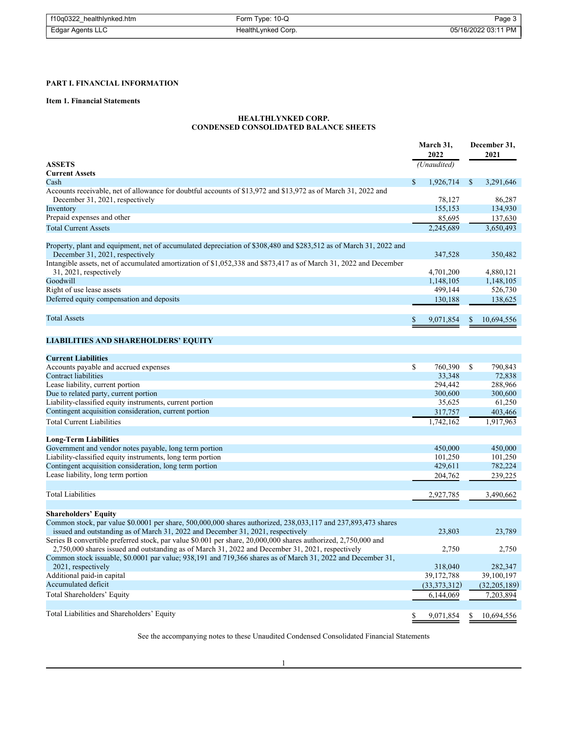## PART I. FINANCIAL INFORMATION

### Item 1. Financial Statements

**HEALTHLYNKED CORP.**
**CONDENSED CONSOLIDATED BALANCE SHEETS**

| | March 31, 2022 | December 31, 2021 |
|---|---|---|
| | *(Unaudited)* | |
| **ASSETS** | | |
| **Current Assets** | | |
| Cash | $ 1,926,714 | $ 3,291,646 |
| Accounts receivable, net of allowance for doubtful accounts of $13,972 and $13,972 as of March 31, 2022 and December 31, 2021, respectively | 78,127 | 86,287 |
| Inventory | 155,153 | 134,930 |
| Prepaid expenses and other | 85,695 | 137,630 |
| Total Current Assets | 2,245,689 | 3,650,493 |
| | | |
| Property, plant and equipment, net of accumulated depreciation of $308,480 and $283,512 as of March 31, 2022 and December 31, 2021, respectively | 347,528 | 350,482 |
| Intangible assets, net of accumulated amortization of $1,052,338 and $873,417 as of March 31, 2022 and December 31, 2021, respectively | 4,701,200 | 4,880,121 |
| Goodwill | 1,148,105 | 1,148,105 |
| Right of use lease assets | 499,144 | 526,730 |
| Deferred equity compensation and deposits | 130,188 | 138,625 |
| | | |
| Total Assets | $ 9,071,854 | $ 10,694,556 |
| | | |
| **LIABILITIES AND SHAREHOLDERS' EQUITY** | | |
| | | |
| **Current Liabilities** | | |
| Accounts payable and accrued expenses | $ 760,390 | $ 790,843 |
| Contract liabilities | 33,348 | 72,838 |
| Lease liability, current portion | 294,442 | 288,966 |
| Due to related party, current portion | 300,600 | 300,600 |
| Liability-classified equity instruments, current portion | 35,625 | 61,250 |
| Contingent acquisition consideration, current portion | 317,757 | 403,466 |
| Total Current Liabilities | 1,742,162 | 1,917,963 |
| | | |
| **Long-Term Liabilities** | | |
| Government and vendor notes payable, long term portion | 450,000 | 450,000 |
| Liability-classified equity instruments, long term portion | 101,250 | 101,250 |
| Contingent acquisition consideration, long term portion | 429,611 | 782,224 |
| Lease liability, long term portion | 204,762 | 239,225 |
| | | |
| Total Liabilities | 2,927,785 | 3,490,662 |
| | | |
| **Shareholders' Equity** | | |
| Common stock, par value $0.0001 per share, 500,000,000 shares authorized, 238,033,117 and 237,893,473 shares issued and outstanding as of March 31, 2022 and December 31, 2021, respectively | 23,803 | 23,789 |
| Series B convertible preferred stock, par value $0.001 per share, 20,000,000 shares authorized, 2,750,000 and 2,750,000 shares issued and outstanding as of March 31, 2022 and December 31, 2021, respectively | 2,750 | 2,750 |
| Common stock issuable, $0.0001 par value; 938,191 and 719,366 shares as of March 31, 2022 and December 31, 2021, respectively | 318,040 | 282,347 |
| Additional paid-in capital | 39,172,788 | 39,100,197 |
| Accumulated deficit | (33,373,312) | (32,205,189) |
| Total Shareholders' Equity | 6,144,069 | 7,203,894 |
| | | |
| Total Liabilities and Shareholders' Equity | $ 9,071,854 | $ 10,694,556 |

See the accompanying notes to these Unaudited Condensed Consolidated Financial Statements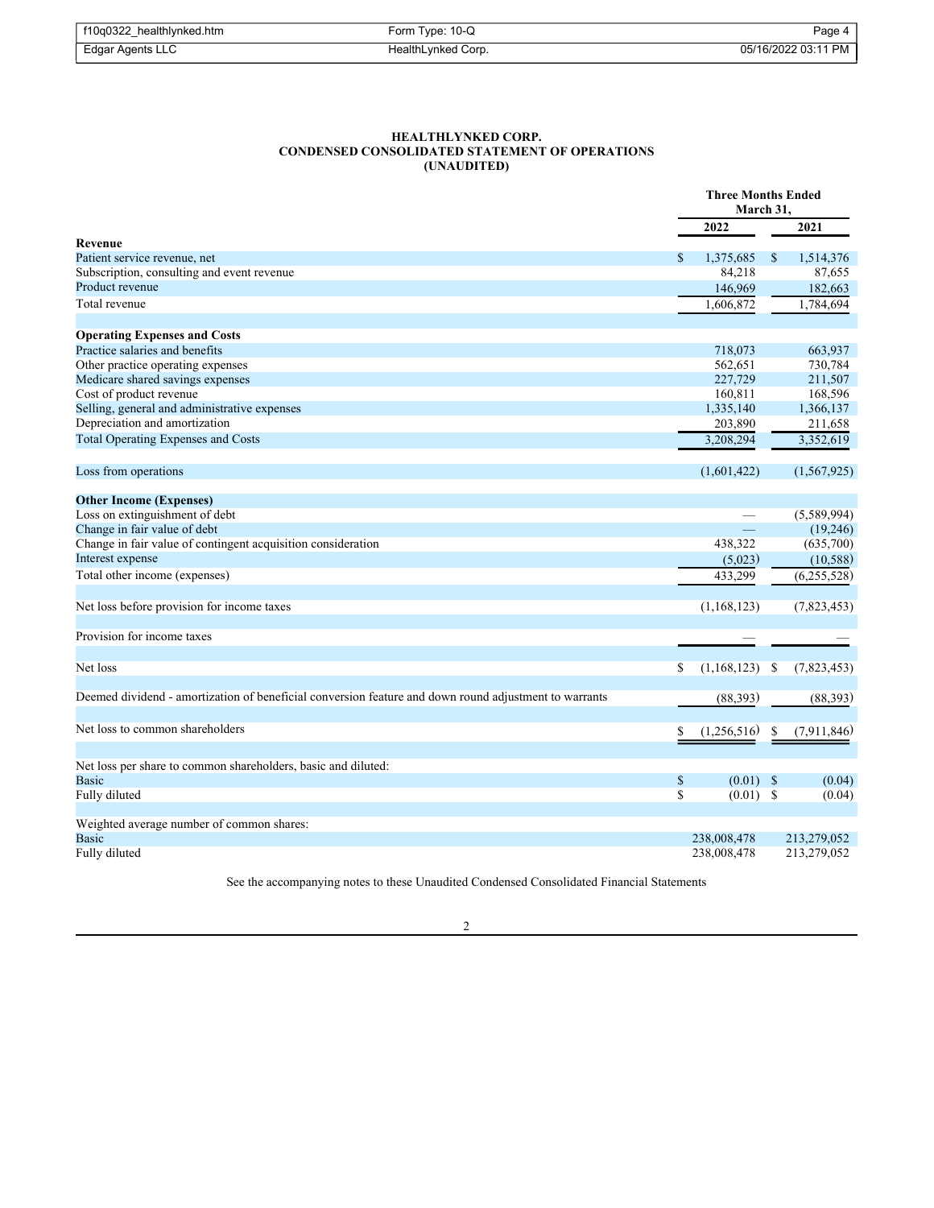# HEALTHLYNKED CORP.
## CONDENSED CONSOLIDATED STATEMENT OF OPERATIONS
## (UNAUDITED)

| | Three Months Ended March 31, | |
|---|---|---|
| | 2022 | 2021 |
| **Revenue** | | |
| Patient service revenue, net | $ 1,375,685 | $ 1,514,376 |
| Subscription, consulting and event revenue | 84,218 | 87,655 |
| Product revenue | 146,969 | 182,663 |
| Total revenue | 1,606,872 | 1,784,694 |
| | | |
| **Operating Expenses and Costs** | | |
| Practice salaries and benefits | 718,073 | 663,937 |
| Other practice operating expenses | 562,651 | 730,784 |
| Medicare shared savings expenses | 227,729 | 211,507 |
| Cost of product revenue | 160,811 | 168,596 |
| Selling, general and administrative expenses | 1,335,140 | 1,366,137 |
| Depreciation and amortization | 203,890 | 211,658 |
| Total Operating Expenses and Costs | 3,208,294 | 3,352,619 |
| | | |
| Loss from operations | (1,601,422) | (1,567,925) |
| | | |
| **Other Income (Expenses)** | | |
| Loss on extinguishment of debt | — | (5,589,994) |
| Change in fair value of debt | — | (19,246) |
| Change in fair value of contingent acquisition consideration | 438,322 | (635,700) |
| Interest expense | (5,023) | (10,588) |
| Total other income (expenses) | 433,299 | (6,255,528) |
| | | |
| Net loss before provision for income taxes | (1,168,123) | (7,823,453) |
| | | |
| Provision for income taxes | — | — |
| | | |
| Net loss | $ (1,168,123) | $ (7,823,453) |
| | | |
| Deemed dividend - amortization of beneficial conversion feature and down round adjustment to warrants | (88,393) | (88,393) |
| | | |
| Net loss to common shareholders | $ (1,256,516) | $ (7,911,846) |
| | | |
| Net loss per share to common shareholders, basic and diluted: | | |
| Basic | $ (0.01) | $ (0.04) |
| Fully diluted | $ (0.01) | $ (0.04) |
| | | |
| Weighted average number of common shares: | | |
| Basic | 238,008,478 | 213,279,052 |
| Fully diluted | 238,008,478 | 213,279,052 |

See the accompanying notes to these Unaudited Condensed Consolidated Financial Statements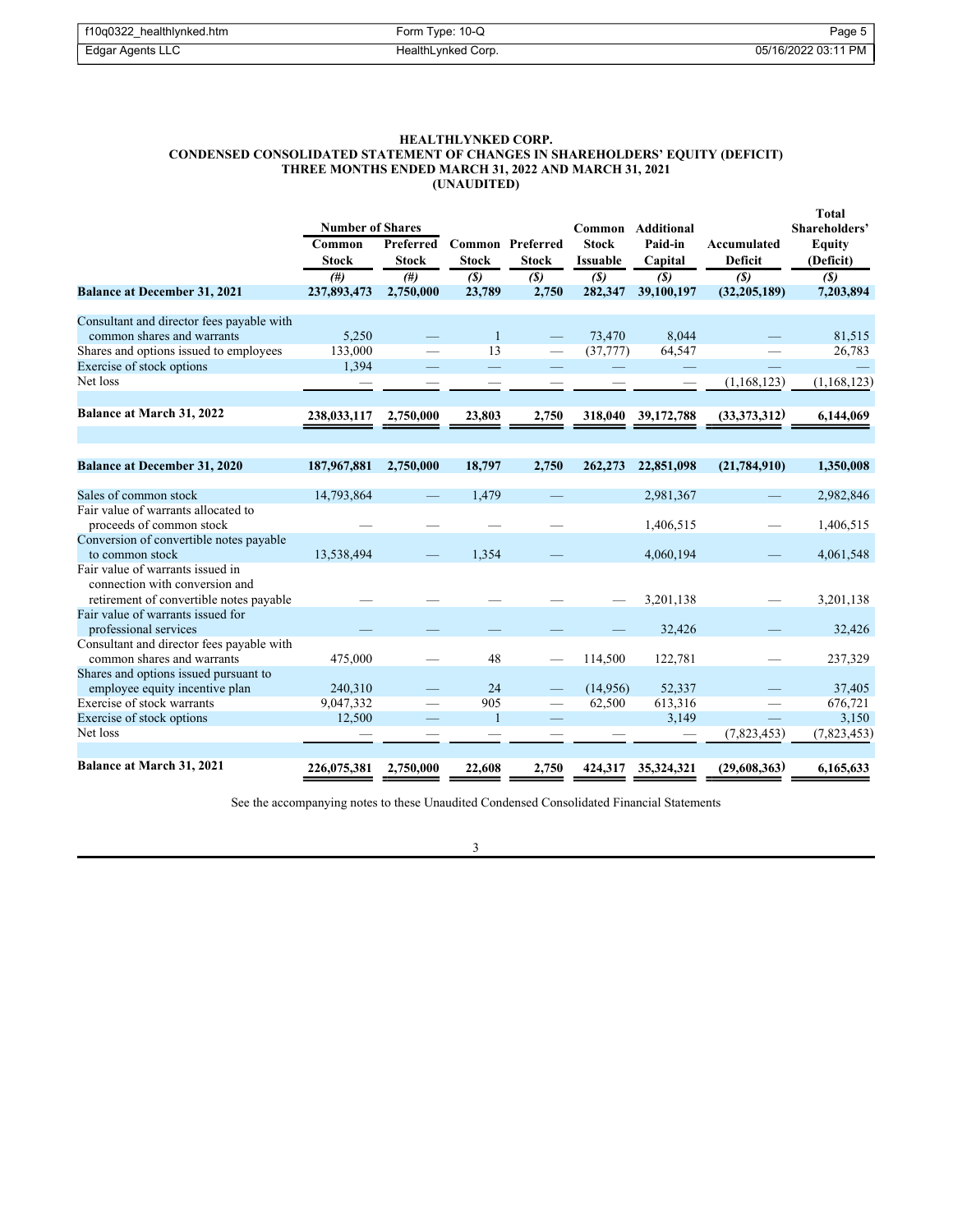**HEALTHLYNKED CORP.**
**CONDENSED CONSOLIDATED STATEMENT OF CHANGES IN SHAREHOLDERS' EQUITY (DEFICIT)**
**THREE MONTHS ENDED MARCH 31, 2022 AND MARCH 31, 2021**
**(UNAUDITED)**

| | Number of Shares | | | | | | | |
|---|---|---|---|---|---|---|---|---|
| | Common Stock | Preferred Stock | Common Stock | Preferred Stock | Common Stock Issuable | Additional Paid-in Capital | Accumulated Deficit | Total Shareholders' Equity (Deficit) |
| | (#) | (#) | ($) | ($) | ($) | ($) | ($) | ($) |
| **Balance at December 31, 2021** | **237,893,473** | **2,750,000** | **23,789** | **2,750** | **282,347** | **39,100,197** | **(32,205,189)** | **7,203,894** |
| Consultant and director fees payable with common shares and warrants | 5,250 | — | 1 | — | 73,470 | 8,044 | — | 81,515 |
| Shares and options issued to employees | 133,000 | — | 13 | — | (37,777) | 64,547 | — | 26,783 |
| Exercise of stock options | 1,394 | — | — | — | — | — | — | — |
| Net loss | — | — | — | — | — | — | (1,168,123) | (1,168,123) |
| **Balance at March 31, 2022** | **238,033,117** | **2,750,000** | **23,803** | **2,750** | **318,040** | **39,172,788** | **(33,373,312)** | **6,144,069** |
| | | | | | | | | |
| **Balance at December 31, 2020** | **187,967,881** | **2,750,000** | **18,797** | **2,750** | **262,273** | **22,851,098** | **(21,784,910)** | **1,350,008** |
| Sales of common stock | 14,793,864 | — | 1,479 | — | | 2,981,367 | — | 2,982,846 |
| Fair value of warrants allocated to proceeds of common stock | — | — | — | — | | 1,406,515 | — | 1,406,515 |
| Conversion of convertible notes payable to common stock | 13,538,494 | — | 1,354 | — | | 4,060,194 | — | 4,061,548 |
| Fair value of warrants issued in connection with conversion and retirement of convertible notes payable | — | — | — | — | — | 3,201,138 | — | 3,201,138 |
| Fair value of warrants issued for professional services | — | — | — | — | — | 32,426 | — | 32,426 |
| Consultant and director fees payable with common shares and warrants | 475,000 | — | 48 | — | 114,500 | 122,781 | — | 237,329 |
| Shares and options issued pursuant to employee equity incentive plan | 240,310 | — | 24 | — | (14,956) | 52,337 | — | 37,405 |
| Exercise of stock warrants | 9,047,332 | — | 905 | — | 62,500 | 613,316 | — | 676,721 |
| Exercise of stock options | 12,500 | — | 1 | — | | 3,149 | — | 3,150 |
| Net loss | — | — | — | — | — | — | (7,823,453) | (7,823,453) |
| **Balance at March 31, 2021** | **226,075,381** | **2,750,000** | **22,608** | **2,750** | **424,317** | **35,324,321** | **(29,608,363)** | **6,165,633** |

See the accompanying notes to these Unaudited Condensed Consolidated Financial Statements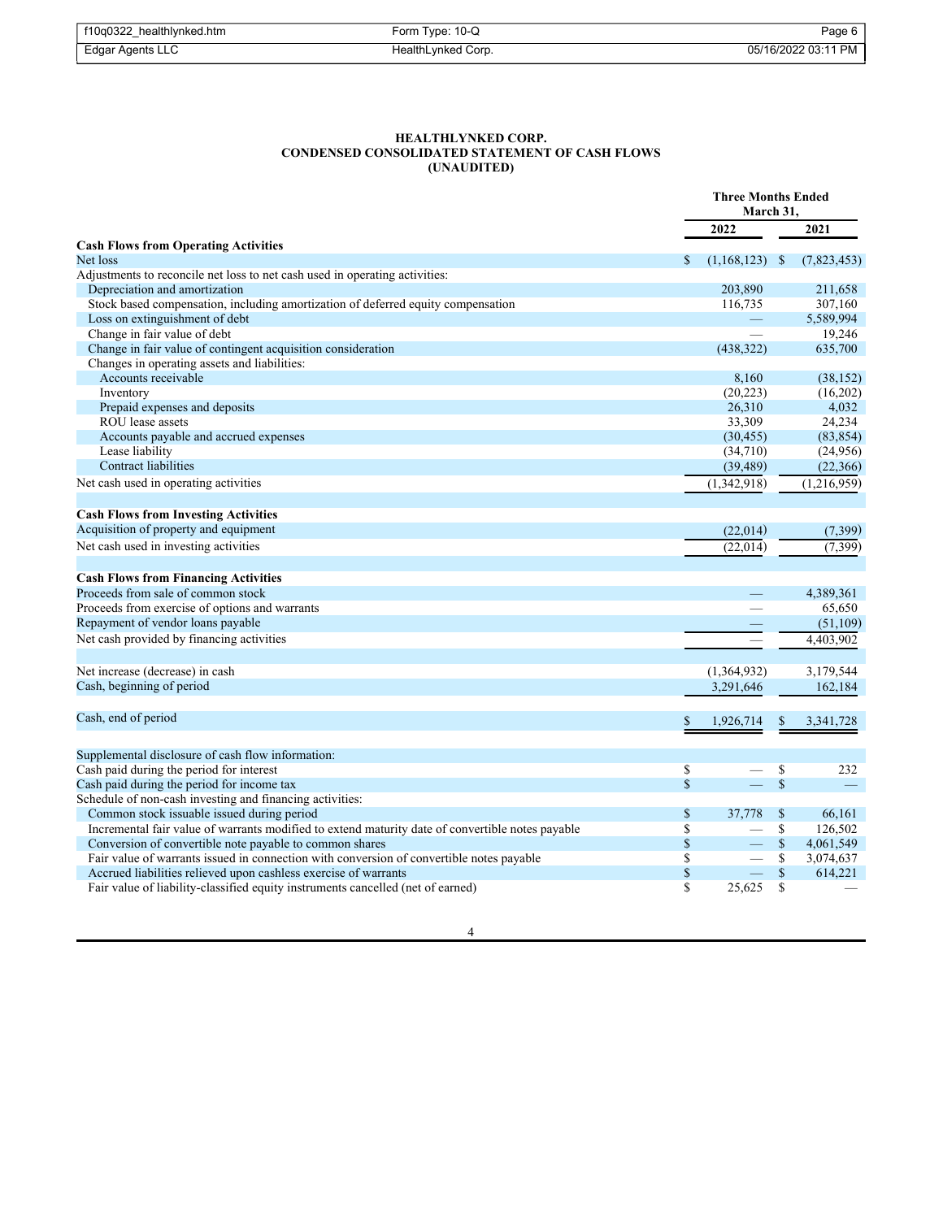**HEALTHLYNKED CORP.**
**CONDENSED CONSOLIDATED STATEMENT OF CASH FLOWS**
**(UNAUDITED)**

| | Three Months Ended March 31, | |
|---|---|---|
| | 2022 | 2021 |
| **Cash Flows from Operating Activities** | | |
| Net loss | $ (1,168,123) | $ (7,823,453) |
| Adjustments to reconcile net loss to net cash used in operating activities: | | |
| Depreciation and amortization | 203,890 | 211,658 |
| Stock based compensation, including amortization of deferred equity compensation | 116,735 | 307,160 |
| Loss on extinguishment of debt | — | 5,589,994 |
| Change in fair value of debt | — | 19,246 |
| Change in fair value of contingent acquisition consideration | (438,322) | 635,700 |
| Changes in operating assets and liabilities: | | |
| Accounts receivable | 8,160 | (38,152) |
| Inventory | (20,223) | (16,202) |
| Prepaid expenses and deposits | 26,310 | 4,032 |
| ROU lease assets | 33,309 | 24,234 |
| Accounts payable and accrued expenses | (30,455) | (83,854) |
| Lease liability | (34,710) | (24,956) |
| Contract liabilities | (39,489) | (22,366) |
| Net cash used in operating activities | (1,342,918) | (1,216,959) |
| | | |
| **Cash Flows from Investing Activities** | | |
| Acquisition of property and equipment | (22,014) | (7,399) |
| Net cash used in investing activities | (22,014) | (7,399) |
| | | |
| **Cash Flows from Financing Activities** | | |
| Proceeds from sale of common stock | — | 4,389,361 |
| Proceeds from exercise of options and warrants | — | 65,650 |
| Repayment of vendor loans payable | — | (51,109) |
| Net cash provided by financing activities | — | 4,403,902 |
| | | |
| Net increase (decrease) in cash | (1,364,932) | 3,179,544 |
| Cash, beginning of period | 3,291,646 | 162,184 |
| | | |
| Cash, end of period | $ 1,926,714 | $ 3,341,728 |
| | | |
| Supplemental disclosure of cash flow information: | | |
| Cash paid during the period for interest | $ — | $ 232 |
| Cash paid during the period for income tax | $ — | $ — |
| Schedule of non-cash investing and financing activities: | | |
| Common stock issuable issued during period | $ 37,778 | $ 66,161 |
| Incremental fair value of warrants modified to extend maturity date of convertible notes payable | $ — | $ 126,502 |
| Conversion of convertible note payable to common shares | $ — | $ 4,061,549 |
| Fair value of warrants issued in connection with conversion of convertible notes payable | $ — | $ 3,074,637 |
| Accrued liabilities relieved upon cashless exercise of warrants | $ — | $ 614,221 |
| Fair value of liability-classified equity instruments cancelled (net of earned) | $ 25,625 | $ — |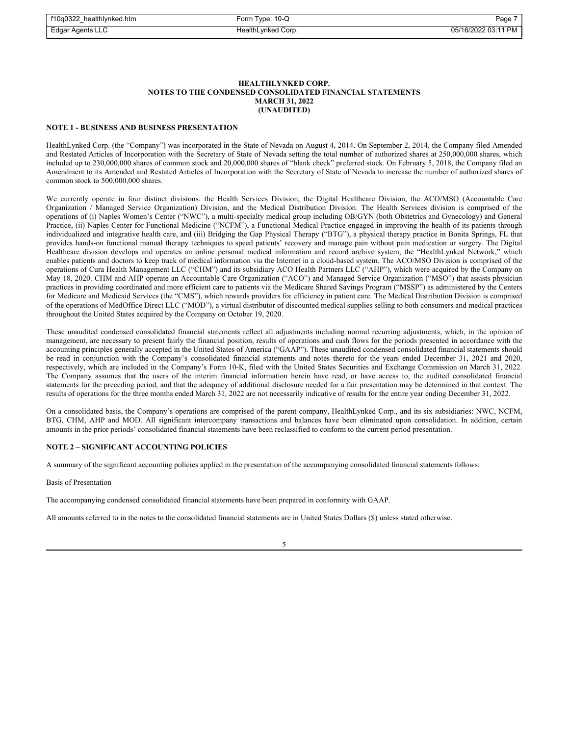**HEALTHLYNKED CORP.**
**NOTES TO THE CONDENSED CONSOLIDATED FINANCIAL STATEMENTS**
**MARCH 31, 2022**
**(UNAUDITED)**

**NOTE 1 - BUSINESS AND BUSINESS PRESENTATION**

HealthLynked Corp. (the "Company") was incorporated in the State of Nevada on August 4, 2014. On September 2, 2014, the Company filed Amended and Restated Articles of Incorporation with the Secretary of State of Nevada setting the total number of authorized shares at 250,000,000 shares, which included up to 230,000,000 shares of common stock and 20,000,000 shares of "blank check" preferred stock. On February 5, 2018, the Company filed an Amendment to its Amended and Restated Articles of Incorporation with the Secretary of State of Nevada to increase the number of authorized shares of common stock to 500,000,000 shares.

We currently operate in four distinct divisions: the Health Services Division, the Digital Healthcare Division, the ACO/MSO (Accountable Care Organization / Managed Service Organization) Division, and the Medical Distribution Division. The Health Services division is comprised of the operations of (i) Naples Women's Center ("NWC"), a multi-specialty medical group including OB/GYN (both Obstetrics and Gynecology) and General Practice, (ii) Naples Center for Functional Medicine ("NCFM"), a Functional Medical Practice engaged in improving the health of its patients through individualized and integrative health care, and (iii) Bridging the Gap Physical Therapy ("BTG"), a physical therapy practice in Bonita Springs, FL that provides hands-on functional manual therapy techniques to speed patients' recovery and manage pain without pain medication or surgery. The Digital Healthcare division develops and operates an online personal medical information and record archive system, the "HealthLynked Network," which enables patients and doctors to keep track of medical information via the Internet in a cloud-based system. The ACO/MSO Division is comprised of the operations of Cura Health Management LLC ("CHM") and its subsidiary ACO Health Partners LLC ("AHP"), which were acquired by the Company on May 18, 2020. CHM and AHP operate an Accountable Care Organization ("ACO") and Managed Service Organization ("MSO") that assists physician practices in providing coordinated and more efficient care to patients via the Medicare Shared Savings Program ("MSSP") as administered by the Centers for Medicare and Medicaid Services (the "CMS"), which rewards providers for efficiency in patient care. The Medical Distribution Division is comprised of the operations of MedOffice Direct LLC ("MOD"), a virtual distributor of discounted medical supplies selling to both consumers and medical practices throughout the United States acquired by the Company on October 19, 2020.

These unaudited condensed consolidated financial statements reflect all adjustments including normal recurring adjustments, which, in the opinion of management, are necessary to present fairly the financial position, results of operations and cash flows for the periods presented in accordance with the accounting principles generally accepted in the United States of America ("GAAP"). These unaudited condensed consolidated financial statements should be read in conjunction with the Company's consolidated financial statements and notes thereto for the years ended December 31, 2021 and 2020, respectively, which are included in the Company's Form 10-K, filed with the United States Securities and Exchange Commission on March 31, 2022. The Company assumes that the users of the interim financial information herein have read, or have access to, the audited consolidated financial statements for the preceding period, and that the adequacy of additional disclosure needed for a fair presentation may be determined in that context. The results of operations for the three months ended March 31, 2022 are not necessarily indicative of results for the entire year ending December 31, 2022.

On a consolidated basis, the Company's operations are comprised of the parent company, HealthLynked Corp., and its six subsidiaries: NWC, NCFM, BTG, CHM, AHP and MOD. All significant intercompany transactions and balances have been eliminated upon consolidation. In addition, certain amounts in the prior periods' consolidated financial statements have been reclassified to conform to the current period presentation.

**NOTE 2 – SIGNIFICANT ACCOUNTING POLICIES**

A summary of the significant accounting policies applied in the presentation of the accompanying consolidated financial statements follows:

Basis of Presentation

The accompanying condensed consolidated financial statements have been prepared in conformity with GAAP.

All amounts referred to in the notes to the consolidated financial statements are in United States Dollars ($) unless stated otherwise.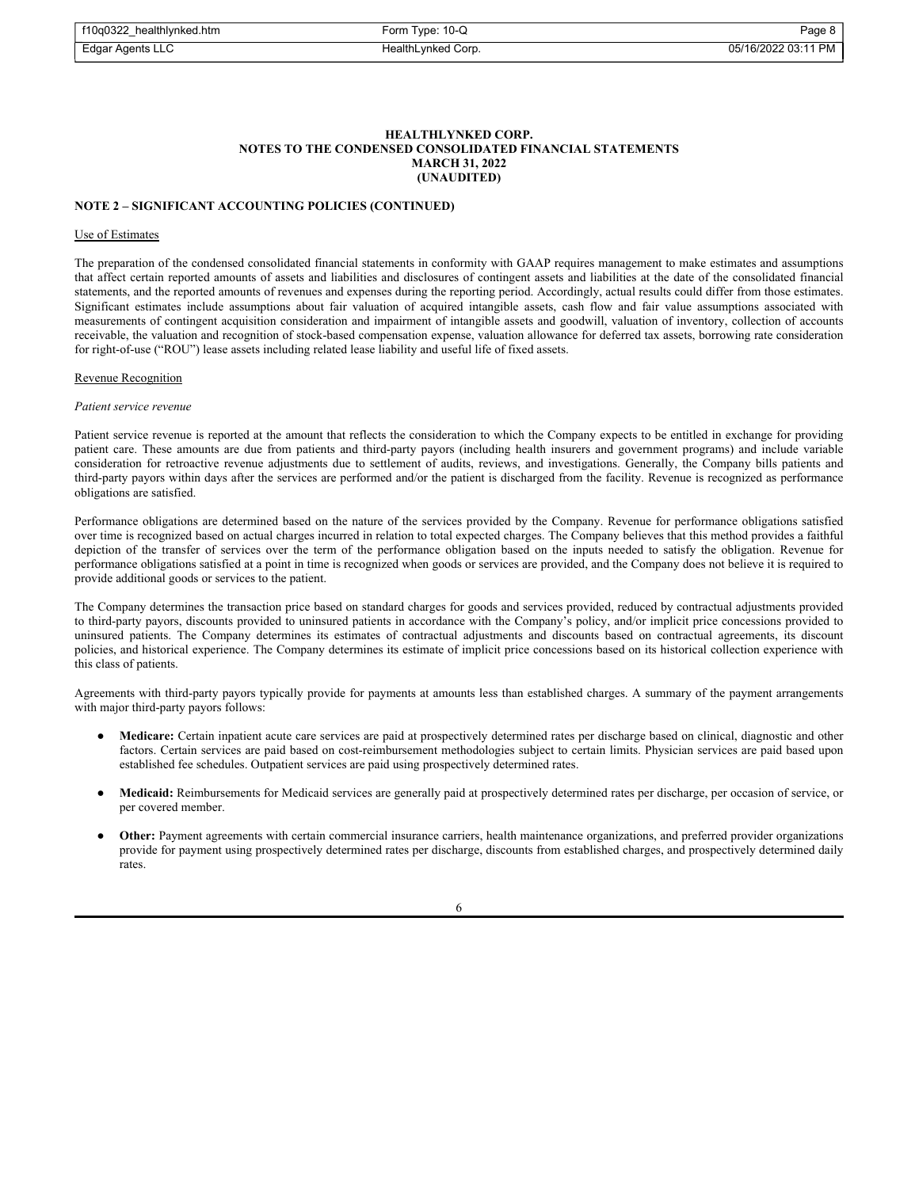**HEALTHLYNKED CORP.**
**NOTES TO THE CONDENSED CONSOLIDATED FINANCIAL STATEMENTS**
**MARCH 31, 2022**
**(UNAUDITED)**

**NOTE 2 – SIGNIFICANT ACCOUNTING POLICIES (CONTINUED)**

Use of Estimates

The preparation of the condensed consolidated financial statements in conformity with GAAP requires management to make estimates and assumptions that affect certain reported amounts of assets and liabilities and disclosures of contingent assets and liabilities at the date of the consolidated financial statements, and the reported amounts of revenues and expenses during the reporting period. Accordingly, actual results could differ from those estimates. Significant estimates include assumptions about fair valuation of acquired intangible assets, cash flow and fair value assumptions associated with measurements of contingent acquisition consideration and impairment of intangible assets and goodwill, valuation of inventory, collection of accounts receivable, the valuation and recognition of stock-based compensation expense, valuation allowance for deferred tax assets, borrowing rate consideration for right-of-use ("ROU") lease assets including related lease liability and useful life of fixed assets.

Revenue Recognition

*Patient service revenue*

Patient service revenue is reported at the amount that reflects the consideration to which the Company expects to be entitled in exchange for providing patient care. These amounts are due from patients and third-party payors (including health insurers and government programs) and include variable consideration for retroactive revenue adjustments due to settlement of audits, reviews, and investigations. Generally, the Company bills patients and third-party payors within days after the services are performed and/or the patient is discharged from the facility. Revenue is recognized as performance obligations are satisfied.

Performance obligations are determined based on the nature of the services provided by the Company. Revenue for performance obligations satisfied over time is recognized based on actual charges incurred in relation to total expected charges. The Company believes that this method provides a faithful depiction of the transfer of services over the term of the performance obligation based on the inputs needed to satisfy the obligation. Revenue for performance obligations satisfied at a point in time is recognized when goods or services are provided, and the Company does not believe it is required to provide additional goods or services to the patient.

The Company determines the transaction price based on standard charges for goods and services provided, reduced by contractual adjustments provided to third-party payors, discounts provided to uninsured patients in accordance with the Company's policy, and/or implicit price concessions provided to uninsured patients. The Company determines its estimates of contractual adjustments and discounts based on contractual agreements, its discount policies, and historical experience. The Company determines its estimate of implicit price concessions based on its historical collection experience with this class of patients.

Agreements with third-party payors typically provide for payments at amounts less than established charges. A summary of the payment arrangements with major third-party payors follows:

- **Medicare:** Certain inpatient acute care services are paid at prospectively determined rates per discharge based on clinical, diagnostic and other factors. Certain services are paid based on cost-reimbursement methodologies subject to certain limits. Physician services are paid based upon established fee schedules. Outpatient services are paid using prospectively determined rates.

- **Medicaid:** Reimbursements for Medicaid services are generally paid at prospectively determined rates per discharge, per occasion of service, or per covered member.

- **Other:** Payment agreements with certain commercial insurance carriers, health maintenance organizations, and preferred provider organizations provide for payment using prospectively determined rates per discharge, discounts from established charges, and prospectively determined daily rates.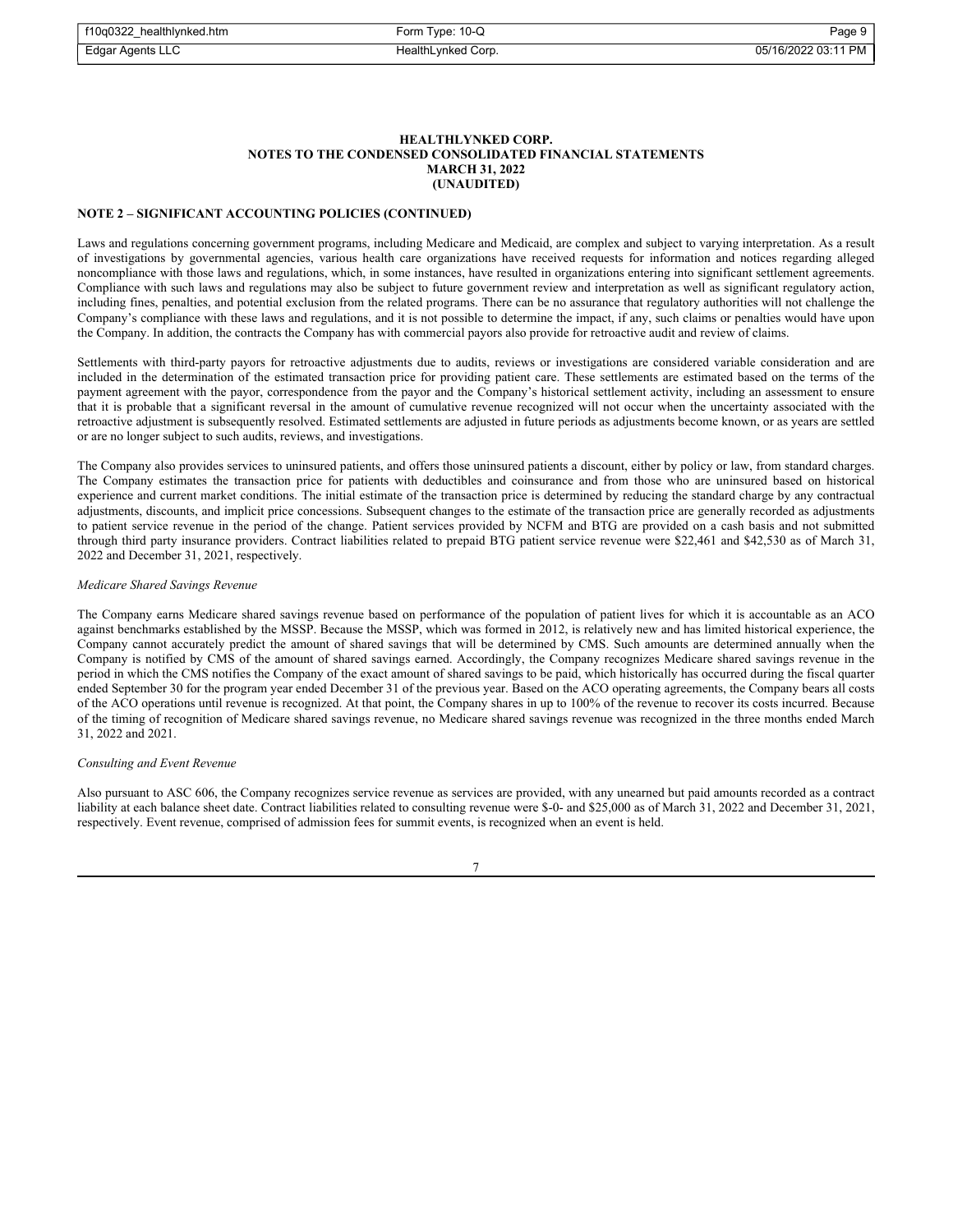**HEALTHLYNKED CORP.**
**NOTES TO THE CONDENSED CONSOLIDATED FINANCIAL STATEMENTS**
**MARCH 31, 2022**
**(UNAUDITED)**

**NOTE 2 – SIGNIFICANT ACCOUNTING POLICIES (CONTINUED)**

Laws and regulations concerning government programs, including Medicare and Medicaid, are complex and subject to varying interpretation. As a result of investigations by governmental agencies, various health care organizations have received requests for information and notices regarding alleged noncompliance with those laws and regulations, which, in some instances, have resulted in organizations entering into significant settlement agreements. Compliance with such laws and regulations may also be subject to future government review and interpretation as well as significant regulatory action, including fines, penalties, and potential exclusion from the related programs. There can be no assurance that regulatory authorities will not challenge the Company's compliance with these laws and regulations, and it is not possible to determine the impact, if any, such claims or penalties would have upon the Company. In addition, the contracts the Company has with commercial payors also provide for retroactive audit and review of claims.

Settlements with third-party payors for retroactive adjustments due to audits, reviews or investigations are considered variable consideration and are included in the determination of the estimated transaction price for providing patient care. These settlements are estimated based on the terms of the payment agreement with the payor, correspondence from the payor and the Company's historical settlement activity, including an assessment to ensure that it is probable that a significant reversal in the amount of cumulative revenue recognized will not occur when the uncertainty associated with the retroactive adjustment is subsequently resolved. Estimated settlements are adjusted in future periods as adjustments become known, or as years are settled or are no longer subject to such audits, reviews, and investigations.

The Company also provides services to uninsured patients, and offers those uninsured patients a discount, either by policy or law, from standard charges. The Company estimates the transaction price for patients with deductibles and coinsurance and from those who are uninsured based on historical experience and current market conditions. The initial estimate of the transaction price is determined by reducing the standard charge by any contractual adjustments, discounts, and implicit price concessions. Subsequent changes to the estimate of the transaction price are generally recorded as adjustments to patient service revenue in the period of the change. Patient services provided by NCFM and BTG are provided on a cash basis and not submitted through third party insurance providers. Contract liabilities related to prepaid BTG patient service revenue were $22,461 and $42,530 as of March 31, 2022 and December 31, 2021, respectively.

*Medicare Shared Savings Revenue*

The Company earns Medicare shared savings revenue based on performance of the population of patient lives for which it is accountable as an ACO against benchmarks established by the MSSP. Because the MSSP, which was formed in 2012, is relatively new and has limited historical experience, the Company cannot accurately predict the amount of shared savings that will be determined by CMS. Such amounts are determined annually when the Company is notified by CMS of the amount of shared savings earned. Accordingly, the Company recognizes Medicare shared savings revenue in the period in which the CMS notifies the Company of the exact amount of shared savings to be paid, which historically has occurred during the fiscal quarter ended September 30 for the program year ended December 31 of the previous year. Based on the ACO operating agreements, the Company bears all costs of the ACO operations until revenue is recognized. At that point, the Company shares in up to 100% of the revenue to recover its costs incurred. Because of the timing of recognition of Medicare shared savings revenue, no Medicare shared savings revenue was recognized in the three months ended March 31, 2022 and 2021.

*Consulting and Event Revenue*

Also pursuant to ASC 606, the Company recognizes service revenue as services are provided, with any unearned but paid amounts recorded as a contract liability at each balance sheet date. Contract liabilities related to consulting revenue were $-0- and $25,000 as of March 31, 2022 and December 31, 2021, respectively. Event revenue, comprised of admission fees for summit events, is recognized when an event is held.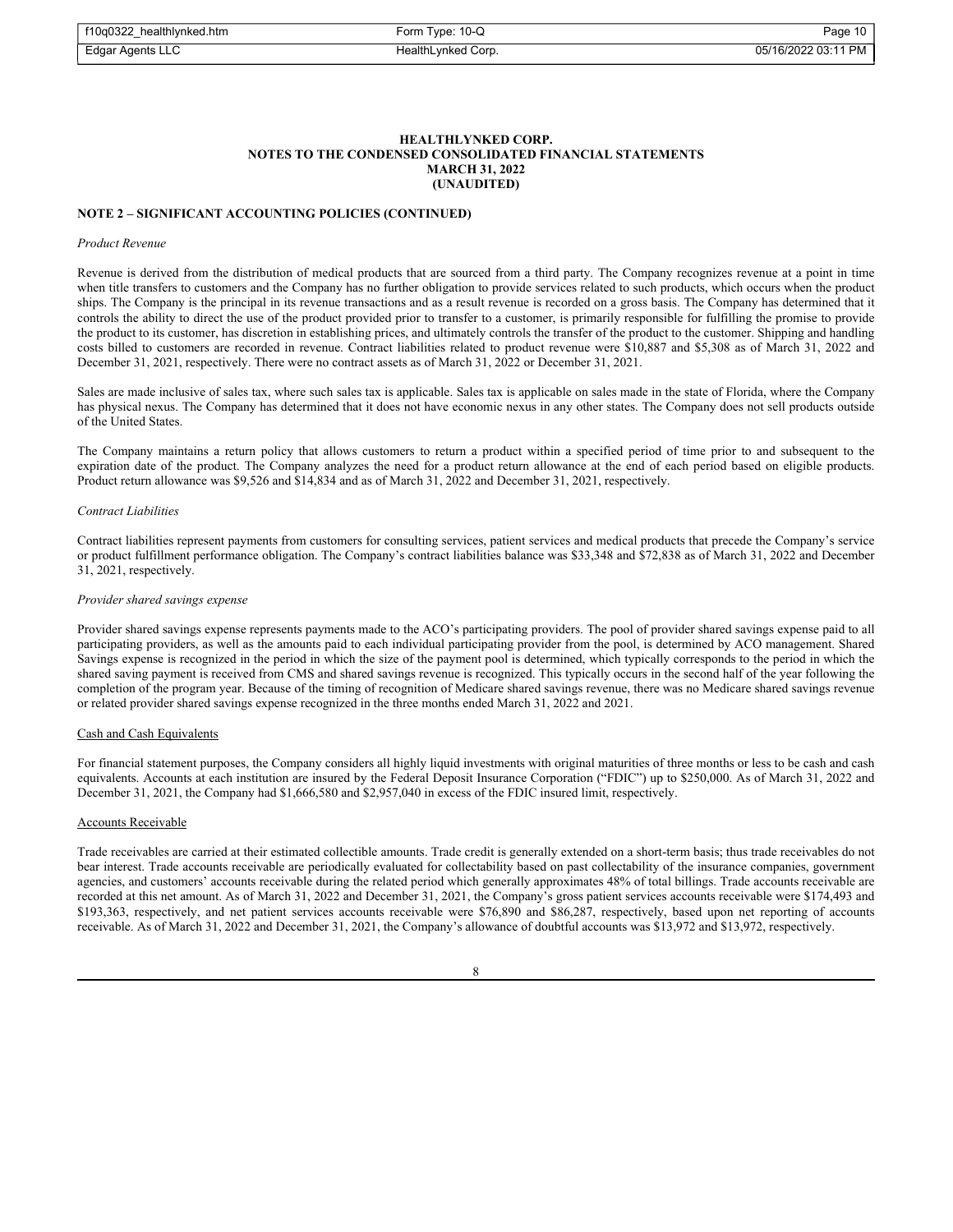**HEALTHLYNKED CORP.**
**NOTES TO THE CONDENSED CONSOLIDATED FINANCIAL STATEMENTS**
**MARCH 31, 2022**
**(UNAUDITED)**

**NOTE 2 – SIGNIFICANT ACCOUNTING POLICIES (CONTINUED)**

*Product Revenue*

Revenue is derived from the distribution of medical products that are sourced from a third party. The Company recognizes revenue at a point in time when title transfers to customers and the Company has no further obligation to provide services related to such products, which occurs when the product ships. The Company is the principal in its revenue transactions and as a result revenue is recorded on a gross basis. The Company has determined that it controls the ability to direct the use of the product provided prior to transfer to a customer, is primarily responsible for fulfilling the promise to provide the product to its customer, has discretion in establishing prices, and ultimately controls the transfer of the product to the customer. Shipping and handling costs billed to customers are recorded in revenue. Contract liabilities related to product revenue were $10,887 and $5,308 as of March 31, 2022 and December 31, 2021, respectively. There were no contract assets as of March 31, 2022 or December 31, 2021.

Sales are made inclusive of sales tax, where such sales tax is applicable. Sales tax is applicable on sales made in the state of Florida, where the Company has physical nexus. The Company has determined that it does not have economic nexus in any other states. The Company does not sell products outside of the United States.

The Company maintains a return policy that allows customers to return a product within a specified period of time prior to and subsequent to the expiration date of the product. The Company analyzes the need for a product return allowance at the end of each period based on eligible products. Product return allowance was $9,526 and $14,834 and as of March 31, 2022 and December 31, 2021, respectively.

*Contract Liabilities*

Contract liabilities represent payments from customers for consulting services, patient services and medical products that precede the Company's service or product fulfillment performance obligation. The Company's contract liabilities balance was $33,348 and $72,838 as of March 31, 2022 and December 31, 2021, respectively.

*Provider shared savings expense*

Provider shared savings expense represents payments made to the ACO's participating providers. The pool of provider shared savings expense paid to all participating providers, as well as the amounts paid to each individual participating provider from the pool, is determined by ACO management. Shared Savings expense is recognized in the period in which the size of the payment pool is determined, which typically corresponds to the period in which the shared saving payment is received from CMS and shared savings revenue is recognized. This typically occurs in the second half of the year following the completion of the program year. Because of the timing of recognition of Medicare shared savings revenue, there was no Medicare shared savings revenue or related provider shared savings expense recognized in the three months ended March 31, 2022 and 2021.

Cash and Cash Equivalents

For financial statement purposes, the Company considers all highly liquid investments with original maturities of three months or less to be cash and cash equivalents. Accounts at each institution are insured by the Federal Deposit Insurance Corporation ("FDIC") up to $250,000. As of March 31, 2022 and December 31, 2021, the Company had $1,666,580 and $2,957,040 in excess of the FDIC insured limit, respectively.

Accounts Receivable

Trade receivables are carried at their estimated collectible amounts. Trade credit is generally extended on a short-term basis; thus trade receivables do not bear interest. Trade accounts receivable are periodically evaluated for collectability based on past collectability of the insurance companies, government agencies, and customers' accounts receivable during the related period which generally approximates 48% of total billings. Trade accounts receivable are recorded at this net amount. As of March 31, 2022 and December 31, 2021, the Company's gross patient services accounts receivable were $174,493 and $193,363, respectively, and net patient services accounts receivable were $76,890 and $86,287, respectively, based upon net reporting of accounts receivable. As of March 31, 2022 and December 31, 2021, the Company's allowance of doubtful accounts was $13,972 and $13,972, respectively.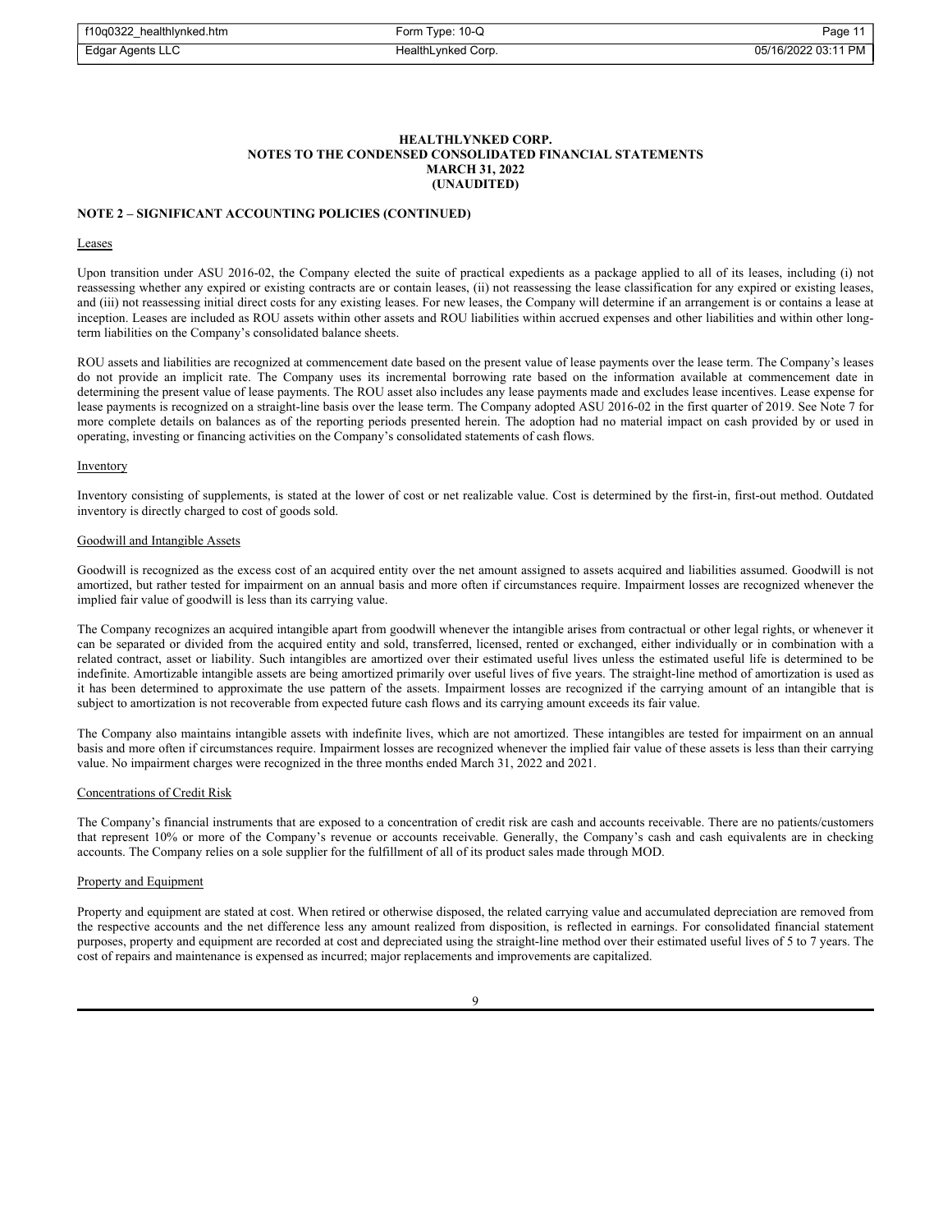**HEALTHLYNKED CORP.**
**NOTES TO THE CONDENSED CONSOLIDATED FINANCIAL STATEMENTS**
**MARCH 31, 2022**
**(UNAUDITED)**

**NOTE 2 – SIGNIFICANT ACCOUNTING POLICIES (CONTINUED)**

Leases

Upon transition under ASU 2016-02, the Company elected the suite of practical expedients as a package applied to all of its leases, including (i) not reassessing whether any expired or existing contracts are or contain leases, (ii) not reassessing the lease classification for any expired or existing leases, and (iii) not reassessing initial direct costs for any existing leases. For new leases, the Company will determine if an arrangement is or contains a lease at inception. Leases are included as ROU assets within other assets and ROU liabilities within accrued expenses and other liabilities and within other long-term liabilities on the Company's consolidated balance sheets.

ROU assets and liabilities are recognized at commencement date based on the present value of lease payments over the lease term. The Company's leases do not provide an implicit rate. The Company uses its incremental borrowing rate based on the information available at commencement date in determining the present value of lease payments. The ROU asset also includes any lease payments made and excludes lease incentives. Lease expense for lease payments is recognized on a straight-line basis over the lease term. The Company adopted ASU 2016-02 in the first quarter of 2019. See Note 7 for more complete details on balances as of the reporting periods presented herein. The adoption had no material impact on cash provided by or used in operating, investing or financing activities on the Company's consolidated statements of cash flows.

Inventory

Inventory consisting of supplements, is stated at the lower of cost or net realizable value. Cost is determined by the first-in, first-out method. Outdated inventory is directly charged to cost of goods sold.

Goodwill and Intangible Assets

Goodwill is recognized as the excess cost of an acquired entity over the net amount assigned to assets acquired and liabilities assumed. Goodwill is not amortized, but rather tested for impairment on an annual basis and more often if circumstances require. Impairment losses are recognized whenever the implied fair value of goodwill is less than its carrying value.

The Company recognizes an acquired intangible apart from goodwill whenever the intangible arises from contractual or other legal rights, or whenever it can be separated or divided from the acquired entity and sold, transferred, licensed, rented or exchanged, either individually or in combination with a related contract, asset or liability. Such intangibles are amortized over their estimated useful lives unless the estimated useful life is determined to be indefinite. Amortizable intangible assets are being amortized primarily over useful lives of five years. The straight-line method of amortization is used as it has been determined to approximate the use pattern of the assets. Impairment losses are recognized if the carrying amount of an intangible that is subject to amortization is not recoverable from expected future cash flows and its carrying amount exceeds its fair value.

The Company also maintains intangible assets with indefinite lives, which are not amortized. These intangibles are tested for impairment on an annual basis and more often if circumstances require. Impairment losses are recognized whenever the implied fair value of these assets is less than their carrying value. No impairment charges were recognized in the three months ended March 31, 2022 and 2021.

Concentrations of Credit Risk

The Company's financial instruments that are exposed to a concentration of credit risk are cash and accounts receivable. There are no patients/customers that represent 10% or more of the Company's revenue or accounts receivable. Generally, the Company's cash and cash equivalents are in checking accounts. The Company relies on a sole supplier for the fulfillment of all of its product sales made through MOD.

Property and Equipment

Property and equipment are stated at cost. When retired or otherwise disposed, the related carrying value and accumulated depreciation are removed from the respective accounts and the net difference less any amount realized from disposition, is reflected in earnings. For consolidated financial statement purposes, property and equipment are recorded at cost and depreciated using the straight-line method over their estimated useful lives of 5 to 7 years. The cost of repairs and maintenance is expensed as incurred; major replacements and improvements are capitalized.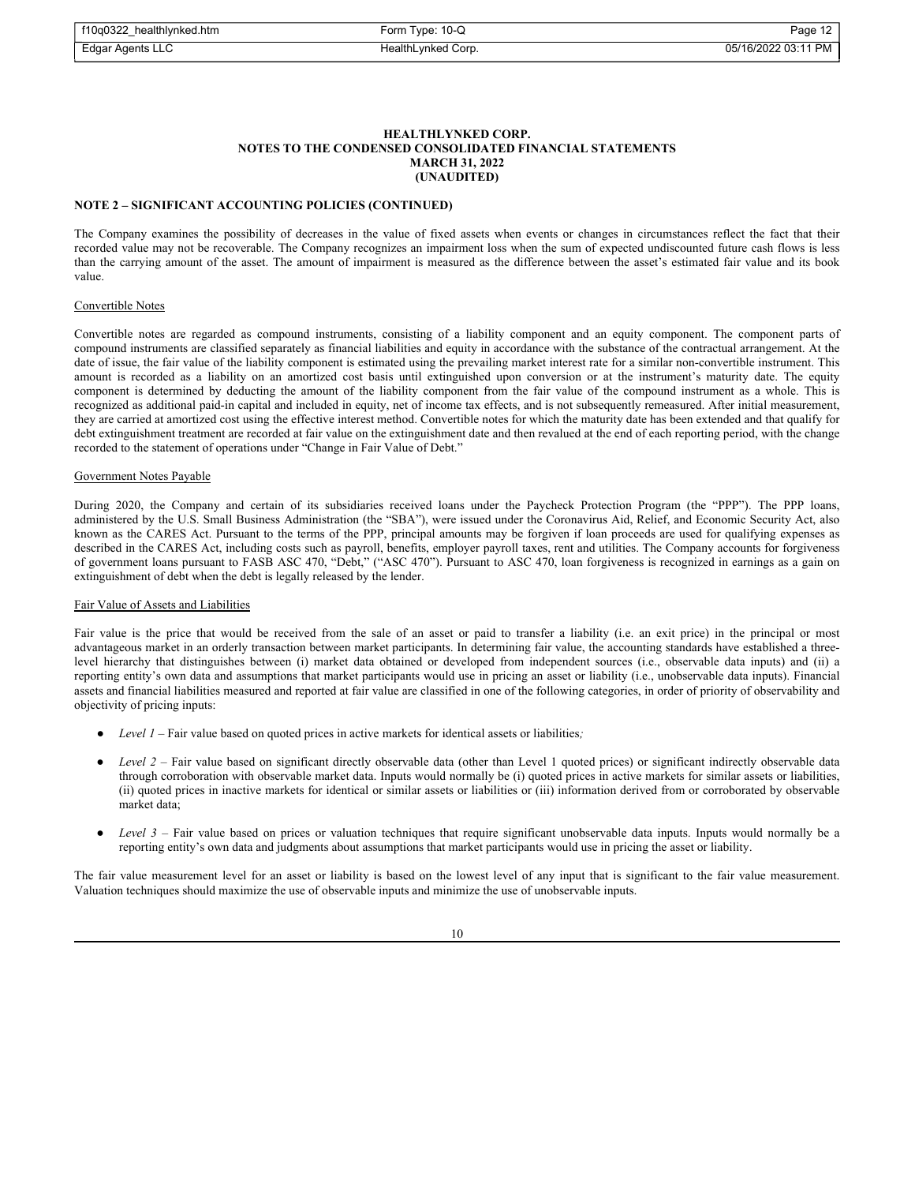**HEALTHLYNKED CORP.**
**NOTES TO THE CONDENSED CONSOLIDATED FINANCIAL STATEMENTS**
**MARCH 31, 2022**
**(UNAUDITED)**

**NOTE 2 – SIGNIFICANT ACCOUNTING POLICIES (CONTINUED)**

The Company examines the possibility of decreases in the value of fixed assets when events or changes in circumstances reflect the fact that their recorded value may not be recoverable. The Company recognizes an impairment loss when the sum of expected undiscounted future cash flows is less than the carrying amount of the asset. The amount of impairment is measured as the difference between the asset's estimated fair value and its book value.

Convertible Notes

Convertible notes are regarded as compound instruments, consisting of a liability component and an equity component. The component parts of compound instruments are classified separately as financial liabilities and equity in accordance with the substance of the contractual arrangement. At the date of issue, the fair value of the liability component is estimated using the prevailing market interest rate for a similar non-convertible instrument. This amount is recorded as a liability on an amortized cost basis until extinguished upon conversion or at the instrument's maturity date. The equity component is determined by deducting the amount of the liability component from the fair value of the compound instrument as a whole. This is recognized as additional paid-in capital and included in equity, net of income tax effects, and is not subsequently remeasured. After initial measurement, they are carried at amortized cost using the effective interest method. Convertible notes for which the maturity date has been extended and that qualify for debt extinguishment treatment are recorded at fair value on the extinguishment date and then revalued at the end of each reporting period, with the change recorded to the statement of operations under "Change in Fair Value of Debt."

Government Notes Payable

During 2020, the Company and certain of its subsidiaries received loans under the Paycheck Protection Program (the "PPP"). The PPP loans, administered by the U.S. Small Business Administration (the "SBA"), were issued under the Coronavirus Aid, Relief, and Economic Security Act, also known as the CARES Act. Pursuant to the terms of the PPP, principal amounts may be forgiven if loan proceeds are used for qualifying expenses as described in the CARES Act, including costs such as payroll, benefits, employer payroll taxes, rent and utilities. The Company accounts for forgiveness of government loans pursuant to FASB ASC 470, "Debt," ("ASC 470"). Pursuant to ASC 470, loan forgiveness is recognized in earnings as a gain on extinguishment of debt when the debt is legally released by the lender.

Fair Value of Assets and Liabilities

Fair value is the price that would be received from the sale of an asset or paid to transfer a liability (i.e. an exit price) in the principal or most advantageous market in an orderly transaction between market participants. In determining fair value, the accounting standards have established a three-level hierarchy that distinguishes between (i) market data obtained or developed from independent sources (i.e., observable data inputs) and (ii) a reporting entity's own data and assumptions that market participants would use in pricing an asset or liability (i.e., unobservable data inputs). Financial assets and financial liabilities measured and reported at fair value are classified in one of the following categories, in order of priority of observability and objectivity of pricing inputs:

- *Level 1* – Fair value based on quoted prices in active markets for identical assets or liabilities*;*
- *Level 2* – Fair value based on significant directly observable data (other than Level 1 quoted prices) or significant indirectly observable data through corroboration with observable market data. Inputs would normally be (i) quoted prices in active markets for similar assets or liabilities, (ii) quoted prices in inactive markets for identical or similar assets or liabilities or (iii) information derived from or corroborated by observable market data;
- *Level 3* – Fair value based on prices or valuation techniques that require significant unobservable data inputs. Inputs would normally be a reporting entity's own data and judgments about assumptions that market participants would use in pricing the asset or liability.

The fair value measurement level for an asset or liability is based on the lowest level of any input that is significant to the fair value measurement. Valuation techniques should maximize the use of observable inputs and minimize the use of unobservable inputs.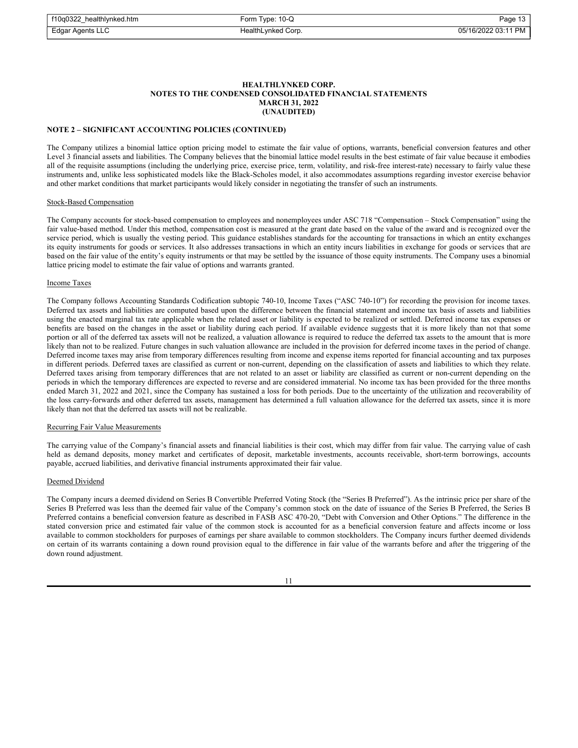**HEALTHLYNKED CORP.**
**NOTES TO THE CONDENSED CONSOLIDATED FINANCIAL STATEMENTS**
**MARCH 31, 2022**
**(UNAUDITED)**

**NOTE 2 – SIGNIFICANT ACCOUNTING POLICIES (CONTINUED)**

The Company utilizes a binomial lattice option pricing model to estimate the fair value of options, warrants, beneficial conversion features and other Level 3 financial assets and liabilities. The Company believes that the binomial lattice model results in the best estimate of fair value because it embodies all of the requisite assumptions (including the underlying price, exercise price, term, volatility, and risk-free interest-rate) necessary to fairly value these instruments and, unlike less sophisticated models like the Black-Scholes model, it also accommodates assumptions regarding investor exercise behavior and other market conditions that market participants would likely consider in negotiating the transfer of such an instruments.

Stock-Based Compensation

The Company accounts for stock-based compensation to employees and nonemployees under ASC 718 "Compensation – Stock Compensation" using the fair value-based method. Under this method, compensation cost is measured at the grant date based on the value of the award and is recognized over the service period, which is usually the vesting period. This guidance establishes standards for the accounting for transactions in which an entity exchanges its equity instruments for goods or services. It also addresses transactions in which an entity incurs liabilities in exchange for goods or services that are based on the fair value of the entity's equity instruments or that may be settled by the issuance of those equity instruments. The Company uses a binomial lattice pricing model to estimate the fair value of options and warrants granted.

Income Taxes

The Company follows Accounting Standards Codification subtopic 740-10, Income Taxes ("ASC 740-10") for recording the provision for income taxes. Deferred tax assets and liabilities are computed based upon the difference between the financial statement and income tax basis of assets and liabilities using the enacted marginal tax rate applicable when the related asset or liability is expected to be realized or settled. Deferred income tax expenses or benefits are based on the changes in the asset or liability during each period. If available evidence suggests that it is more likely than not that some portion or all of the deferred tax assets will not be realized, a valuation allowance is required to reduce the deferred tax assets to the amount that is more likely than not to be realized. Future changes in such valuation allowance are included in the provision for deferred income taxes in the period of change. Deferred income taxes may arise from temporary differences resulting from income and expense items reported for financial accounting and tax purposes in different periods. Deferred taxes are classified as current or non-current, depending on the classification of assets and liabilities to which they relate. Deferred taxes arising from temporary differences that are not related to an asset or liability are classified as current or non-current depending on the periods in which the temporary differences are expected to reverse and are considered immaterial. No income tax has been provided for the three months ended March 31, 2022 and 2021, since the Company has sustained a loss for both periods. Due to the uncertainty of the utilization and recoverability of the loss carry-forwards and other deferred tax assets, management has determined a full valuation allowance for the deferred tax assets, since it is more likely than not that the deferred tax assets will not be realizable.

Recurring Fair Value Measurements

The carrying value of the Company's financial assets and financial liabilities is their cost, which may differ from fair value. The carrying value of cash held as demand deposits, money market and certificates of deposit, marketable investments, accounts receivable, short-term borrowings, accounts payable, accrued liabilities, and derivative financial instruments approximated their fair value.

Deemed Dividend

The Company incurs a deemed dividend on Series B Convertible Preferred Voting Stock (the "Series B Preferred"). As the intrinsic price per share of the Series B Preferred was less than the deemed fair value of the Company's common stock on the date of issuance of the Series B Preferred, the Series B Preferred contains a beneficial conversion feature as described in FASB ASC 470-20, "Debt with Conversion and Other Options." The difference in the stated conversion price and estimated fair value of the common stock is accounted for as a beneficial conversion feature and affects income or loss available to common stockholders for purposes of earnings per share available to common stockholders. The Company incurs further deemed dividends on certain of its warrants containing a down round provision equal to the difference in fair value of the warrants before and after the triggering of the down round adjustment.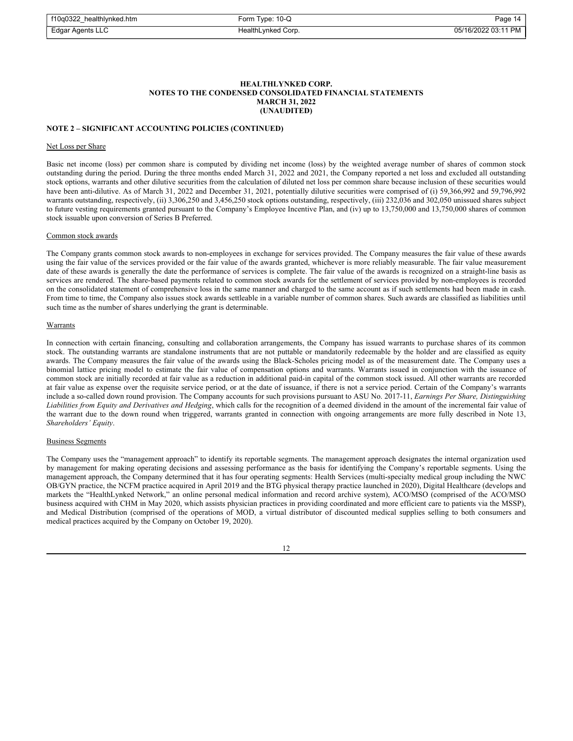**HEALTHLYNKED CORP.**
**NOTES TO THE CONDENSED CONSOLIDATED FINANCIAL STATEMENTS**
**MARCH 31, 2022**
**(UNAUDITED)**

**NOTE 2 – SIGNIFICANT ACCOUNTING POLICIES (CONTINUED)**

Net Loss per Share

Basic net income (loss) per common share is computed by dividing net income (loss) by the weighted average number of shares of common stock outstanding during the period. During the three months ended March 31, 2022 and 2021, the Company reported a net loss and excluded all outstanding stock options, warrants and other dilutive securities from the calculation of diluted net loss per common share because inclusion of these securities would have been anti-dilutive. As of March 31, 2022 and December 31, 2021, potentially dilutive securities were comprised of (i) 59,366,992 and 59,796,992 warrants outstanding, respectively, (ii) 3,306,250 and 3,456,250 stock options outstanding, respectively, (iii) 232,036 and 302,050 unissued shares subject to future vesting requirements granted pursuant to the Company's Employee Incentive Plan, and (iv) up to 13,750,000 and 13,750,000 shares of common stock issuable upon conversion of Series B Preferred.

Common stock awards

The Company grants common stock awards to non-employees in exchange for services provided. The Company measures the fair value of these awards using the fair value of the services provided or the fair value of the awards granted, whichever is more reliably measurable. The fair value measurement date of these awards is generally the date the performance of services is complete. The fair value of the awards is recognized on a straight-line basis as services are rendered. The share-based payments related to common stock awards for the settlement of services provided by non-employees is recorded on the consolidated statement of comprehensive loss in the same manner and charged to the same account as if such settlements had been made in cash. From time to time, the Company also issues stock awards settleable in a variable number of common shares. Such awards are classified as liabilities until such time as the number of shares underlying the grant is determinable.

Warrants

In connection with certain financing, consulting and collaboration arrangements, the Company has issued warrants to purchase shares of its common stock. The outstanding warrants are standalone instruments that are not puttable or mandatorily redeemable by the holder and are classified as equity awards. The Company measures the fair value of the awards using the Black-Scholes pricing model as of the measurement date. The Company uses a binomial lattice pricing model to estimate the fair value of compensation options and warrants. Warrants issued in conjunction with the issuance of common stock are initially recorded at fair value as a reduction in additional paid-in capital of the common stock issued. All other warrants are recorded at fair value as expense over the requisite service period, or at the date of issuance, if there is not a service period. Certain of the Company's warrants include a so-called down round provision. The Company accounts for such provisions pursuant to ASU No. 2017-11, *Earnings Per Share, Distinguishing Liabilities from Equity and Derivatives and Hedging*, which calls for the recognition of a deemed dividend in the amount of the incremental fair value of the warrant due to the down round when triggered, warrants granted in connection with ongoing arrangements are more fully described in Note 13, *Shareholders' Equity*.

Business Segments

The Company uses the "management approach" to identify its reportable segments. The management approach designates the internal organization used by management for making operating decisions and assessing performance as the basis for identifying the Company's reportable segments. Using the management approach, the Company determined that it has four operating segments: Health Services (multi-specialty medical group including the NWC OB/GYN practice, the NCFM practice acquired in April 2019 and the BTG physical therapy practice launched in 2020), Digital Healthcare (develops and markets the "HealthLynked Network," an online personal medical information and record archive system), ACO/MSO (comprised of the ACO/MSO business acquired with CHM in May 2020, which assists physician practices in providing coordinated and more efficient care to patients via the MSSP), and Medical Distribution (comprised of the operations of MOD, a virtual distributor of discounted medical supplies selling to both consumers and medical practices acquired by the Company on October 19, 2020).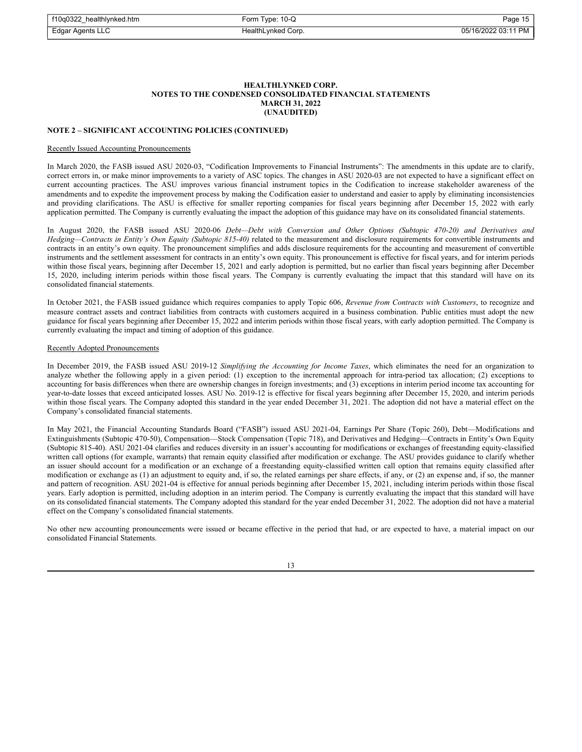**HEALTHLYNKED CORP.**
**NOTES TO THE CONDENSED CONSOLIDATED FINANCIAL STATEMENTS**
**MARCH 31, 2022**
**(UNAUDITED)**

**NOTE 2 – SIGNIFICANT ACCOUNTING POLICIES (CONTINUED)**

Recently Issued Accounting Pronouncements

In March 2020, the FASB issued ASU 2020-03, "Codification Improvements to Financial Instruments": The amendments in this update are to clarify, correct errors in, or make minor improvements to a variety of ASC topics. The changes in ASU 2020-03 are not expected to have a significant effect on current accounting practices. The ASU improves various financial instrument topics in the Codification to increase stakeholder awareness of the amendments and to expedite the improvement process by making the Codification easier to understand and easier to apply by eliminating inconsistencies and providing clarifications. The ASU is effective for smaller reporting companies for fiscal years beginning after December 15, 2022 with early application permitted. The Company is currently evaluating the impact the adoption of this guidance may have on its consolidated financial statements.

In August 2020, the FASB issued ASU 2020-06 *Debt—Debt with Conversion and Other Options (Subtopic 470-20) and Derivatives and Hedging—Contracts in Entity's Own Equity (Subtopic 815-40)* related to the measurement and disclosure requirements for convertible instruments and contracts in an entity's own equity. The pronouncement simplifies and adds disclosure requirements for the accounting and measurement of convertible instruments and the settlement assessment for contracts in an entity's own equity. This pronouncement is effective for fiscal years, and for interim periods within those fiscal years, beginning after December 15, 2021 and early adoption is permitted, but no earlier than fiscal years beginning after December 15, 2020, including interim periods within those fiscal years. The Company is currently evaluating the impact that this standard will have on its consolidated financial statements.

In October 2021, the FASB issued guidance which requires companies to apply Topic 606, *Revenue from Contracts with Customers*, to recognize and measure contract assets and contract liabilities from contracts with customers acquired in a business combination. Public entities must adopt the new guidance for fiscal years beginning after December 15, 2022 and interim periods within those fiscal years, with early adoption permitted. The Company is currently evaluating the impact and timing of adoption of this guidance.

Recently Adopted Pronouncements

In December 2019, the FASB issued ASU 2019-12 *Simplifying the Accounting for Income Taxes*, which eliminates the need for an organization to analyze whether the following apply in a given period: (1) exception to the incremental approach for intra-period tax allocation; (2) exceptions to accounting for basis differences when there are ownership changes in foreign investments; and (3) exceptions in interim period income tax accounting for year-to-date losses that exceed anticipated losses. ASU No. 2019-12 is effective for fiscal years beginning after December 15, 2020, and interim periods within those fiscal years. The Company adopted this standard in the year ended December 31, 2021. The adoption did not have a material effect on the Company's consolidated financial statements.

In May 2021, the Financial Accounting Standards Board ("FASB") issued ASU 2021-04, Earnings Per Share (Topic 260), Debt—Modifications and Extinguishments (Subtopic 470-50), Compensation—Stock Compensation (Topic 718), and Derivatives and Hedging—Contracts in Entity's Own Equity (Subtopic 815-40). ASU 2021-04 clarifies and reduces diversity in an issuer's accounting for modifications or exchanges of freestanding equity-classified written call options (for example, warrants) that remain equity classified after modification or exchange. The ASU provides guidance to clarify whether an issuer should account for a modification or an exchange of a freestanding equity-classified written call option that remains equity classified after modification or exchange as (1) an adjustment to equity and, if so, the related earnings per share effects, if any, or (2) an expense and, if so, the manner and pattern of recognition. ASU 2021-04 is effective for annual periods beginning after December 15, 2021, including interim periods within those fiscal years. Early adoption is permitted, including adoption in an interim period. The Company is currently evaluating the impact that this standard will have on its consolidated financial statements. The Company adopted this standard for the year ended December 31, 2022. The adoption did not have a material effect on the Company's consolidated financial statements.

No other new accounting pronouncements were issued or became effective in the period that had, or are expected to have, a material impact on our consolidated Financial Statements.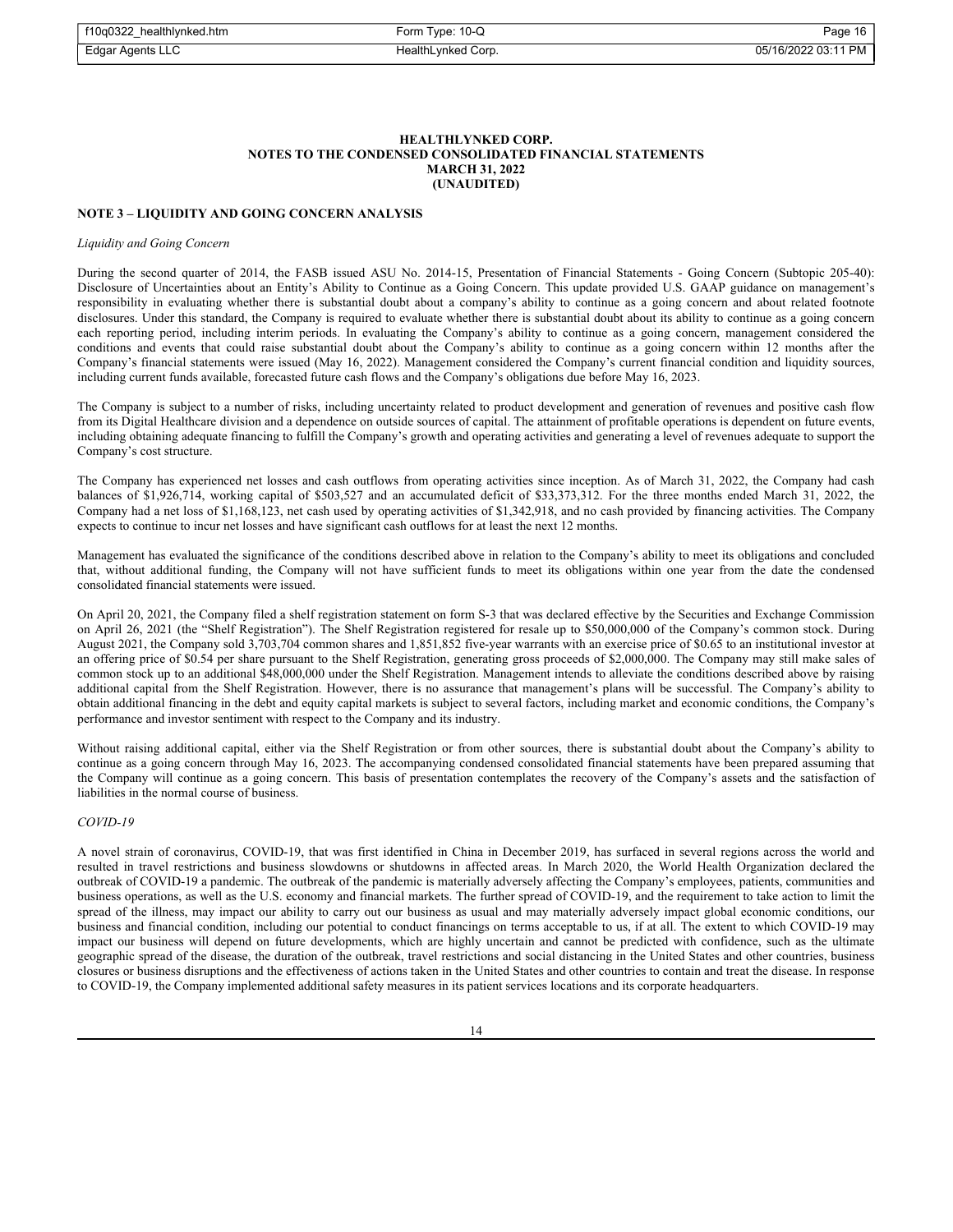**HEALTHLYNKED CORP.**
**NOTES TO THE CONDENSED CONSOLIDATED FINANCIAL STATEMENTS**
**MARCH 31, 2022**
**(UNAUDITED)**

**NOTE 3 – LIQUIDITY AND GOING CONCERN ANALYSIS**

*Liquidity and Going Concern*

During the second quarter of 2014, the FASB issued ASU No. 2014-15, Presentation of Financial Statements - Going Concern (Subtopic 205-40): Disclosure of Uncertainties about an Entity's Ability to Continue as a Going Concern. This update provided U.S. GAAP guidance on management's responsibility in evaluating whether there is substantial doubt about a company's ability to continue as a going concern and about related footnote disclosures. Under this standard, the Company is required to evaluate whether there is substantial doubt about its ability to continue as a going concern each reporting period, including interim periods. In evaluating the Company's ability to continue as a going concern, management considered the conditions and events that could raise substantial doubt about the Company's ability to continue as a going concern within 12 months after the Company's financial statements were issued (May 16, 2022). Management considered the Company's current financial condition and liquidity sources, including current funds available, forecasted future cash flows and the Company's obligations due before May 16, 2023.

The Company is subject to a number of risks, including uncertainty related to product development and generation of revenues and positive cash flow from its Digital Healthcare division and a dependence on outside sources of capital. The attainment of profitable operations is dependent on future events, including obtaining adequate financing to fulfill the Company's growth and operating activities and generating a level of revenues adequate to support the Company's cost structure.

The Company has experienced net losses and cash outflows from operating activities since inception. As of March 31, 2022, the Company had cash balances of $1,926,714, working capital of $503,527 and an accumulated deficit of $33,373,312. For the three months ended March 31, 2022, the Company had a net loss of $1,168,123, net cash used by operating activities of $1,342,918, and no cash provided by financing activities. The Company expects to continue to incur net losses and have significant cash outflows for at least the next 12 months.

Management has evaluated the significance of the conditions described above in relation to the Company's ability to meet its obligations and concluded that, without additional funding, the Company will not have sufficient funds to meet its obligations within one year from the date the condensed consolidated financial statements were issued.

On April 20, 2021, the Company filed a shelf registration statement on form S-3 that was declared effective by the Securities and Exchange Commission on April 26, 2021 (the "Shelf Registration"). The Shelf Registration registered for resale up to $50,000,000 of the Company's common stock. During August 2021, the Company sold 3,703,704 common shares and 1,851,852 five-year warrants with an exercise price of $0.65 to an institutional investor at an offering price of $0.54 per share pursuant to the Shelf Registration, generating gross proceeds of $2,000,000. The Company may still make sales of common stock up to an additional $48,000,000 under the Shelf Registration. Management intends to alleviate the conditions described above by raising additional capital from the Shelf Registration. However, there is no assurance that management's plans will be successful. The Company's ability to obtain additional financing in the debt and equity capital markets is subject to several factors, including market and economic conditions, the Company's performance and investor sentiment with respect to the Company and its industry.

Without raising additional capital, either via the Shelf Registration or from other sources, there is substantial doubt about the Company's ability to continue as a going concern through May 16, 2023. The accompanying condensed consolidated financial statements have been prepared assuming that the Company will continue as a going concern. This basis of presentation contemplates the recovery of the Company's assets and the satisfaction of liabilities in the normal course of business.

*COVID-19*

A novel strain of coronavirus, COVID-19, that was first identified in China in December 2019, has surfaced in several regions across the world and resulted in travel restrictions and business slowdowns or shutdowns in affected areas. In March 2020, the World Health Organization declared the outbreak of COVID-19 a pandemic. The outbreak of the pandemic is materially adversely affecting the Company's employees, patients, communities and business operations, as well as the U.S. economy and financial markets. The further spread of COVID-19, and the requirement to take action to limit the spread of the illness, may impact our ability to carry out our business as usual and may materially adversely impact global economic conditions, our business and financial condition, including our potential to conduct financings on terms acceptable to us, if at all. The extent to which COVID-19 may impact our business will depend on future developments, which are highly uncertain and cannot be predicted with confidence, such as the ultimate geographic spread of the disease, the duration of the outbreak, travel restrictions and social distancing in the United States and other countries, business closures or business disruptions and the effectiveness of actions taken in the United States and other countries to contain and treat the disease. In response to COVID-19, the Company implemented additional safety measures in its patient services locations and its corporate headquarters.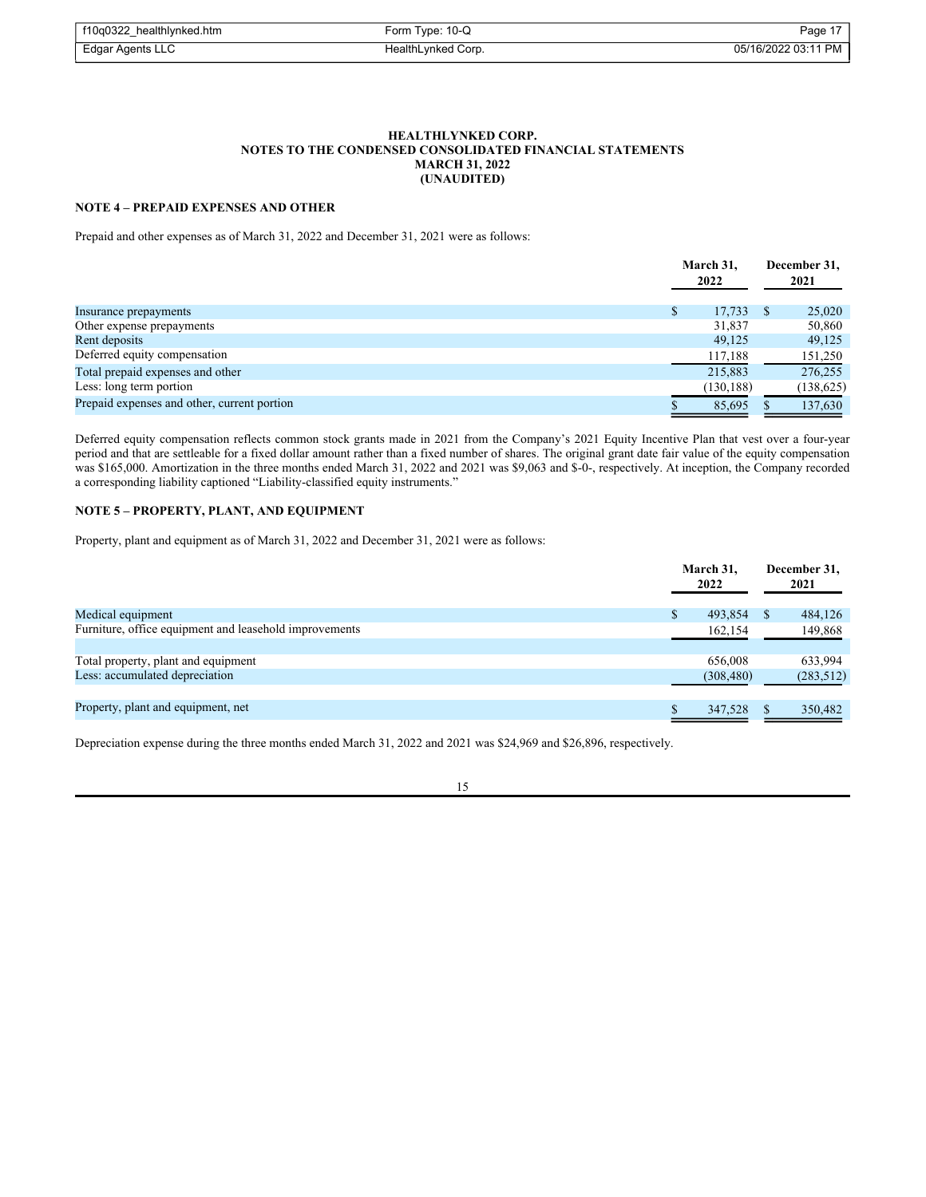**HEALTHLYNKED CORP.**
**NOTES TO THE CONDENSED CONSOLIDATED FINANCIAL STATEMENTS**
**MARCH 31, 2022**
**(UNAUDITED)**

**NOTE 4 – PREPAID EXPENSES AND OTHER**

Prepaid and other expenses as of March 31, 2022 and December 31, 2021 were as follows:

| | March 31, 2022 | December 31, 2021 |
|---|---|---|
| Insurance prepayments | $ 17,733 | $ 25,020 |
| Other expense prepayments | 31,837 | 50,860 |
| Rent deposits | 49,125 | 49,125 |
| Deferred equity compensation | 117,188 | 151,250 |
| Total prepaid expenses and other | 215,883 | 276,255 |
| Less: long term portion | (130,188) | (138,625) |
| Prepaid expenses and other, current portion | $ 85,695 | $ 137,630 |

Deferred equity compensation reflects common stock grants made in 2021 from the Company's 2021 Equity Incentive Plan that vest over a four-year period and that are settleable for a fixed dollar amount rather than a fixed number of shares. The original grant date fair value of the equity compensation was $165,000. Amortization in the three months ended March 31, 2022 and 2021 was $9,063 and $-0-, respectively. At inception, the Company recorded a corresponding liability captioned "Liability-classified equity instruments."

**NOTE 5 – PROPERTY, PLANT, AND EQUIPMENT**

Property, plant and equipment as of March 31, 2022 and December 31, 2021 were as follows:

| | March 31, 2022 | December 31, 2021 |
|---|---|---|
| Medical equipment | $ 493,854 | $ 484,126 |
| Furniture, office equipment and leasehold improvements | 162,154 | 149,868 |
| Total property, plant and equipment | 656,008 | 633,994 |
| Less: accumulated depreciation | (308,480) | (283,512) |
| Property, plant and equipment, net | $ 347,528 | $ 350,482 |

Depreciation expense during the three months ended March 31, 2022 and 2021 was $24,969 and $26,896, respectively.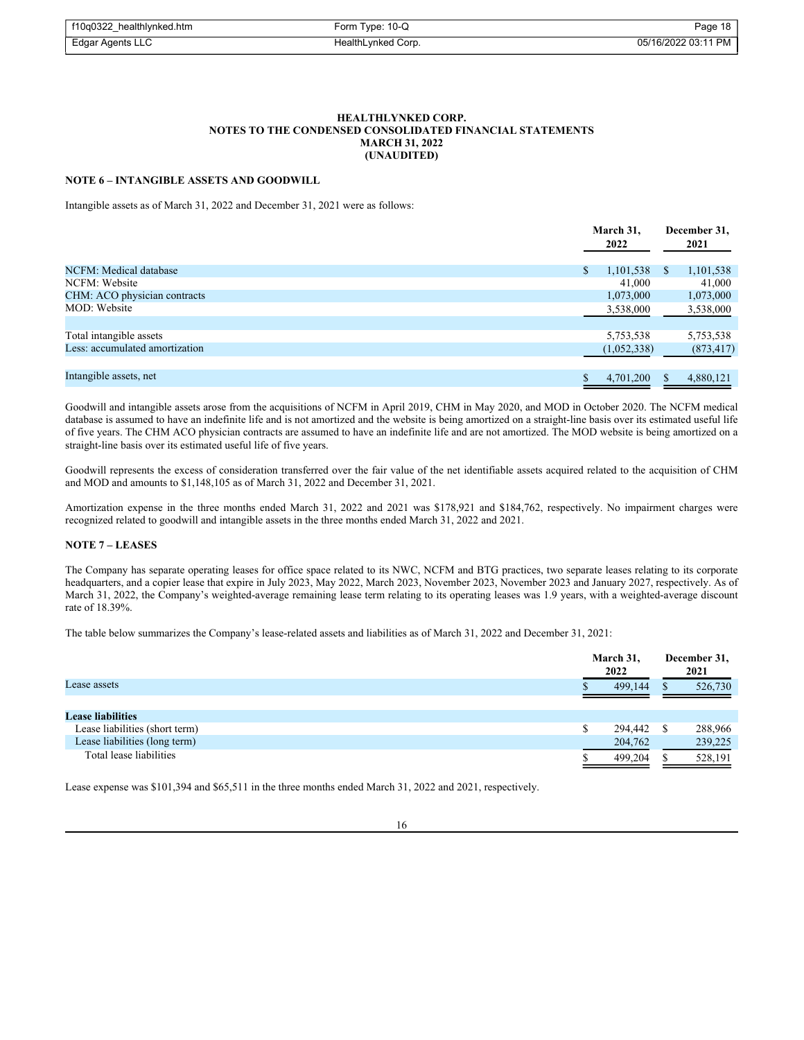**HEALTHLYNKED CORP.**
**NOTES TO THE CONDENSED CONSOLIDATED FINANCIAL STATEMENTS**
**MARCH 31, 2022**
**(UNAUDITED)**

### NOTE 6 – INTANGIBLE ASSETS AND GOODWILL

Intangible assets as of March 31, 2022 and December 31, 2021 were as follows:

| | March 31, 2022 | December 31, 2021 |
|---|---|---|
| NCFM: Medical database | $ 1,101,538 | $ 1,101,538 |
| NCFM: Website | 41,000 | 41,000 |
| CHM: ACO physician contracts | 1,073,000 | 1,073,000 |
| MOD: Website | 3,538,000 | 3,538,000 |
| | | |
| Total intangible assets | 5,753,538 | 5,753,538 |
| Less: accumulated amortization | (1,052,338) | (873,417) |
| | | |
| Intangible assets, net | $ 4,701,200 | $ 4,880,121 |

Goodwill and intangible assets arose from the acquisitions of NCFM in April 2019, CHM in May 2020, and MOD in October 2020. The NCFM medical database is assumed to have an indefinite life and is not amortized and the website is being amortized on a straight-line basis over its estimated useful life of five years. The CHM ACO physician contracts are assumed to have an indefinite life and are not amortized. The MOD website is being amortized on a straight-line basis over its estimated useful life of five years.

Goodwill represents the excess of consideration transferred over the fair value of the net identifiable assets acquired related to the acquisition of CHM and MOD and amounts to $1,148,105 as of March 31, 2022 and December 31, 2021.

Amortization expense in the three months ended March 31, 2022 and 2021 was $178,921 and $184,762, respectively. No impairment charges were recognized related to goodwill and intangible assets in the three months ended March 31, 2022 and 2021.

### NOTE 7 – LEASES

The Company has separate operating leases for office space related to its NWC, NCFM and BTG practices, two separate leases relating to its corporate headquarters, and a copier lease that expire in July 2023, May 2022, March 2023, November 2023, November 2023 and January 2027, respectively. As of March 31, 2022, the Company's weighted-average remaining lease term relating to its operating leases was 1.9 years, with a weighted-average discount rate of 18.39%.

The table below summarizes the Company's lease-related assets and liabilities as of March 31, 2022 and December 31, 2021:

| | March 31, 2022 | December 31, 2021 |
|---|---|---|
| Lease assets | $ 499,144 | $ 526,730 |
| | | |
| **Lease liabilities** | | |
| Lease liabilities (short term) | $ 294,442 | $ 288,966 |
| Lease liabilities (long term) | 204,762 | 239,225 |
| Total lease liabilities | $ 499,204 | $ 528,191 |

Lease expense was $101,394 and $65,511 in the three months ended March 31, 2022 and 2021, respectively.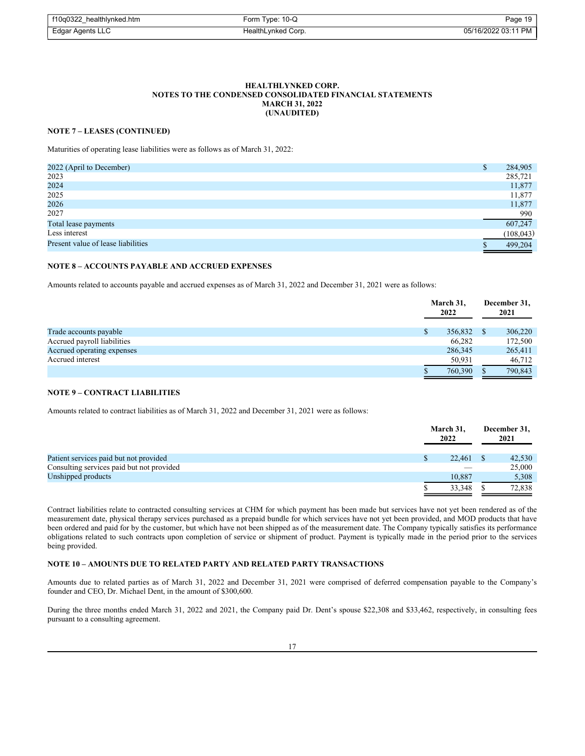**HEALTHLYNKED CORP.**
**NOTES TO THE CONDENSED CONSOLIDATED FINANCIAL STATEMENTS**
**MARCH 31, 2022**
**(UNAUDITED)**

**NOTE 7 – LEASES (CONTINUED)**

Maturities of operating lease liabilities were as follows as of March 31, 2022:

| | |
|---|---|
| 2022 (April to December) | $ 284,905 |
| 2023 | 285,721 |
| 2024 | 11,877 |
| 2025 | 11,877 |
| 2026 | 11,877 |
| 2027 | 990 |
| Total lease payments | 607,247 |
| Less interest | (108,043) |
| Present value of lease liabilities | $ 499,204 |

**NOTE 8 – ACCOUNTS PAYABLE AND ACCRUED EXPENSES**

Amounts related to accounts payable and accrued expenses as of March 31, 2022 and December 31, 2021 were as follows:

| | March 31, 2022 | December 31, 2021 |
|---|---|---|
| Trade accounts payable | $ 356,832 | $ 306,220 |
| Accrued payroll liabilities | 66,282 | 172,500 |
| Accrued operating expenses | 286,345 | 265,411 |
| Accrued interest | 50,931 | 46,712 |
| | $ 760,390 | $ 790,843 |

**NOTE 9 – CONTRACT LIABILITIES**

Amounts related to contract liabilities as of March 31, 2022 and December 31, 2021 were as follows:

| | March 31, 2022 | December 31, 2021 |
|---|---|---|
| Patient services paid but not provided | $ 22,461 | $ 42,530 |
| Consulting services paid but not provided | — | 25,000 |
| Unshipped products | 10,887 | 5,308 |
| | $ 33,348 | $ 72,838 |

Contract liabilities relate to contracted consulting services at CHM for which payment has been made but services have not yet been rendered as of the measurement date, physical therapy services purchased as a prepaid bundle for which services have not yet been provided, and MOD products that have been ordered and paid for by the customer, but which have not been shipped as of the measurement date. The Company typically satisfies its performance obligations related to such contracts upon completion of service or shipment of product. Payment is typically made in the period prior to the services being provided.

**NOTE 10 – AMOUNTS DUE TO RELATED PARTY AND RELATED PARTY TRANSACTIONS**

Amounts due to related parties as of March 31, 2022 and December 31, 2021 were comprised of deferred compensation payable to the Company's founder and CEO, Dr. Michael Dent, in the amount of $300,600.

During the three months ended March 31, 2022 and 2021, the Company paid Dr. Dent's spouse $22,308 and $33,462, respectively, in consulting fees pursuant to a consulting agreement.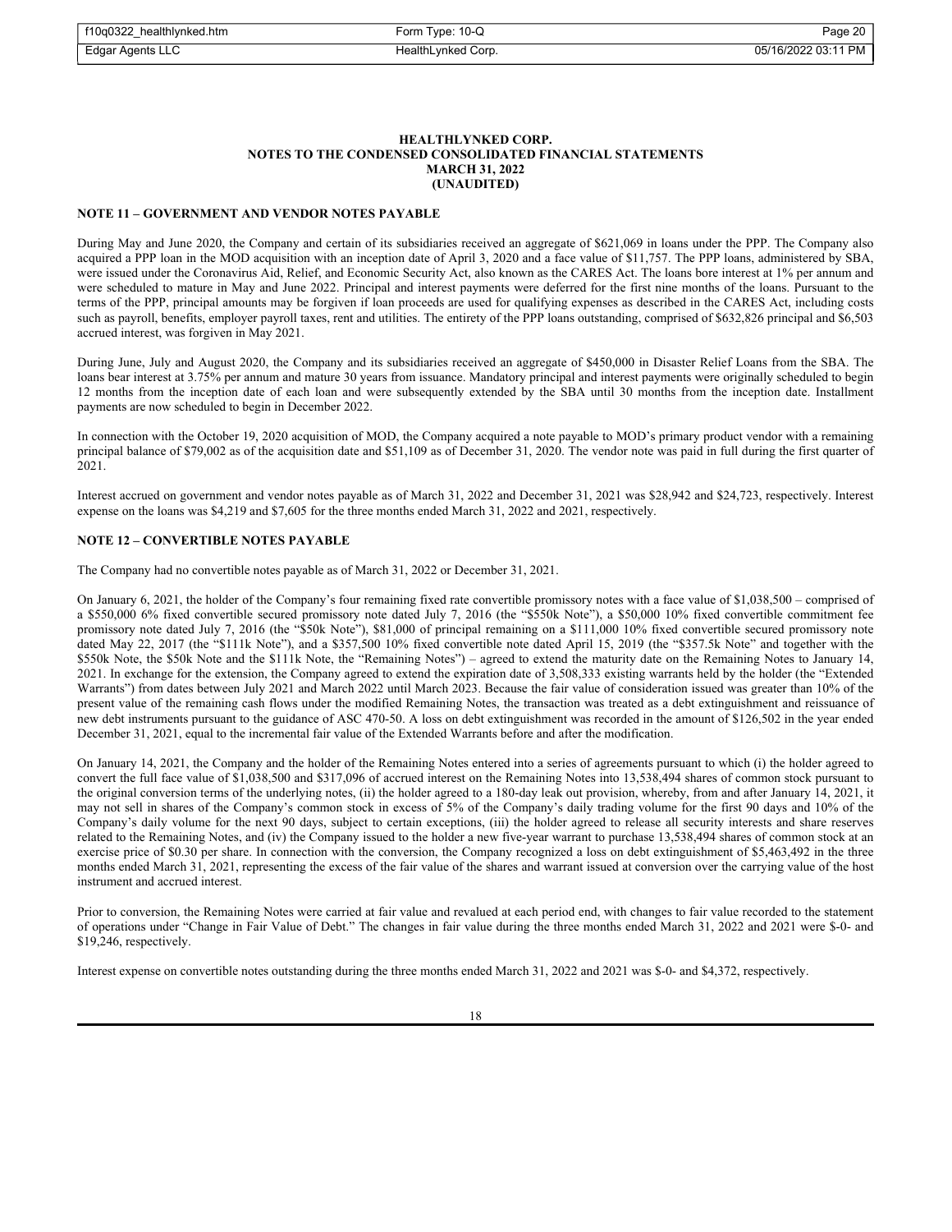**HEALTHLYNKED CORP.**
**NOTES TO THE CONDENSED CONSOLIDATED FINANCIAL STATEMENTS**
**MARCH 31, 2022**
**(UNAUDITED)**

**NOTE 11 – GOVERNMENT AND VENDOR NOTES PAYABLE**

During May and June 2020, the Company and certain of its subsidiaries received an aggregate of $621,069 in loans under the PPP. The Company also acquired a PPP loan in the MOD acquisition with an inception date of April 3, 2020 and a face value of $11,757. The PPP loans, administered by SBA, were issued under the Coronavirus Aid, Relief, and Economic Security Act, also known as the CARES Act. The loans bore interest at 1% per annum and were scheduled to mature in May and June 2022. Principal and interest payments were deferred for the first nine months of the loans. Pursuant to the terms of the PPP, principal amounts may be forgiven if loan proceeds are used for qualifying expenses as described in the CARES Act, including costs such as payroll, benefits, employer payroll taxes, rent and utilities. The entirety of the PPP loans outstanding, comprised of $632,826 principal and $6,503 accrued interest, was forgiven in May 2021.

During June, July and August 2020, the Company and its subsidiaries received an aggregate of $450,000 in Disaster Relief Loans from the SBA. The loans bear interest at 3.75% per annum and mature 30 years from issuance. Mandatory principal and interest payments were originally scheduled to begin 12 months from the inception date of each loan and were subsequently extended by the SBA until 30 months from the inception date. Installment payments are now scheduled to begin in December 2022.

In connection with the October 19, 2020 acquisition of MOD, the Company acquired a note payable to MOD's primary product vendor with a remaining principal balance of $79,002 as of the acquisition date and $51,109 as of December 31, 2020. The vendor note was paid in full during the first quarter of 2021.

Interest accrued on government and vendor notes payable as of March 31, 2022 and December 31, 2021 was $28,942 and $24,723, respectively. Interest expense on the loans was $4,219 and $7,605 for the three months ended March 31, 2022 and 2021, respectively.

**NOTE 12 – CONVERTIBLE NOTES PAYABLE**

The Company had no convertible notes payable as of March 31, 2022 or December 31, 2021.

On January 6, 2021, the holder of the Company's four remaining fixed rate convertible promissory notes with a face value of $1,038,500 – comprised of a $550,000 6% fixed convertible secured promissory note dated July 7, 2016 (the "$550k Note"), a $50,000 10% fixed convertible commitment fee promissory note dated July 7, 2016 (the "$50k Note"), $81,000 of principal remaining on a $111,000 10% fixed convertible secured promissory note dated May 22, 2017 (the "$111k Note"), and a $357,500 10% fixed convertible note dated April 15, 2019 (the "$357.5k Note" and together with the $550k Note, the $50k Note and the $111k Note, the "Remaining Notes") – agreed to extend the maturity date on the Remaining Notes to January 14, 2021. In exchange for the extension, the Company agreed to extend the expiration date of 3,508,333 existing warrants held by the holder (the "Extended Warrants") from dates between July 2021 and March 2022 until March 2023. Because the fair value of consideration issued was greater than 10% of the present value of the remaining cash flows under the modified Remaining Notes, the transaction was treated as a debt extinguishment and reissuance of new debt instruments pursuant to the guidance of ASC 470-50. A loss on debt extinguishment was recorded in the amount of $126,502 in the year ended December 31, 2021, equal to the incremental fair value of the Extended Warrants before and after the modification.

On January 14, 2021, the Company and the holder of the Remaining Notes entered into a series of agreements pursuant to which (i) the holder agreed to convert the full face value of $1,038,500 and $317,096 of accrued interest on the Remaining Notes into 13,538,494 shares of common stock pursuant to the original conversion terms of the underlying notes, (ii) the holder agreed to a 180-day leak out provision, whereby, from and after January 14, 2021, it may not sell in shares of the Company's common stock in excess of 5% of the Company's daily trading volume for the first 90 days and 10% of the Company's daily volume for the next 90 days, subject to certain exceptions, (iii) the holder agreed to release all security interests and share reserves related to the Remaining Notes, and (iv) the Company issued to the holder a new five-year warrant to purchase 13,538,494 shares of common stock at an exercise price of $0.30 per share. In connection with the conversion, the Company recognized a loss on debt extinguishment of $5,463,492 in the three months ended March 31, 2021, representing the excess of the fair value of the shares and warrant issued at conversion over the carrying value of the host instrument and accrued interest.

Prior to conversion, the Remaining Notes were carried at fair value and revalued at each period end, with changes to fair value recorded to the statement of operations under "Change in Fair Value of Debt." The changes in fair value during the three months ended March 31, 2022 and 2021 were $-0- and $19,246, respectively.

Interest expense on convertible notes outstanding during the three months ended March 31, 2022 and 2021 was $-0- and $4,372, respectively.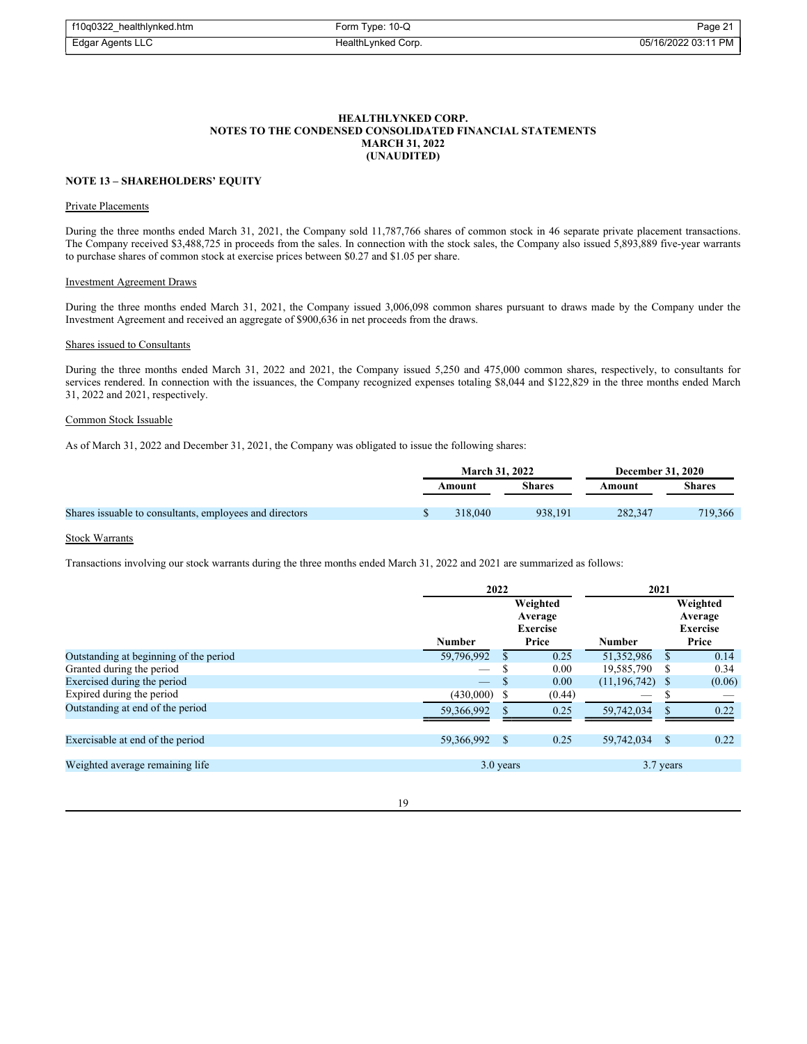**HEALTHLYNKED CORP.**
**NOTES TO THE CONDENSED CONSOLIDATED FINANCIAL STATEMENTS**
**MARCH 31, 2022**
**(UNAUDITED)**

**NOTE 13 – SHAREHOLDERS' EQUITY**

Private Placements

During the three months ended March 31, 2021, the Company sold 11,787,766 shares of common stock in 46 separate private placement transactions. The Company received $3,488,725 in proceeds from the sales. In connection with the stock sales, the Company also issued 5,893,889 five-year warrants to purchase shares of common stock at exercise prices between $0.27 and $1.05 per share.

Investment Agreement Draws

During the three months ended March 31, 2021, the Company issued 3,006,098 common shares pursuant to draws made by the Company under the Investment Agreement and received an aggregate of $900,636 in net proceeds from the draws.

Shares issued to Consultants

During the three months ended March 31, 2022 and 2021, the Company issued 5,250 and 475,000 common shares, respectively, to consultants for services rendered. In connection with the issuances, the Company recognized expenses totaling $8,044 and $122,829 in the three months ended March 31, 2022 and 2021, respectively.

Common Stock Issuable

As of March 31, 2022 and December 31, 2021, the Company was obligated to issue the following shares:

| | March 31, 2022 | | December 31, 2020 | |
|---|---|---|---|---|
| | Amount | Shares | Amount | Shares |
| Shares issuable to consultants, employees and directors | $ 318,040 | 938,191 | 282,347 | 719,366 |

Stock Warrants

Transactions involving our stock warrants during the three months ended March 31, 2022 and 2021 are summarized as follows:

| | 2022 | | 2021 | |
|---|---|---|---|---|
| | Number | Weighted Average Exercise Price | Number | Weighted Average Exercise Price |
| Outstanding at beginning of the period | 59,796,992 | $ 0.25 | 51,352,986 | $ 0.14 |
| Granted during the period | — | $ 0.00 | 19,585,790 | $ 0.34 |
| Exercised during the period | — | $ 0.00 | (11,196,742) | $ (0.06) |
| Expired during the period | (430,000) | $ (0.44) | — | $ — |
| Outstanding at end of the period | 59,366,992 | $ 0.25 | 59,742,034 | $ 0.22 |
| Exercisable at end of the period | 59,366,992 | $ 0.25 | 59,742,034 | $ 0.22 |
| Weighted average remaining life | 3.0 years | | 3.7 years | |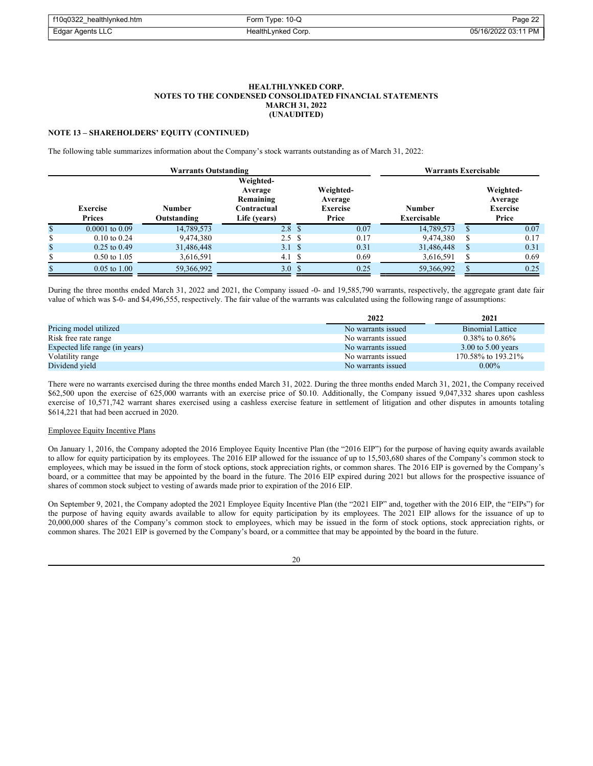**HEALTHLYNKED CORP.**
**NOTES TO THE CONDENSED CONSOLIDATED FINANCIAL STATEMENTS**
**MARCH 31, 2022**
**(UNAUDITED)**

**NOTE 13 – SHAREHOLDERS' EQUITY (CONTINUED)**

The following table summarizes information about the Company's stock warrants outstanding as of March 31, 2022:

| Warrants Outstanding | | | | Warrants Exercisable | |
|---|---|---|---|---|---|
| Exercise Prices | Number Outstanding | Weighted-Average Remaining Contractual Life (years) | Weighted-Average Exercise Price | Number Exercisable | Weighted-Average Exercise Price |
| $ 0.0001 to 0.09 | 14,789,573 | 2.8 | $ 0.07 | 14,789,573 | $ 0.07 |
| $ 0.10 to 0.24 | 9,474,380 | 2.5 | $ 0.17 | 9,474,380 | $ 0.17 |
| $ 0.25 to 0.49 | 31,486,448 | 3.1 | $ 0.31 | 31,486,448 | $ 0.31 |
| $ 0.50 to 1.05 | 3,616,591 | 4.1 | $ 0.69 | 3,616,591 | $ 0.69 |
| $ 0.05 to 1.00 | 59,366,992 | 3.0 | $ 0.25 | 59,366,992 | $ 0.25 |

During the three months ended March 31, 2022 and 2021, the Company issued -0- and 19,585,790 warrants, respectively, the aggregate grant date fair value of which was $-0- and $4,496,555, respectively. The fair value of the warrants was calculated using the following range of assumptions:

| | 2022 | 2021 |
|---|---|---|
| Pricing model utilized | No warrants issued | Binomial Lattice |
| Risk free rate range | No warrants issued | 0.38% to 0.86% |
| Expected life range (in years) | No warrants issued | 3.00 to 5.00 years |
| Volatility range | No warrants issued | 170.58% to 193.21% |
| Dividend yield | No warrants issued | 0.00% |

There were no warrants exercised during the three months ended March 31, 2022. During the three months ended March 31, 2021, the Company received $62,500 upon the exercise of 625,000 warrants with an exercise price of $0.10. Additionally, the Company issued 9,047,332 shares upon cashless exercise of 10,571,742 warrant shares exercised using a cashless exercise feature in settlement of litigation and other disputes in amounts totaling $614,221 that had been accrued in 2020.

Employee Equity Incentive Plans

On January 1, 2016, the Company adopted the 2016 Employee Equity Incentive Plan (the "2016 EIP") for the purpose of having equity awards available to allow for equity participation by its employees. The 2016 EIP allowed for the issuance of up to 15,503,680 shares of the Company's common stock to employees, which may be issued in the form of stock options, stock appreciation rights, or common shares. The 2016 EIP is governed by the Company's board, or a committee that may be appointed by the board in the future. The 2016 EIP expired during 2021 but allows for the prospective issuance of shares of common stock subject to vesting of awards made prior to expiration of the 2016 EIP.

On September 9, 2021, the Company adopted the 2021 Employee Equity Incentive Plan (the "2021 EIP" and, together with the 2016 EIP, the "EIPs") for the purpose of having equity awards available to allow for equity participation by its employees. The 2021 EIP allows for the issuance of up to 20,000,000 shares of the Company's common stock to employees, which may be issued in the form of stock options, stock appreciation rights, or common shares. The 2021 EIP is governed by the Company's board, or a committee that may be appointed by the board in the future.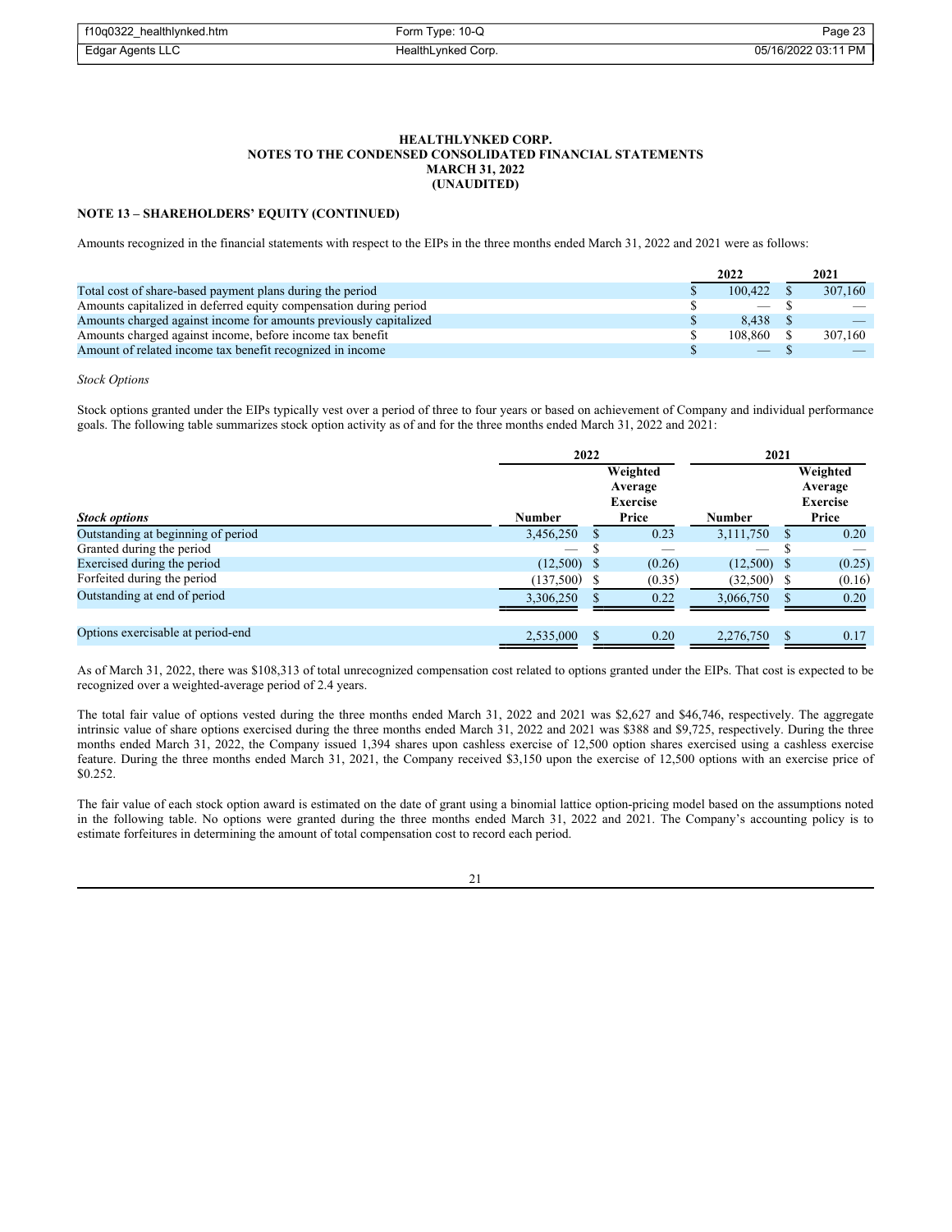**HEALTHLYNKED CORP.**
**NOTES TO THE CONDENSED CONSOLIDATED FINANCIAL STATEMENTS**
**MARCH 31, 2022**
**(UNAUDITED)**

**NOTE 13 – SHAREHOLDERS' EQUITY (CONTINUED)**

Amounts recognized in the financial statements with respect to the EIPs in the three months ended March 31, 2022 and 2021 were as follows:

| | 2022 | 2021 |
|---|---|---|
| Total cost of share-based payment plans during the period | $ 100,422 | $ 307,160 |
| Amounts capitalized in deferred equity compensation during period | $ — | $ — |
| Amounts charged against income for amounts previously capitalized | $ 8,438 | $ — |
| Amounts charged against income, before income tax benefit | $ 108,860 | $ 307,160 |
| Amount of related income tax benefit recognized in income | $ — | $ — |

*Stock Options*

Stock options granted under the EIPs typically vest over a period of three to four years or based on achievement of Company and individual performance goals. The following table summarizes stock option activity as of and for the three months ended March 31, 2022 and 2021:

| | 2022 | | 2021 | |
|---|---|---|---|---|
| ***Stock options*** | **Number** | **Weighted Average Exercise Price** | **Number** | **Weighted Average Exercise Price** |
| Outstanding at beginning of period | 3,456,250 | $ 0.23 | 3,111,750 | $ 0.20 |
| Granted during the period | — | $ — | — | $ — |
| Exercised during the period | (12,500) | $ (0.26) | (12,500) | $ (0.25) |
| Forfeited during the period | (137,500) | $ (0.35) | (32,500) | $ (0.16) |
| Outstanding at end of period | 3,306,250 | $ 0.22 | 3,066,750 | $ 0.20 |
| Options exercisable at period-end | 2,535,000 | $ 0.20 | 2,276,750 | $ 0.17 |

As of March 31, 2022, there was $108,313 of total unrecognized compensation cost related to options granted under the EIPs. That cost is expected to be recognized over a weighted-average period of 2.4 years.

The total fair value of options vested during the three months ended March 31, 2022 and 2021 was $2,627 and $46,746, respectively. The aggregate intrinsic value of share options exercised during the three months ended March 31, 2022 and 2021 was $388 and $9,725, respectively. During the three months ended March 31, 2022, the Company issued 1,394 shares upon cashless exercise of 12,500 option shares exercised using a cashless exercise feature. During the three months ended March 31, 2021, the Company received $3,150 upon the exercise of 12,500 options with an exercise price of $0.252.

The fair value of each stock option award is estimated on the date of grant using a binomial lattice option-pricing model based on the assumptions noted in the following table. No options were granted during the three months ended March 31, 2022 and 2021. The Company's accounting policy is to estimate forfeitures in determining the amount of total compensation cost to record each period.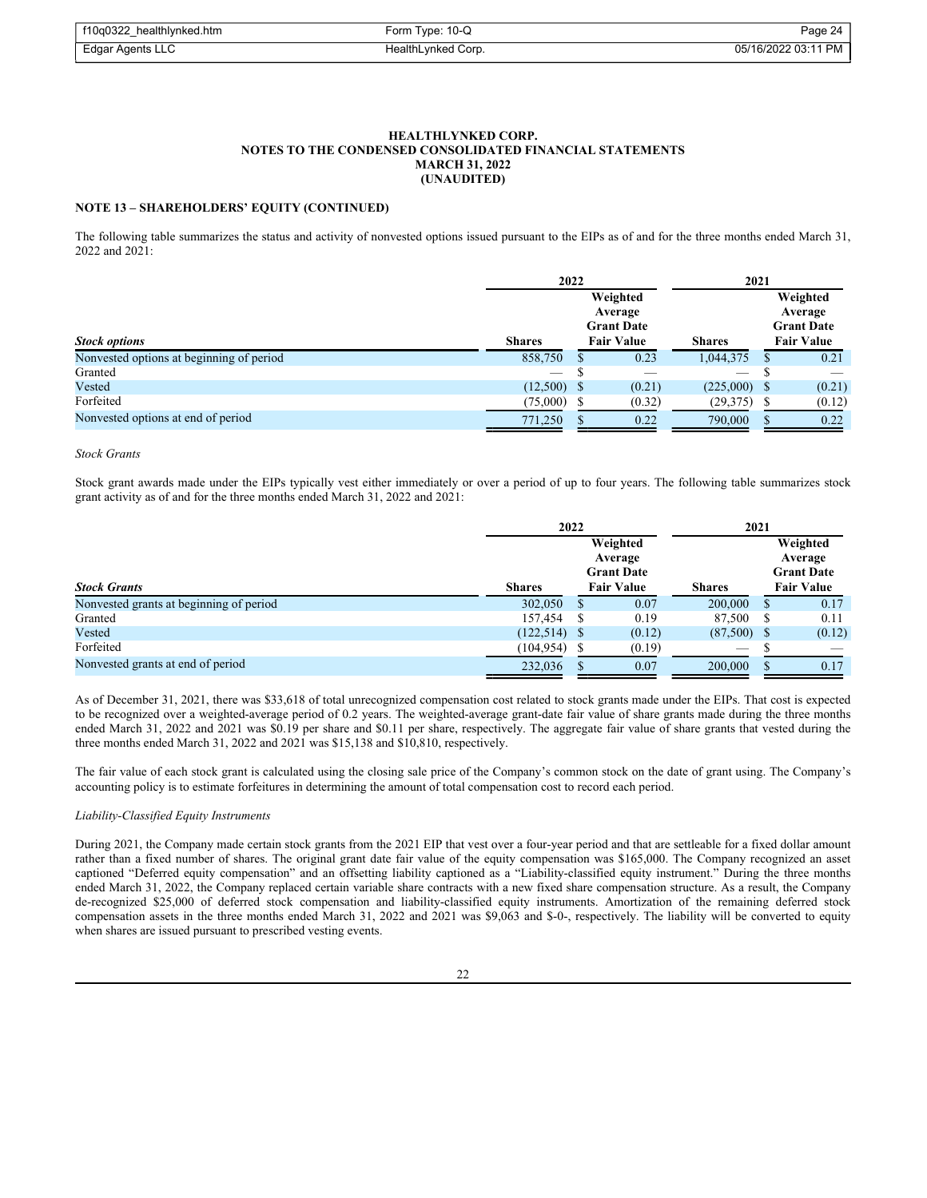**HEALTHLYNKED CORP.**
**NOTES TO THE CONDENSED CONSOLIDATED FINANCIAL STATEMENTS**
**MARCH 31, 2022**
**(UNAUDITED)**

**NOTE 13 – SHAREHOLDERS' EQUITY (CONTINUED)**

The following table summarizes the status and activity of nonvested options issued pursuant to the EIPs as of and for the three months ended March 31, 2022 and 2021:

| | 2022 | | 2021 | |
|---|---|---|---|---|
| ***Stock options*** | **Shares** | **Weighted Average Grant Date Fair Value** | **Shares** | **Weighted Average Grant Date Fair Value** |
| Nonvested options at beginning of period | 858,750 | $ 0.23 | 1,044,375 | $ 0.21 |
| Granted | — | $ — | — | $ — |
| Vested | (12,500) | $ (0.21) | (225,000) | $ (0.21) |
| Forfeited | (75,000) | $ (0.32) | (29,375) | $ (0.12) |
| Nonvested options at end of period | 771,250 | $ 0.22 | 790,000 | $ 0.22 |

*Stock Grants*

Stock grant awards made under the EIPs typically vest either immediately or over a period of up to four years. The following table summarizes stock grant activity as of and for the three months ended March 31, 2022 and 2021:

| | 2022 | | 2021 | |
|---|---|---|---|---|
| ***Stock Grants*** | **Shares** | **Weighted Average Grant Date Fair Value** | **Shares** | **Weighted Average Grant Date Fair Value** |
| Nonvested grants at beginning of period | 302,050 | $ 0.07 | 200,000 | $ 0.17 |
| Granted | 157,454 | $ 0.19 | 87,500 | $ 0.11 |
| Vested | (122,514) | $ (0.12) | (87,500) | $ (0.12) |
| Forfeited | (104,954) | $ (0.19) | — | $ — |
| Nonvested grants at end of period | 232,036 | $ 0.07 | 200,000 | $ 0.17 |

As of December 31, 2021, there was $33,618 of total unrecognized compensation cost related to stock grants made under the EIPs. That cost is expected to be recognized over a weighted-average period of 0.2 years. The weighted-average grant-date fair value of share grants made during the three months ended March 31, 2022 and 2021 was $0.19 per share and $0.11 per share, respectively. The aggregate fair value of share grants that vested during the three months ended March 31, 2022 and 2021 was $15,138 and $10,810, respectively.

The fair value of each stock grant is calculated using the closing sale price of the Company's common stock on the date of grant using. The Company's accounting policy is to estimate forfeitures in determining the amount of total compensation cost to record each period.

*Liability-Classified Equity Instruments*

During 2021, the Company made certain stock grants from the 2021 EIP that vest over a four-year period and that are settleable for a fixed dollar amount rather than a fixed number of shares. The original grant date fair value of the equity compensation was $165,000. The Company recognized an asset captioned "Deferred equity compensation" and an offsetting liability captioned as a "Liability-classified equity instrument." During the three months ended March 31, 2022, the Company replaced certain variable share contracts with a new fixed share compensation structure. As a result, the Company de-recognized $25,000 of deferred stock compensation and liability-classified equity instruments. Amortization of the remaining deferred stock compensation assets in the three months ended March 31, 2022 and 2021 was $9,063 and $-0-, respectively. The liability will be converted to equity when shares are issued pursuant to prescribed vesting events.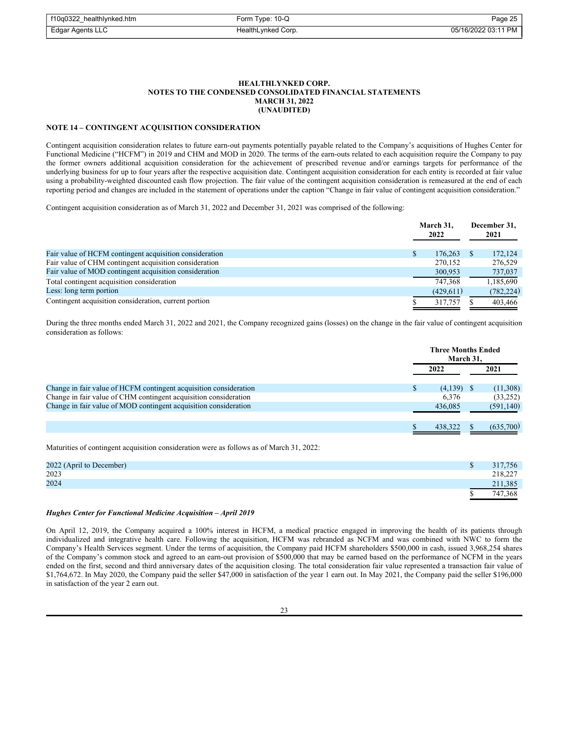**HEALTHLYNKED CORP.**
**NOTES TO THE CONDENSED CONSOLIDATED FINANCIAL STATEMENTS**
**MARCH 31, 2022**
**(UNAUDITED)**

**NOTE 14 – CONTINGENT ACQUISITION CONSIDERATION**

Contingent acquisition consideration relates to future earn-out payments potentially payable related to the Company's acquisitions of Hughes Center for Functional Medicine ("HCFM") in 2019 and CHM and MOD in 2020. The terms of the earn-outs related to each acquisition require the Company to pay the former owners additional acquisition consideration for the achievement of prescribed revenue and/or earnings targets for performance of the underlying business for up to four years after the respective acquisition date. Contingent acquisition consideration for each entity is recorded at fair value using a probability-weighted discounted cash flow projection. The fair value of the contingent acquisition consideration is remeasured at the end of each reporting period and changes are included in the statement of operations under the caption "Change in fair value of contingent acquisition consideration."

Contingent acquisition consideration as of March 31, 2022 and December 31, 2021 was comprised of the following:

| | March 31, 2022 | December 31, 2021 |
|---|---|---|
| Fair value of HCFM contingent acquisition consideration | $ 176,263 | $ 172,124 |
| Fair value of CHM contingent acquisition consideration | 270,152 | 276,529 |
| Fair value of MOD contingent acquisition consideration | 300,953 | 737,037 |
| Total contingent acquisition consideration | 747,368 | 1,185,690 |
| Less: long term portion | (429,611) | (782,224) |
| Contingent acquisition consideration, current portion | $ 317,757 | $ 403,466 |

During the three months ended March 31, 2022 and 2021, the Company recognized gains (losses) on the change in the fair value of contingent acquisition consideration as follows:

| | Three Months Ended March 31, | |
|---|---|---|
| | 2022 | 2021 |
| Change in fair value of HCFM contingent acquisition consideration | $ (4,139) | $ (11,308) |
| Change in fair value of CHM contingent acquisition consideration | 6,376 | (33,252) |
| Change in fair value of MOD contingent acquisition consideration | 436,085 | (591,140) |
| | $ 438,322 | $ (635,700) |

Maturities of contingent acquisition consideration were as follows as of March 31, 2022:

| | |
|---|---|
| 2022 (April to December) | $ 317,756 |
| 2023 | 218,227 |
| 2024 | 211,385 |
| | $ 747,368 |

***Hughes Center for Functional Medicine Acquisition – April 2019***

On April 12, 2019, the Company acquired a 100% interest in HCFM, a medical practice engaged in improving the health of its patients through individualized and integrative health care. Following the acquisition, HCFM was rebranded as NCFM and was combined with NWC to form the Company's Health Services segment. Under the terms of acquisition, the Company paid HCFM shareholders $500,000 in cash, issued 3,968,254 shares of the Company's common stock and agreed to an earn-out provision of $500,000 that may be earned based on the performance of NCFM in the years ended on the first, second and third anniversary dates of the acquisition closing. The total consideration fair value represented a transaction fair value of $1,764,672. In May 2020, the Company paid the seller $47,000 in satisfaction of the year 1 earn out. In May 2021, the Company paid the seller $196,000 in satisfaction of the year 2 earn out.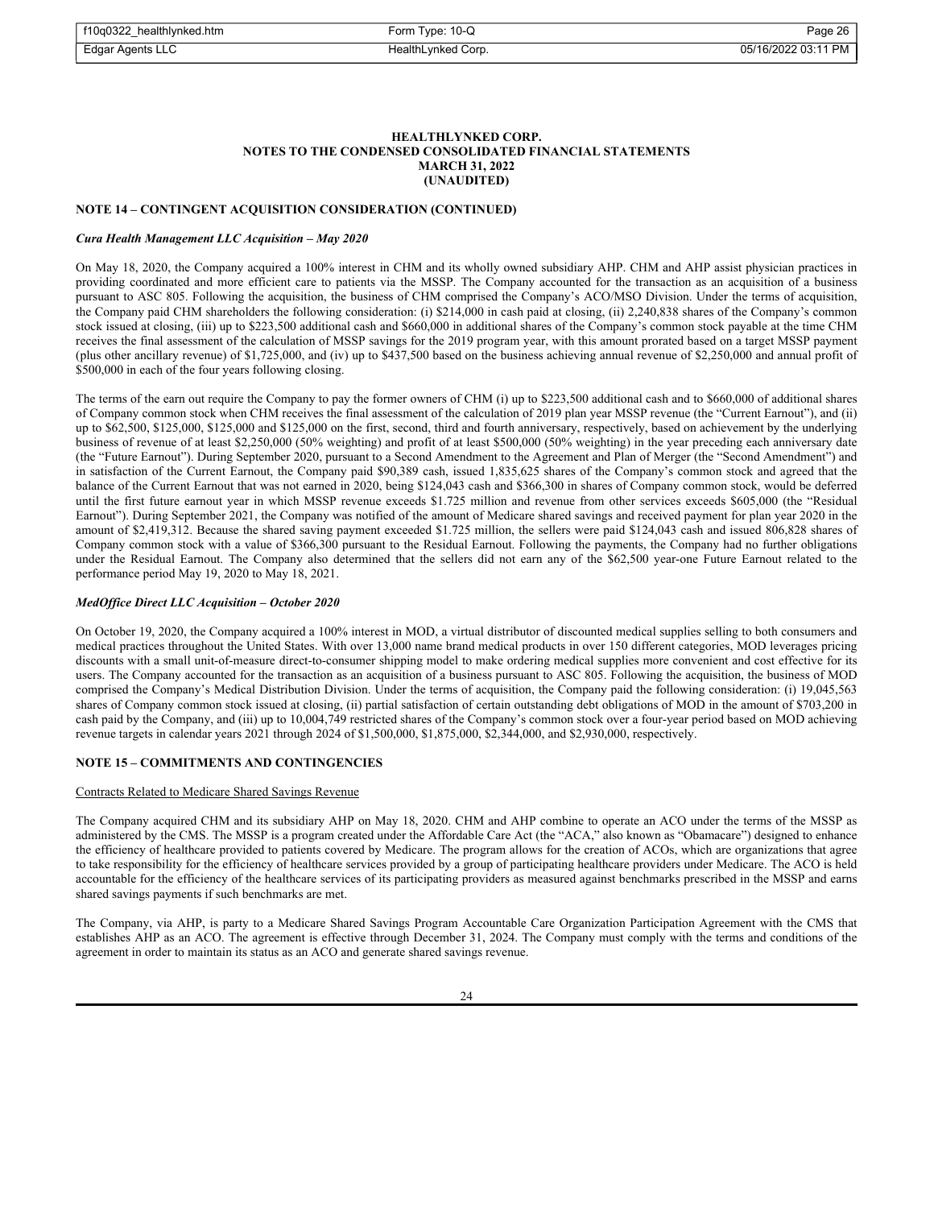**HEALTHLYNKED CORP.**
**NOTES TO THE CONDENSED CONSOLIDATED FINANCIAL STATEMENTS**
**MARCH 31, 2022**
**(UNAUDITED)**

**NOTE 14 – CONTINGENT ACQUISITION CONSIDERATION (CONTINUED)**

***Cura Health Management LLC Acquisition – May 2020***

On May 18, 2020, the Company acquired a 100% interest in CHM and its wholly owned subsidiary AHP. CHM and AHP assist physician practices in providing coordinated and more efficient care to patients via the MSSP. The Company accounted for the transaction as an acquisition of a business pursuant to ASC 805. Following the acquisition, the business of CHM comprised the Company's ACO/MSO Division. Under the terms of acquisition, the Company paid CHM shareholders the following consideration: (i) $214,000 in cash paid at closing, (ii) 2,240,838 shares of the Company's common stock issued at closing, (iii) up to $223,500 additional cash and $660,000 in additional shares of the Company's common stock payable at the time CHM receives the final assessment of the calculation of MSSP savings for the 2019 program year, with this amount prorated based on a target MSSP payment (plus other ancillary revenue) of $1,725,000, and (iv) up to $437,500 based on the business achieving annual revenue of $2,250,000 and annual profit of $500,000 in each of the four years following closing.

The terms of the earn out require the Company to pay the former owners of CHM (i) up to $223,500 additional cash and to $660,000 of additional shares of Company common stock when CHM receives the final assessment of the calculation of 2019 plan year MSSP revenue (the "Current Earnout"), and (ii) up to $62,500, $125,000, $125,000 and $125,000 on the first, second, third and fourth anniversary, respectively, based on achievement by the underlying business of revenue of at least $2,250,000 (50% weighting) and profit of at least $500,000 (50% weighting) in the year preceding each anniversary date (the "Future Earnout"). During September 2020, pursuant to a Second Amendment to the Agreement and Plan of Merger (the "Second Amendment") and in satisfaction of the Current Earnout, the Company paid $90,389 cash, issued 1,835,625 shares of the Company's common stock and agreed that the balance of the Current Earnout that was not earned in 2020, being $124,043 cash and $366,300 in shares of Company common stock, would be deferred until the first future earnout year in which MSSP revenue exceeds $1.725 million and revenue from other services exceeds $605,000 (the "Residual Earnout"). During September 2021, the Company was notified of the amount of Medicare shared savings and received payment for plan year 2020 in the amount of $2,419,312. Because the shared saving payment exceeded $1.725 million, the sellers were paid $124,043 cash and issued 806,828 shares of Company common stock with a value of $366,300 pursuant to the Residual Earnout. Following the payments, the Company had no further obligations under the Residual Earnout. The Company also determined that the sellers did not earn any of the $62,500 year-one Future Earnout related to the performance period May 19, 2020 to May 18, 2021.

***MedOffice Direct LLC Acquisition – October 2020***

On October 19, 2020, the Company acquired a 100% interest in MOD, a virtual distributor of discounted medical supplies selling to both consumers and medical practices throughout the United States. With over 13,000 name brand medical products in over 150 different categories, MOD leverages pricing discounts with a small unit-of-measure direct-to-consumer shipping model to make ordering medical supplies more convenient and cost effective for its users. The Company accounted for the transaction as an acquisition of a business pursuant to ASC 805. Following the acquisition, the business of MOD comprised the Company's Medical Distribution Division. Under the terms of acquisition, the Company paid the following consideration: (i) 19,045,563 shares of Company common stock issued at closing, (ii) partial satisfaction of certain outstanding debt obligations of MOD in the amount of $703,200 in cash paid by the Company, and (iii) up to 10,004,749 restricted shares of the Company's common stock over a four-year period based on MOD achieving revenue targets in calendar years 2021 through 2024 of $1,500,000, $1,875,000, $2,344,000, and $2,930,000, respectively.

**NOTE 15 – COMMITMENTS AND CONTINGENCIES**

Contracts Related to Medicare Shared Savings Revenue

The Company acquired CHM and its subsidiary AHP on May 18, 2020. CHM and AHP combine to operate an ACO under the terms of the MSSP as administered by the CMS. The MSSP is a program created under the Affordable Care Act (the "ACA," also known as "Obamacare") designed to enhance the efficiency of healthcare provided to patients covered by Medicare. The program allows for the creation of ACOs, which are organizations that agree to take responsibility for the efficiency of healthcare services provided by a group of participating healthcare providers under Medicare. The ACO is held accountable for the efficiency of the healthcare services of its participating providers as measured against benchmarks prescribed in the MSSP and earns shared savings payments if such benchmarks are met.

The Company, via AHP, is party to a Medicare Shared Savings Program Accountable Care Organization Participation Agreement with the CMS that establishes AHP as an ACO. The agreement is effective through December 31, 2024. The Company must comply with the terms and conditions of the agreement in order to maintain its status as an ACO and generate shared savings revenue.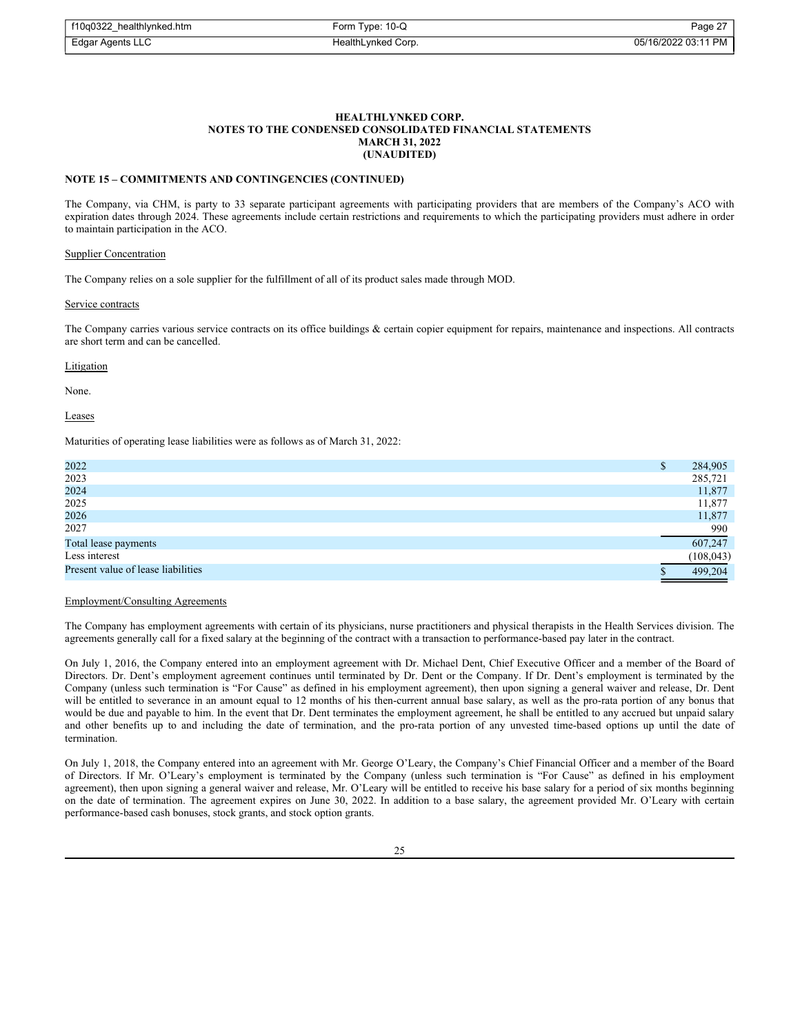**HEALTHLYNKED CORP.**
**NOTES TO THE CONDENSED CONSOLIDATED FINANCIAL STATEMENTS**
**MARCH 31, 2022**
**(UNAUDITED)**

**NOTE 15 – COMMITMENTS AND CONTINGENCIES (CONTINUED)**

The Company, via CHM, is party to 33 separate participant agreements with participating providers that are members of the Company's ACO with expiration dates through 2024. These agreements include certain restrictions and requirements to which the participating providers must adhere in order to maintain participation in the ACO.

Supplier Concentration

The Company relies on a sole supplier for the fulfillment of all of its product sales made through MOD.

Service contracts

The Company carries various service contracts on its office buildings & certain copier equipment for repairs, maintenance and inspections. All contracts are short term and can be cancelled.

Litigation

None.

Leases

Maturities of operating lease liabilities were as follows as of March 31, 2022:

| | | |
|---|---|---|
| 2022 | $ | 284,905 |
| 2023 | | 285,721 |
| 2024 | | 11,877 |
| 2025 | | 11,877 |
| 2026 | | 11,877 |
| 2027 | | 990 |
| Total lease payments | | 607,247 |
| Less interest | | (108,043) |
| Present value of lease liabilities | $ | 499,204 |

Employment/Consulting Agreements

The Company has employment agreements with certain of its physicians, nurse practitioners and physical therapists in the Health Services division. The agreements generally call for a fixed salary at the beginning of the contract with a transaction to performance-based pay later in the contract.

On July 1, 2016, the Company entered into an employment agreement with Dr. Michael Dent, Chief Executive Officer and a member of the Board of Directors. Dr. Dent's employment agreement continues until terminated by Dr. Dent or the Company. If Dr. Dent's employment is terminated by the Company (unless such termination is "For Cause" as defined in his employment agreement), then upon signing a general waiver and release, Dr. Dent will be entitled to severance in an amount equal to 12 months of his then-current annual base salary, as well as the pro-rata portion of any bonus that would be due and payable to him. In the event that Dr. Dent terminates the employment agreement, he shall be entitled to any accrued but unpaid salary and other benefits up to and including the date of termination, and the pro-rata portion of any unvested time-based options up until the date of termination.

On July 1, 2018, the Company entered into an agreement with Mr. George O'Leary, the Company's Chief Financial Officer and a member of the Board of Directors. If Mr. O'Leary's employment is terminated by the Company (unless such termination is "For Cause" as defined in his employment agreement), then upon signing a general waiver and release, Mr. O'Leary will be entitled to receive his base salary for a period of six months beginning on the date of termination. The agreement expires on June 30, 2022. In addition to a base salary, the agreement provided Mr. O'Leary with certain performance-based cash bonuses, stock grants, and stock option grants.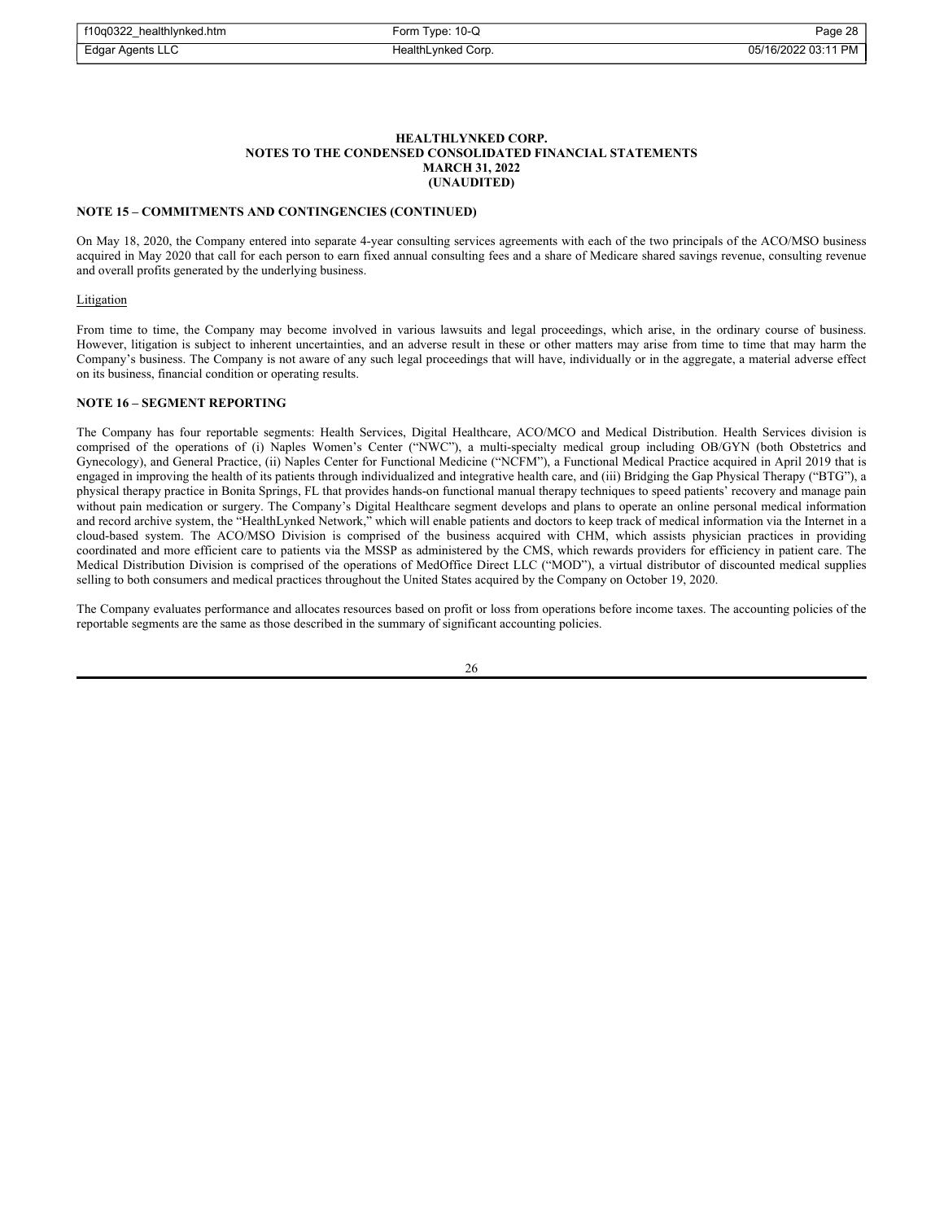**HEALTHLYNKED CORP.**
**NOTES TO THE CONDENSED CONSOLIDATED FINANCIAL STATEMENTS**
**MARCH 31, 2022**
**(UNAUDITED)**

**NOTE 15 – COMMITMENTS AND CONTINGENCIES (CONTINUED)**

On May 18, 2020, the Company entered into separate 4-year consulting services agreements with each of the two principals of the ACO/MSO business acquired in May 2020 that call for each person to earn fixed annual consulting fees and a share of Medicare shared savings revenue, consulting revenue and overall profits generated by the underlying business.

Litigation

From time to time, the Company may become involved in various lawsuits and legal proceedings, which arise, in the ordinary course of business. However, litigation is subject to inherent uncertainties, and an adverse result in these or other matters may arise from time to time that may harm the Company's business. The Company is not aware of any such legal proceedings that will have, individually or in the aggregate, a material adverse effect on its business, financial condition or operating results.

**NOTE 16 – SEGMENT REPORTING**

The Company has four reportable segments: Health Services, Digital Healthcare, ACO/MCO and Medical Distribution. Health Services division is comprised of the operations of (i) Naples Women's Center ("NWC"), a multi-specialty medical group including OB/GYN (both Obstetrics and Gynecology), and General Practice, (ii) Naples Center for Functional Medicine ("NCFM"), a Functional Medical Practice acquired in April 2019 that is engaged in improving the health of its patients through individualized and integrative health care, and (iii) Bridging the Gap Physical Therapy ("BTG"), a physical therapy practice in Bonita Springs, FL that provides hands-on functional manual therapy techniques to speed patients' recovery and manage pain without pain medication or surgery. The Company's Digital Healthcare segment develops and plans to operate an online personal medical information and record archive system, the "HealthLynked Network," which will enable patients and doctors to keep track of medical information via the Internet in a cloud-based system. The ACO/MSO Division is comprised of the business acquired with CHM, which assists physician practices in providing coordinated and more efficient care to patients via the MSSP as administered by the CMS, which rewards providers for efficiency in patient care. The Medical Distribution Division is comprised of the operations of MedOffice Direct LLC ("MOD"), a virtual distributor of discounted medical supplies selling to both consumers and medical practices throughout the United States acquired by the Company on October 19, 2020.

The Company evaluates performance and allocates resources based on profit or loss from operations before income taxes. The accounting policies of the reportable segments are the same as those described in the summary of significant accounting policies.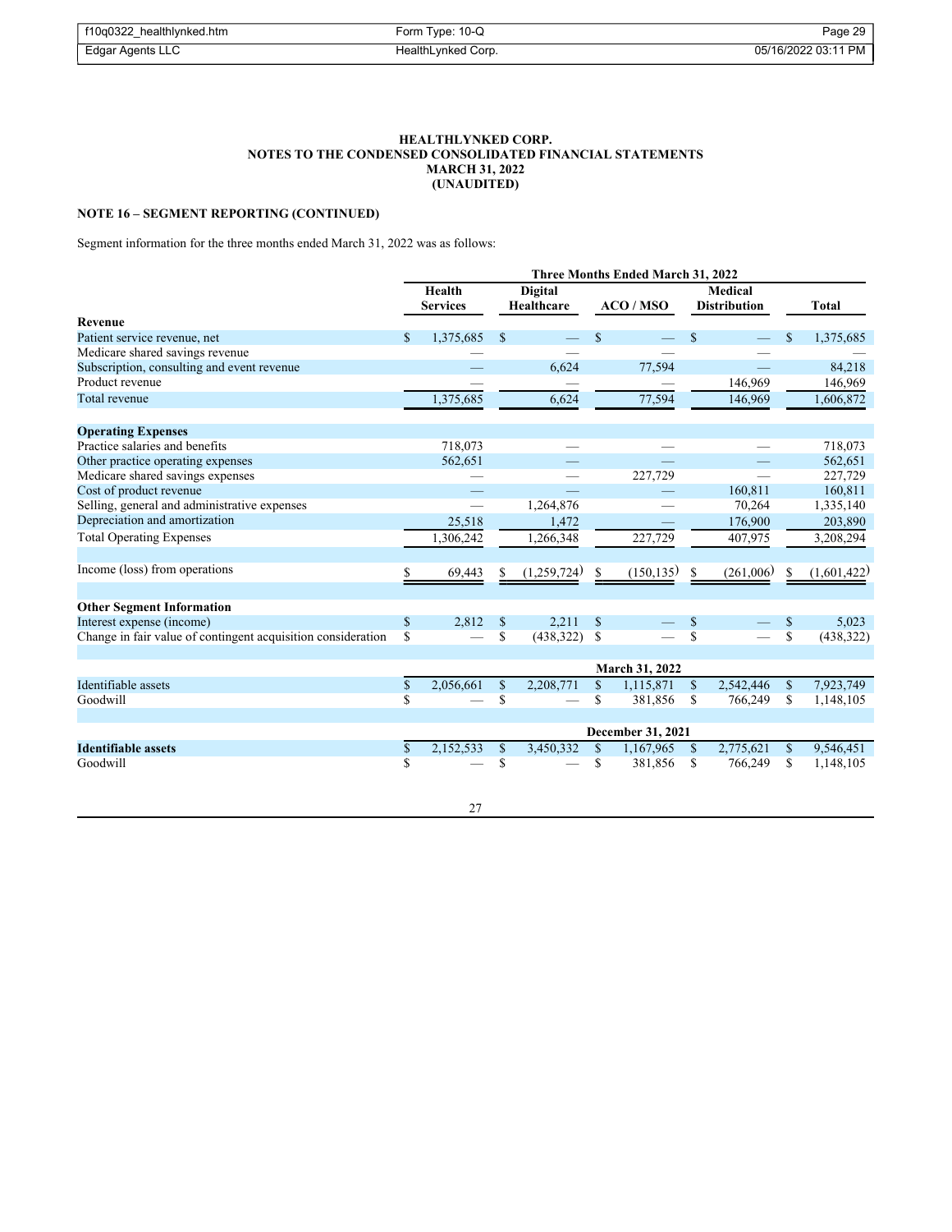**HEALTHLYNKED CORP.**
**NOTES TO THE CONDENSED CONSOLIDATED FINANCIAL STATEMENTS**
**MARCH 31, 2022**
**(UNAUDITED)**

**NOTE 16 – SEGMENT REPORTING (CONTINUED)**

Segment information for the three months ended March 31, 2022 was as follows:

| | Three Months Ended March 31, 2022 | | | | |
|---|---|---|---|---|---|
| | Health Services | Digital Healthcare | ACO / MSO | Medical Distribution | Total |
| **Revenue** | | | | | |
| Patient service revenue, net | $ 1,375,685 | $ — | $ — | $ — | $ 1,375,685 |
| Medicare shared savings revenue | — | — | — | — | — |
| Subscription, consulting and event revenue | — | 6,624 | 77,594 | — | 84,218 |
| Product revenue | — | — | — | 146,969 | 146,969 |
| Total revenue | 1,375,685 | 6,624 | 77,594 | 146,969 | 1,606,872 |
| **Operating Expenses** | | | | | |
| Practice salaries and benefits | 718,073 | — | — | — | 718,073 |
| Other practice operating expenses | 562,651 | — | — | — | 562,651 |
| Medicare shared savings expenses | — | — | 227,729 | — | 227,729 |
| Cost of product revenue | — | — | — | 160,811 | 160,811 |
| Selling, general and administrative expenses | — | 1,264,876 | — | 70,264 | 1,335,140 |
| Depreciation and amortization | 25,518 | 1,472 | — | 176,900 | 203,890 |
| Total Operating Expenses | 1,306,242 | 1,266,348 | 227,729 | 407,975 | 3,208,294 |
| Income (loss) from operations | $ 69,443 | $ (1,259,724) | $ (150,135) | $ (261,006) | $ (1,601,422) |
| **Other Segment Information** | | | | | |
| Interest expense (income) | $ 2,812 | $ 2,211 | $ — | $ — | $ 5,023 |
| Change in fair value of contingent acquisition consideration | $ — | $ (438,322) | $ — | $ — | $ (438,322) |
| | | | March 31, 2022 | | |
| Identifiable assets | $ 2,056,661 | $ 2,208,771 | $ 1,115,871 | $ 2,542,446 | $ 7,923,749 |
| Goodwill | $ — | $ — | $ 381,856 | $ 766,249 | $ 1,148,105 |
| | | | December 31, 2021 | | |
| **Identifiable assets** | $ 2,152,533 | $ 3,450,332 | $ 1,167,965 | $ 2,775,621 | $ 9,546,451 |
| Goodwill | $ — | $ — | $ 381,856 | $ 766,249 | $ 1,148,105 |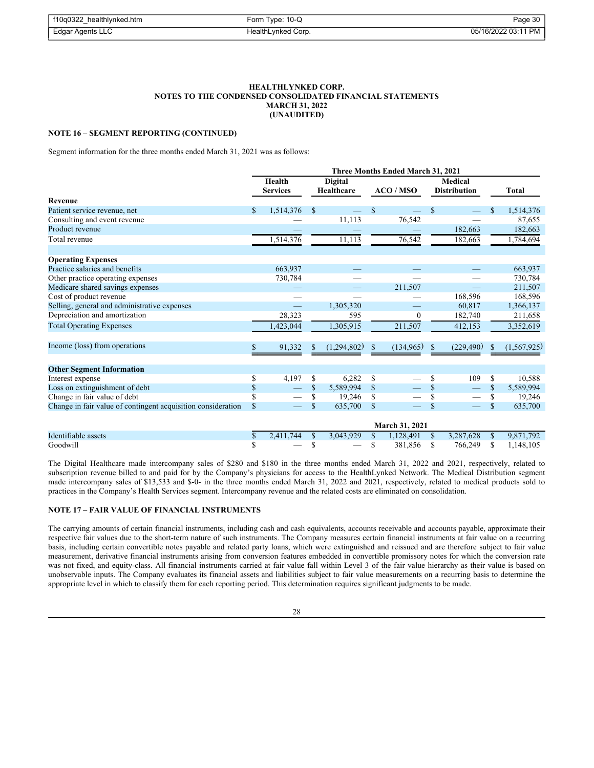**HEALTHLYNKED CORP.**
**NOTES TO THE CONDENSED CONSOLIDATED FINANCIAL STATEMENTS**
**MARCH 31, 2022**
**(UNAUDITED)**

**NOTE 16 – SEGMENT REPORTING (CONTINUED)**

Segment information for the three months ended March 31, 2021 was as follows:

| | Three Months Ended March 31, 2021 | | | | |
|---|---|---|---|---|---|
| | Health Services | Digital Healthcare | ACO / MSO | Medical Distribution | Total |
| **Revenue** | | | | | |
| Patient service revenue, net | $ 1,514,376 | $ — | $ — | $ — | $ 1,514,376 |
| Consulting and event revenue | — | 11,113 | 76,542 | — | 87,655 |
| Product revenue | — | — | — | 182,663 | 182,663 |
| Total revenue | 1,514,376 | 11,113 | 76,542 | 182,663 | 1,784,694 |
| | | | | | |
| **Operating Expenses** | | | | | |
| Practice salaries and benefits | 663,937 | — | — | — | 663,937 |
| Other practice operating expenses | 730,784 | — | — | — | 730,784 |
| Medicare shared savings expenses | — | — | 211,507 | — | 211,507 |
| Cost of product revenue | — | — | — | 168,596 | 168,596 |
| Selling, general and administrative expenses | — | 1,305,320 | — | 60,817 | 1,366,137 |
| Depreciation and amortization | 28,323 | 595 | 0 | 182,740 | 211,658 |
| Total Operating Expenses | 1,423,044 | 1,305,915 | 211,507 | 412,153 | 3,352,619 |
| | | | | | |
| Income (loss) from operations | $ 91,332 | $ (1,294,802) | $ (134,965) | $ (229,490) | $ (1,567,925) |
| | | | | | |
| **Other Segment Information** | | | | | |
| Interest expense | $ 4,197 | $ 6,282 | $ — | $ 109 | $ 10,588 |
| Loss on extinguishment of debt | $ — | $ 5,589,994 | $ — | $ — | $ 5,589,994 |
| Change in fair value of debt | $ — | $ 19,246 | $ — | $ — | $ 19,246 |
| Change in fair value of contingent acquisition consideration | $ — | $ 635,700 | $ — | $ — | $ 635,700 |
| | | | | | |
| | March 31, 2021 | | | | |
| Identifiable assets | $ 2,411,744 | $ 3,043,929 | $ 1,128,491 | $ 3,287,628 | $ 9,871,792 |
| Goodwill | $ — | $ — | $ 381,856 | $ 766,249 | $ 1,148,105 |

The Digital Healthcare made intercompany sales of $280 and $180 in the three months ended March 31, 2022 and 2021, respectively, related to subscription revenue billed to and paid for by the Company's physicians for access to the HealthLynked Network. The Medical Distribution segment made intercompany sales of $13,533 and $-0- in the three months ended March 31, 2022 and 2021, respectively, related to medical products sold to practices in the Company's Health Services segment. Intercompany revenue and the related costs are eliminated on consolidation.

**NOTE 17 – FAIR VALUE OF FINANCIAL INSTRUMENTS**

The carrying amounts of certain financial instruments, including cash and cash equivalents, accounts receivable and accounts payable, approximate their respective fair values due to the short-term nature of such instruments. The Company measures certain financial instruments at fair value on a recurring basis, including certain convertible notes payable and related party loans, which were extinguished and reissued and are therefore subject to fair value measurement, derivative financial instruments arising from conversion features embedded in convertible promissory notes for which the conversion rate was not fixed, and equity-class. All financial instruments carried at fair value fall within Level 3 of the fair value hierarchy as their value is based on unobservable inputs. The Company evaluates its financial assets and liabilities subject to fair value measurements on a recurring basis to determine the appropriate level in which to classify them for each reporting period. This determination requires significant judgments to be made.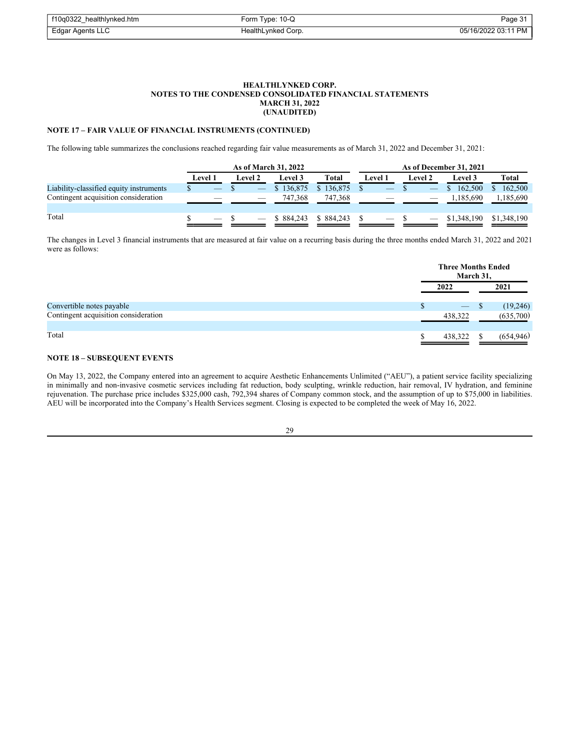**HEALTHLYNKED CORP.**
**NOTES TO THE CONDENSED CONSOLIDATED FINANCIAL STATEMENTS**
**MARCH 31, 2022**
**(UNAUDITED)**

**NOTE 17 – FAIR VALUE OF FINANCIAL INSTRUMENTS (CONTINUED)**

The following table summarizes the conclusions reached regarding fair value measurements as of March 31, 2022 and December 31, 2021:

| | As of March 31, 2022 | | | | As of December 31, 2021 | | | |
|---|---|---|---|---|---|---|---|---|
| | Level 1 | Level 2 | Level 3 | Total | Level 1 | Level 2 | Level 3 | Total |
| Liability-classified equity instruments | $ — | $ — | $ 136,875 | $ 136,875 | $ — | $ — | $ 162,500 | $ 162,500 |
| Contingent acquisition consideration | — | — | 747,368 | 747,368 | — | — | 1,185,690 | 1,185,690 |
| Total | $ — | $ — | $ 884,243 | $ 884,243 | $ — | $ — | $1,348,190 | $1,348,190 |

The changes in Level 3 financial instruments that are measured at fair value on a recurring basis during the three months ended March 31, 2022 and 2021 were as follows:

| | Three Months Ended March 31, | |
|---|---|---|
| | 2022 | 2021 |
| Convertible notes payable | $ — | $ (19,246) |
| Contingent acquisition consideration | 438,322 | (635,700) |
| Total | $ 438,322 | $ (654,946) |

**NOTE 18 – SUBSEQUENT EVENTS**

On May 13, 2022, the Company entered into an agreement to acquire Aesthetic Enhancements Unlimited ("AEU"), a patient service facility specializing in minimally and non-invasive cosmetic services including fat reduction, body sculpting, wrinkle reduction, hair removal, IV hydration, and feminine rejuvenation. The purchase price includes $325,000 cash, 792,394 shares of Company common stock, and the assumption of up to $75,000 in liabilities. AEU will be incorporated into the Company's Health Services segment. Closing is expected to be completed the week of May 16, 2022.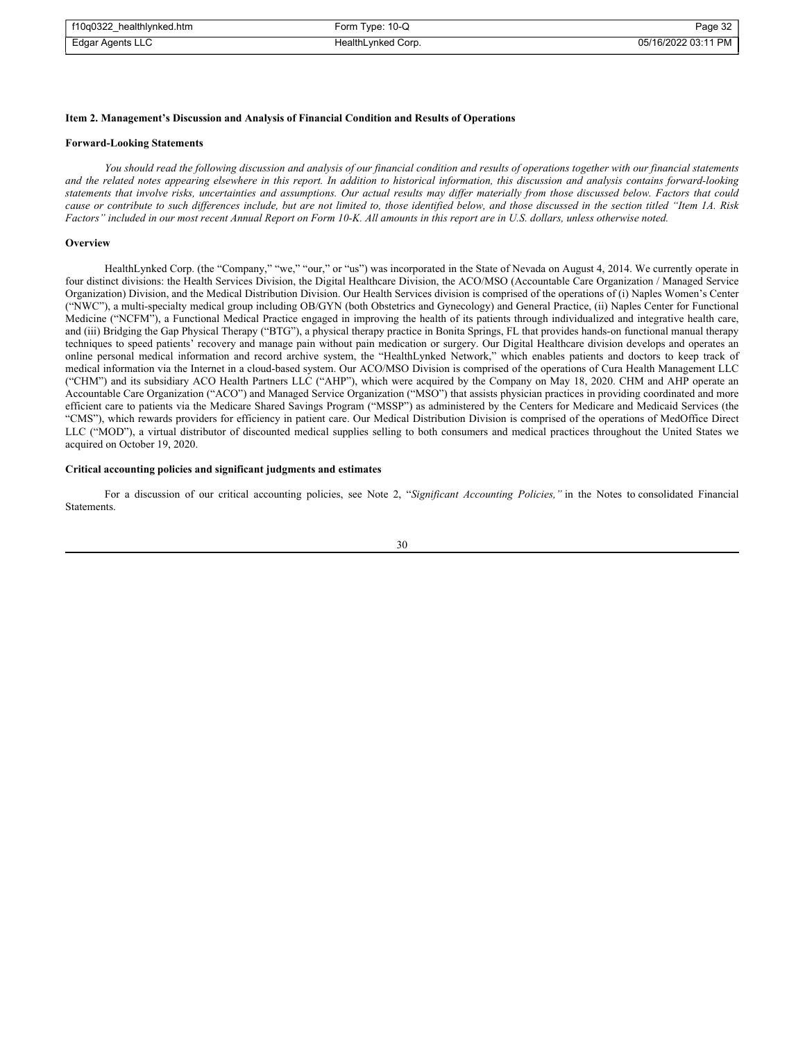**Item 2. Management's Discussion and Analysis of Financial Condition and Results of Operations**

**Forward-Looking Statements**

*You should read the following discussion and analysis of our financial condition and results of operations together with our financial statements and the related notes appearing elsewhere in this report. In addition to historical information, this discussion and analysis contains forward-looking statements that involve risks, uncertainties and assumptions. Our actual results may differ materially from those discussed below. Factors that could cause or contribute to such differences include, but are not limited to, those identified below, and those discussed in the section titled "Item 1A. Risk Factors" included in our most recent Annual Report on Form 10-K. All amounts in this report are in U.S. dollars, unless otherwise noted.*

**Overview**

HealthLynked Corp. (the "Company," "we," "our," or "us") was incorporated in the State of Nevada on August 4, 2014. We currently operate in four distinct divisions: the Health Services Division, the Digital Healthcare Division, the ACO/MSO (Accountable Care Organization / Managed Service Organization) Division, and the Medical Distribution Division. Our Health Services division is comprised of the operations of (i) Naples Women's Center ("NWC"), a multi-specialty medical group including OB/GYN (both Obstetrics and Gynecology) and General Practice, (ii) Naples Center for Functional Medicine ("NCFM"), a Functional Medical Practice engaged in improving the health of its patients through individualized and integrative health care, and (iii) Bridging the Gap Physical Therapy ("BTG"), a physical therapy practice in Bonita Springs, FL that provides hands-on functional manual therapy techniques to speed patients' recovery and manage pain without pain medication or surgery. Our Digital Healthcare division develops and operates an online personal medical information and record archive system, the "HealthLynked Network," which enables patients and doctors to keep track of medical information via the Internet in a cloud-based system. Our ACO/MSO Division is comprised of the operations of Cura Health Management LLC ("CHM") and its subsidiary ACO Health Partners LLC ("AHP"), which were acquired by the Company on May 18, 2020. CHM and AHP operate an Accountable Care Organization ("ACO") and Managed Service Organization ("MSO") that assists physician practices in providing coordinated and more efficient care to patients via the Medicare Shared Savings Program ("MSSP") as administered by the Centers for Medicare and Medicaid Services (the "CMS"), which rewards providers for efficiency in patient care. Our Medical Distribution Division is comprised of the operations of MedOffice Direct LLC ("MOD"), a virtual distributor of discounted medical supplies selling to both consumers and medical practices throughout the United States we acquired on October 19, 2020.

**Critical accounting policies and significant judgments and estimates**

For a discussion of our critical accounting policies, see Note 2, "*Significant Accounting Policies,"* in the Notes to consolidated Financial Statements.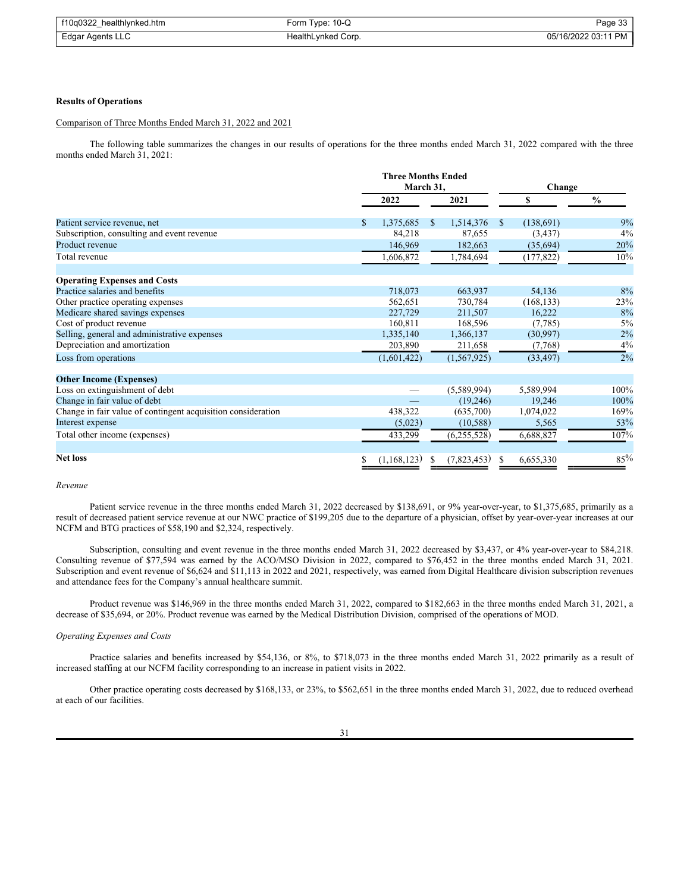**Results of Operations**

Comparison of Three Months Ended March 31, 2022 and 2021

The following table summarizes the changes in our results of operations for the three months ended March 31, 2022 compared with the three months ended March 31, 2021:

| | Three Months Ended March 31, | | Change | |
|---|---|---|---|---|
| | 2022 | 2021 | $ | % |
| Patient service revenue, net | $ 1,375,685 | $ 1,514,376 | $ (138,691) | 9% |
| Subscription, consulting and event revenue | 84,218 | 87,655 | (3,437) | 4% |
| Product revenue | 146,969 | 182,663 | (35,694) | 20% |
| Total revenue | 1,606,872 | 1,784,694 | (177,822) | 10% |
| **Operating Expenses and Costs** | | | | |
| Practice salaries and benefits | 718,073 | 663,937 | 54,136 | 8% |
| Other practice operating expenses | 562,651 | 730,784 | (168,133) | 23% |
| Medicare shared savings expenses | 227,729 | 211,507 | 16,222 | 8% |
| Cost of product revenue | 160,811 | 168,596 | (7,785) | 5% |
| Selling, general and administrative expenses | 1,335,140 | 1,366,137 | (30,997) | 2% |
| Depreciation and amortization | 203,890 | 211,658 | (7,768) | 4% |
| Loss from operations | (1,601,422) | (1,567,925) | (33,497) | 2% |
| **Other Income (Expenses)** | | | | |
| Loss on extinguishment of debt | — | (5,589,994) | 5,589,994 | 100% |
| Change in fair value of debt | — | (19,246) | 19,246 | 100% |
| Change in fair value of contingent acquisition consideration | 438,322 | (635,700) | 1,074,022 | 169% |
| Interest expense | (5,023) | (10,588) | 5,565 | 53% |
| Total other income (expenses) | 433,299 | (6,255,528) | 6,688,827 | 107% |
| **Net loss** | $ (1,168,123) | $ (7,823,453) | $ 6,655,330 | 85% |

*Revenue*

Patient service revenue in the three months ended March 31, 2022 decreased by $138,691, or 9% year-over-year, to $1,375,685, primarily as a result of decreased patient service revenue at our NWC practice of $199,205 due to the departure of a physician, offset by year-over-year increases at our NCFM and BTG practices of $58,190 and $2,324, respectively.

Subscription, consulting and event revenue in the three months ended March 31, 2022 decreased by $3,437, or 4% year-over-year to $84,218. Consulting revenue of $77,594 was earned by the ACO/MSO Division in 2022, compared to $76,452 in the three months ended March 31, 2021. Subscription and event revenue of $6,624 and $11,113 in 2022 and 2021, respectively, was earned from Digital Healthcare division subscription revenues and attendance fees for the Company's annual healthcare summit.

Product revenue was $146,969 in the three months ended March 31, 2022, compared to $182,663 in the three months ended March 31, 2021, a decrease of $35,694, or 20%. Product revenue was earned by the Medical Distribution Division, comprised of the operations of MOD.

*Operating Expenses and Costs*

Practice salaries and benefits increased by $54,136, or 8%, to $718,073 in the three months ended March 31, 2022 primarily as a result of increased staffing at our NCFM facility corresponding to an increase in patient visits in 2022.

Other practice operating costs decreased by $168,133, or 23%, to $562,651 in the three months ended March 31, 2022, due to reduced overhead at each of our facilities.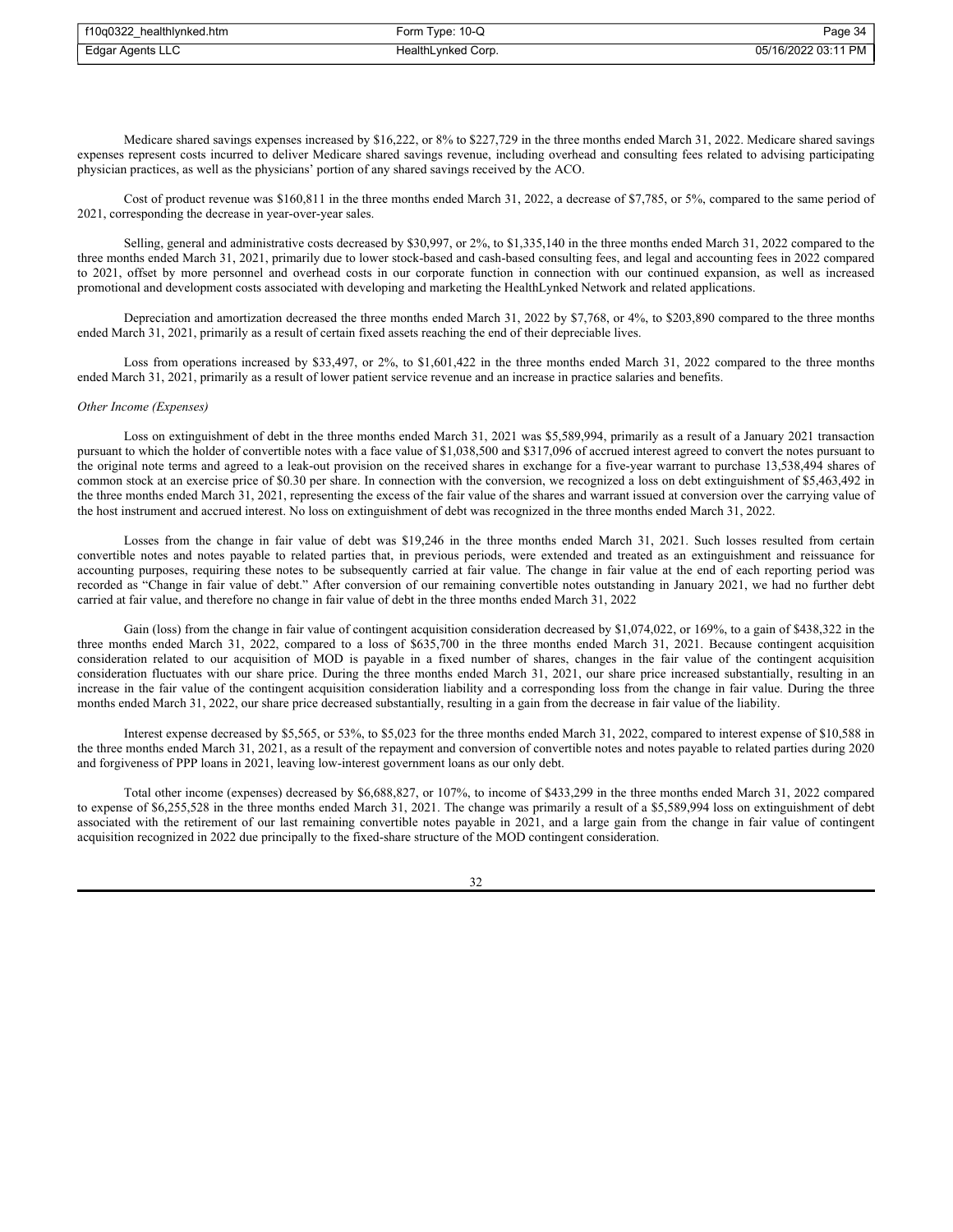Medicare shared savings expenses increased by $16,222, or 8% to $227,729 in the three months ended March 31, 2022. Medicare shared savings expenses represent costs incurred to deliver Medicare shared savings revenue, including overhead and consulting fees related to advising participating physician practices, as well as the physicians' portion of any shared savings received by the ACO.

Cost of product revenue was $160,811 in the three months ended March 31, 2022, a decrease of $7,785, or 5%, compared to the same period of 2021, corresponding the decrease in year-over-year sales.

Selling, general and administrative costs decreased by $30,997, or 2%, to $1,335,140 in the three months ended March 31, 2022 compared to the three months ended March 31, 2021, primarily due to lower stock-based and cash-based consulting fees, and legal and accounting fees in 2022 compared to 2021, offset by more personnel and overhead costs in our corporate function in connection with our continued expansion, as well as increased promotional and development costs associated with developing and marketing the HealthLynked Network and related applications.

Depreciation and amortization decreased the three months ended March 31, 2022 by $7,768, or 4%, to $203,890 compared to the three months ended March 31, 2021, primarily as a result of certain fixed assets reaching the end of their depreciable lives.

Loss from operations increased by $33,497, or 2%, to $1,601,422 in the three months ended March 31, 2022 compared to the three months ended March 31, 2021, primarily as a result of lower patient service revenue and an increase in practice salaries and benefits.

*Other Income (Expenses)*

Loss on extinguishment of debt in the three months ended March 31, 2021 was $5,589,994, primarily as a result of a January 2021 transaction pursuant to which the holder of convertible notes with a face value of $1,038,500 and $317,096 of accrued interest agreed to convert the notes pursuant to the original note terms and agreed to a leak-out provision on the received shares in exchange for a five-year warrant to purchase 13,538,494 shares of common stock at an exercise price of $0.30 per share. In connection with the conversion, we recognized a loss on debt extinguishment of $5,463,492 in the three months ended March 31, 2021, representing the excess of the fair value of the shares and warrant issued at conversion over the carrying value of the host instrument and accrued interest. No loss on extinguishment of debt was recognized in the three months ended March 31, 2022.

Losses from the change in fair value of debt was $19,246 in the three months ended March 31, 2021. Such losses resulted from certain convertible notes and notes payable to related parties that, in previous periods, were extended and treated as an extinguishment and reissuance for accounting purposes, requiring these notes to be subsequently carried at fair value. The change in fair value at the end of each reporting period was recorded as "Change in fair value of debt." After conversion of our remaining convertible notes outstanding in January 2021, we had no further debt carried at fair value, and therefore no change in fair value of debt in the three months ended March 31, 2022

Gain (loss) from the change in fair value of contingent acquisition consideration decreased by $1,074,022, or 169%, to a gain of $438,322 in the three months ended March 31, 2022, compared to a loss of $635,700 in the three months ended March 31, 2021. Because contingent acquisition consideration related to our acquisition of MOD is payable in a fixed number of shares, changes in the fair value of the contingent acquisition consideration fluctuates with our share price. During the three months ended March 31, 2021, our share price increased substantially, resulting in an increase in the fair value of the contingent acquisition consideration liability and a corresponding loss from the change in fair value. During the three months ended March 31, 2022, our share price decreased substantially, resulting in a gain from the decrease in fair value of the liability.

Interest expense decreased by $5,565, or 53%, to $5,023 for the three months ended March 31, 2022, compared to interest expense of $10,588 in the three months ended March 31, 2021, as a result of the repayment and conversion of convertible notes and notes payable to related parties during 2020 and forgiveness of PPP loans in 2021, leaving low-interest government loans as our only debt.

Total other income (expenses) decreased by $6,688,827, or 107%, to income of $433,299 in the three months ended March 31, 2022 compared to expense of $6,255,528 in the three months ended March 31, 2021. The change was primarily a result of a $5,589,994 loss on extinguishment of debt associated with the retirement of our last remaining convertible notes payable in 2021, and a large gain from the change in fair value of contingent acquisition recognized in 2022 due principally to the fixed-share structure of the MOD contingent consideration.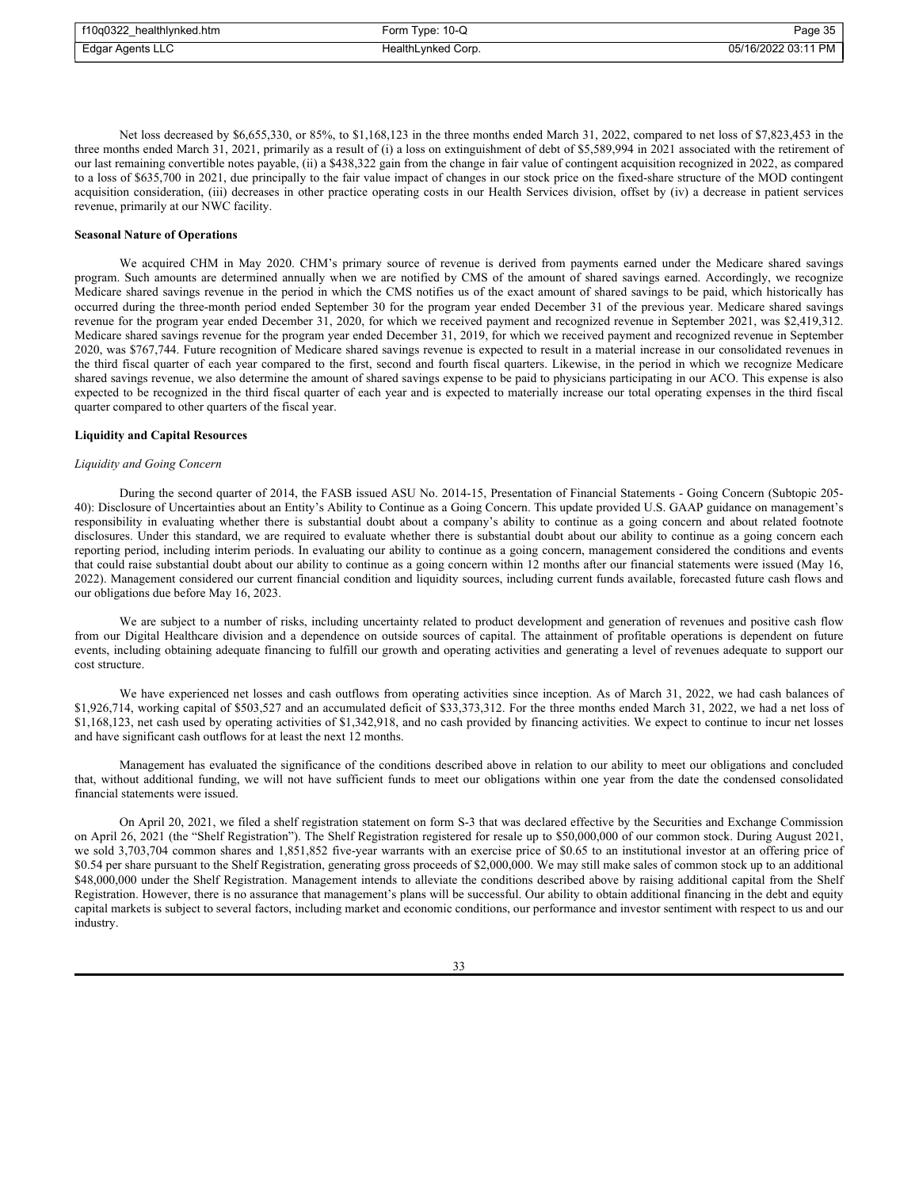Net loss decreased by $6,655,330, or 85%, to $1,168,123 in the three months ended March 31, 2022, compared to net loss of $7,823,453 in the three months ended March 31, 2021, primarily as a result of (i) a loss on extinguishment of debt of $5,589,994 in 2021 associated with the retirement of our last remaining convertible notes payable, (ii) a $438,322 gain from the change in fair value of contingent acquisition recognized in 2022, as compared to a loss of $635,700 in 2021, due principally to the fair value impact of changes in our stock price on the fixed-share structure of the MOD contingent acquisition consideration, (iii) decreases in other practice operating costs in our Health Services division, offset by (iv) a decrease in patient services revenue, primarily at our NWC facility.

**Seasonal Nature of Operations**

We acquired CHM in May 2020. CHM's primary source of revenue is derived from payments earned under the Medicare shared savings program. Such amounts are determined annually when we are notified by CMS of the amount of shared savings earned. Accordingly, we recognize Medicare shared savings revenue in the period in which the CMS notifies us of the exact amount of shared savings to be paid, which historically has occurred during the three-month period ended September 30 for the program year ended December 31 of the previous year. Medicare shared savings revenue for the program year ended December 31, 2020, for which we received payment and recognized revenue in September 2021, was $2,419,312. Medicare shared savings revenue for the program year ended December 31, 2019, for which we received payment and recognized revenue in September 2020, was $767,744. Future recognition of Medicare shared savings revenue is expected to result in a material increase in our consolidated revenues in the third fiscal quarter of each year compared to the first, second and fourth fiscal quarters. Likewise, in the period in which we recognize Medicare shared savings revenue, we also determine the amount of shared savings expense to be paid to physicians participating in our ACO. This expense is also expected to be recognized in the third fiscal quarter of each year and is expected to materially increase our total operating expenses in the third fiscal quarter compared to other quarters of the fiscal year.

**Liquidity and Capital Resources**

*Liquidity and Going Concern*

During the second quarter of 2014, the FASB issued ASU No. 2014-15, Presentation of Financial Statements - Going Concern (Subtopic 205-40): Disclosure of Uncertainties about an Entity's Ability to Continue as a Going Concern. This update provided U.S. GAAP guidance on management's responsibility in evaluating whether there is substantial doubt about a company's ability to continue as a going concern and about related footnote disclosures. Under this standard, we are required to evaluate whether there is substantial doubt about our ability to continue as a going concern each reporting period, including interim periods. In evaluating our ability to continue as a going concern, management considered the conditions and events that could raise substantial doubt about our ability to continue as a going concern within 12 months after our financial statements were issued (May 16, 2022). Management considered our current financial condition and liquidity sources, including current funds available, forecasted future cash flows and our obligations due before May 16, 2023.

We are subject to a number of risks, including uncertainty related to product development and generation of revenues and positive cash flow from our Digital Healthcare division and a dependence on outside sources of capital. The attainment of profitable operations is dependent on future events, including obtaining adequate financing to fulfill our growth and operating activities and generating a level of revenues adequate to support our cost structure.

We have experienced net losses and cash outflows from operating activities since inception. As of March 31, 2022, we had cash balances of $1,926,714, working capital of $503,527 and an accumulated deficit of $33,373,312. For the three months ended March 31, 2022, we had a net loss of $1,168,123, net cash used by operating activities of $1,342,918, and no cash provided by financing activities. We expect to continue to incur net losses and have significant cash outflows for at least the next 12 months.

Management has evaluated the significance of the conditions described above in relation to our ability to meet our obligations and concluded that, without additional funding, we will not have sufficient funds to meet our obligations within one year from the date the condensed consolidated financial statements were issued.

On April 20, 2021, we filed a shelf registration statement on form S-3 that was declared effective by the Securities and Exchange Commission on April 26, 2021 (the "Shelf Registration"). The Shelf Registration registered for resale up to $50,000,000 of our common stock. During August 2021, we sold 3,703,704 common shares and 1,851,852 five-year warrants with an exercise price of $0.65 to an institutional investor at an offering price of $0.54 per share pursuant to the Shelf Registration, generating gross proceeds of $2,000,000. We may still make sales of common stock up to an additional $48,000,000 under the Shelf Registration. Management intends to alleviate the conditions described above by raising additional capital from the Shelf Registration. However, there is no assurance that management's plans will be successful. Our ability to obtain additional financing in the debt and equity capital markets is subject to several factors, including market and economic conditions, our performance and investor sentiment with respect to us and our industry.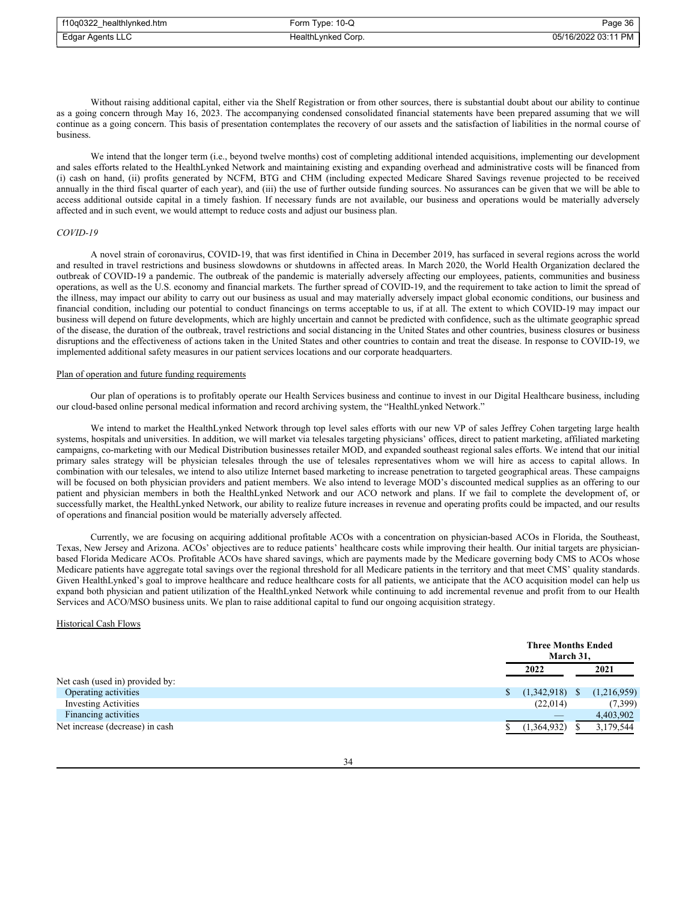Without raising additional capital, either via the Shelf Registration or from other sources, there is substantial doubt about our ability to continue as a going concern through May 16, 2023. The accompanying condensed consolidated financial statements have been prepared assuming that we will continue as a going concern. This basis of presentation contemplates the recovery of our assets and the satisfaction of liabilities in the normal course of business.

We intend that the longer term (i.e., beyond twelve months) cost of completing additional intended acquisitions, implementing our development and sales efforts related to the HealthLynked Network and maintaining existing and expanding overhead and administrative costs will be financed from (i) cash on hand, (ii) profits generated by NCFM, BTG and CHM (including expected Medicare Shared Savings revenue projected to be received annually in the third fiscal quarter of each year), and (iii) the use of further outside funding sources. No assurances can be given that we will be able to access additional outside capital in a timely fashion. If necessary funds are not available, our business and operations would be materially adversely affected and in such event, we would attempt to reduce costs and adjust our business plan.

*COVID-19*

A novel strain of coronavirus, COVID-19, that was first identified in China in December 2019, has surfaced in several regions across the world and resulted in travel restrictions and business slowdowns or shutdowns in affected areas. In March 2020, the World Health Organization declared the outbreak of COVID-19 a pandemic. The outbreak of the pandemic is materially adversely affecting our employees, patients, communities and business operations, as well as the U.S. economy and financial markets. The further spread of COVID-19, and the requirement to take action to limit the spread of the illness, may impact our ability to carry out our business as usual and may materially adversely impact global economic conditions, our business and financial condition, including our potential to conduct financings on terms acceptable to us, if at all. The extent to which COVID-19 may impact our business will depend on future developments, which are highly uncertain and cannot be predicted with confidence, such as the ultimate geographic spread of the disease, the duration of the outbreak, travel restrictions and social distancing in the United States and other countries, business closures or business disruptions and the effectiveness of actions taken in the United States and other countries to contain and treat the disease. In response to COVID-19, we implemented additional safety measures in our patient services locations and our corporate headquarters.

Plan of operation and future funding requirements

Our plan of operations is to profitably operate our Health Services business and continue to invest in our Digital Healthcare business, including our cloud-based online personal medical information and record archiving system, the "HealthLynked Network."

We intend to market the HealthLynked Network through top level sales efforts with our new VP of sales Jeffrey Cohen targeting large health systems, hospitals and universities. In addition, we will market via telesales targeting physicians' offices, direct to patient marketing, affiliated marketing campaigns, co-marketing with our Medical Distribution businesses retailer MOD, and expanded southeast regional sales efforts. We intend that our initial primary sales strategy will be physician telesales through the use of telesales representatives whom we will hire as access to capital allows. In combination with our telesales, we intend to also utilize Internet based marketing to increase penetration to targeted geographical areas. These campaigns will be focused on both physician providers and patient members. We also intend to leverage MOD's discounted medical supplies as an offering to our patient and physician members in both the HealthLynked Network and our ACO network and plans. If we fail to complete the development of, or successfully market, the HealthLynked Network, our ability to realize future increases in revenue and operating profits could be impacted, and our results of operations and financial position would be materially adversely affected.

Currently, we are focusing on acquiring additional profitable ACOs with a concentration on physician-based ACOs in Florida, the Southeast, Texas, New Jersey and Arizona. ACOs' objectives are to reduce patients' healthcare costs while improving their health. Our initial targets are physician-based Florida Medicare ACOs. Profitable ACOs have shared savings, which are payments made by the Medicare governing body CMS to ACOs whose Medicare patients have aggregate total savings over the regional threshold for all Medicare patients in the territory and that meet CMS' quality standards. Given HealthLynked's goal to improve healthcare and reduce healthcare costs for all patients, we anticipate that the ACO acquisition model can help us expand both physician and patient utilization of the HealthLynked Network while continuing to add incremental revenue and profit from to our Health Services and ACO/MSO business units. We plan to raise additional capital to fund our ongoing acquisition strategy.

Historical Cash Flows

| | Three Months Ended March 31, | |
| --- | --- | --- |
| | **2022** | **2021** |
| Net cash (used in) provided by: | | |
| Operating activities | $ (1,342,918) | $ (1,216,959) |
| Investing Activities | (22,014) | (7,399) |
| Financing activities | — | 4,403,902 |
| Net increase (decrease) in cash | $ (1,364,932) | $ 3,179,544 |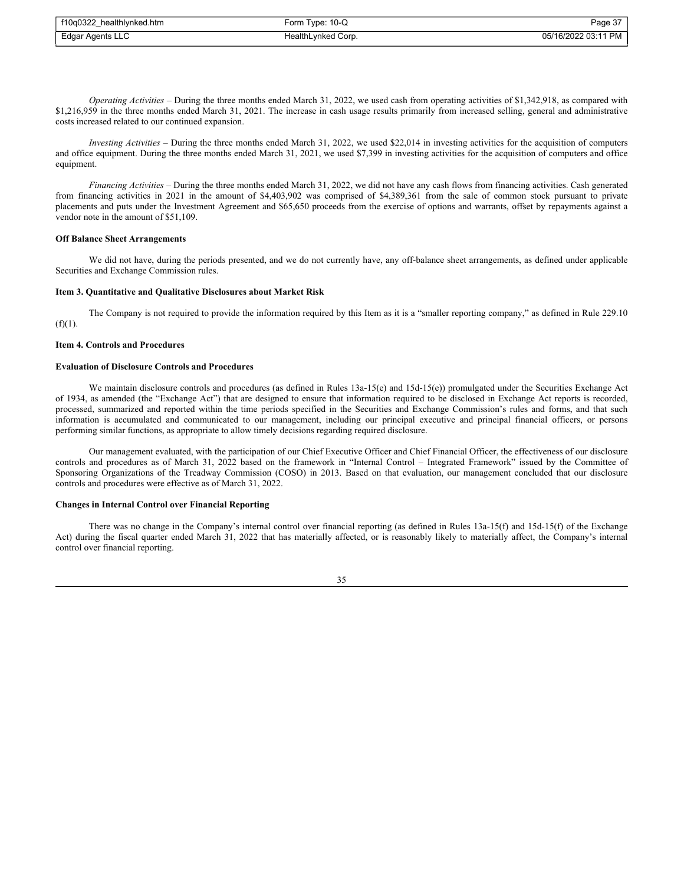*Operating Activities* – During the three months ended March 31, 2022, we used cash from operating activities of $1,342,918, as compared with $1,216,959 in the three months ended March 31, 2021. The increase in cash usage results primarily from increased selling, general and administrative costs increased related to our continued expansion.

*Investing Activities* – During the three months ended March 31, 2022, we used $22,014 in investing activities for the acquisition of computers and office equipment. During the three months ended March 31, 2021, we used $7,399 in investing activities for the acquisition of computers and office equipment.

*Financing Activities* – During the three months ended March 31, 2022, we did not have any cash flows from financing activities. Cash generated from financing activities in 2021 in the amount of $4,403,902 was comprised of $4,389,361 from the sale of common stock pursuant to private placements and puts under the Investment Agreement and $65,650 proceeds from the exercise of options and warrants, offset by repayments against a vendor note in the amount of $51,109.

**Off Balance Sheet Arrangements**

We did not have, during the periods presented, and we do not currently have, any off-balance sheet arrangements, as defined under applicable Securities and Exchange Commission rules.

**Item 3. Quantitative and Qualitative Disclosures about Market Risk**

The Company is not required to provide the information required by this Item as it is a "smaller reporting company," as defined in Rule 229.10 (f)(1).

**Item 4. Controls and Procedures**

**Evaluation of Disclosure Controls and Procedures**

We maintain disclosure controls and procedures (as defined in Rules 13a-15(e) and 15d-15(e)) promulgated under the Securities Exchange Act of 1934, as amended (the "Exchange Act") that are designed to ensure that information required to be disclosed in Exchange Act reports is recorded, processed, summarized and reported within the time periods specified in the Securities and Exchange Commission's rules and forms, and that such information is accumulated and communicated to our management, including our principal executive and principal financial officers, or persons performing similar functions, as appropriate to allow timely decisions regarding required disclosure.

Our management evaluated, with the participation of our Chief Executive Officer and Chief Financial Officer, the effectiveness of our disclosure controls and procedures as of March 31, 2022 based on the framework in "Internal Control – Integrated Framework" issued by the Committee of Sponsoring Organizations of the Treadway Commission (COSO) in 2013. Based on that evaluation, our management concluded that our disclosure controls and procedures were effective as of March 31, 2022.

**Changes in Internal Control over Financial Reporting**

There was no change in the Company's internal control over financial reporting (as defined in Rules 13a-15(f) and 15d-15(f) of the Exchange Act) during the fiscal quarter ended March 31, 2022 that has materially affected, or is reasonably likely to materially affect, the Company's internal control over financial reporting.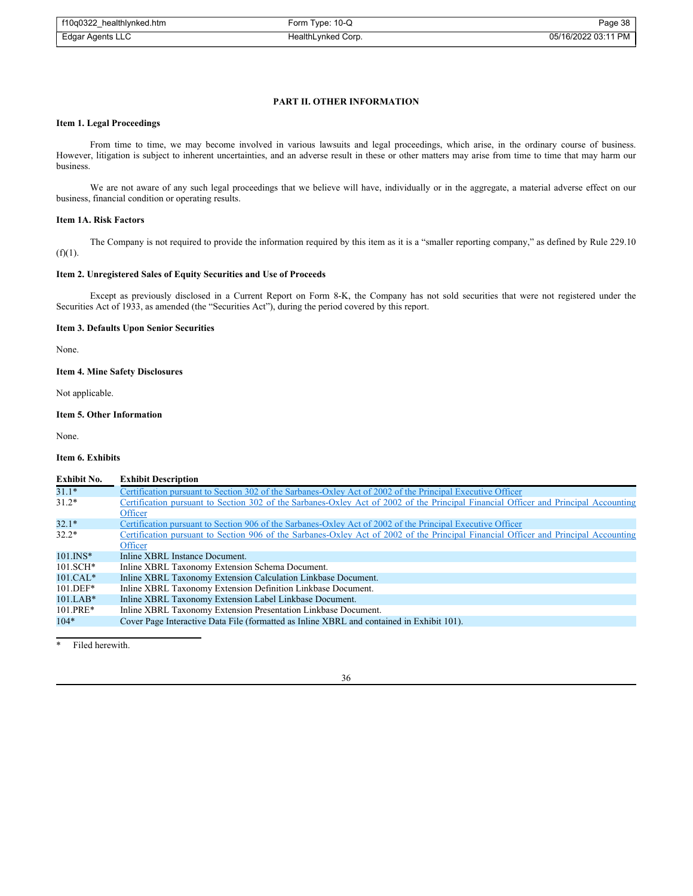## PART II. OTHER INFORMATION

### Item 1. Legal Proceedings

From time to time, we may become involved in various lawsuits and legal proceedings, which arise, in the ordinary course of business. However, litigation is subject to inherent uncertainties, and an adverse result in these or other matters may arise from time to time that may harm our business.

We are not aware of any such legal proceedings that we believe will have, individually or in the aggregate, a material adverse effect on our business, financial condition or operating results.

### Item 1A. Risk Factors

The Company is not required to provide the information required by this item as it is a "smaller reporting company," as defined by Rule 229.10 (f)(1).

### Item 2. Unregistered Sales of Equity Securities and Use of Proceeds

Except as previously disclosed in a Current Report on Form 8-K, the Company has not sold securities that were not registered under the Securities Act of 1933, as amended (the "Securities Act"), during the period covered by this report.

### Item 3. Defaults Upon Senior Securities

None.

### Item 4. Mine Safety Disclosures

Not applicable.

### Item 5. Other Information

None.

### Item 6. Exhibits

| Exhibit No. | Exhibit Description |
|---|---|
| 31.1* | Certification pursuant to Section 302 of the Sarbanes-Oxley Act of 2002 of the Principal Executive Officer |
| 31.2* | Certification pursuant to Section 302 of the Sarbanes-Oxley Act of 2002 of the Principal Financial Officer and Principal Accounting Officer |
| 32.1* | Certification pursuant to Section 906 of the Sarbanes-Oxley Act of 2002 of the Principal Executive Officer |
| 32.2* | Certification pursuant to Section 906 of the Sarbanes-Oxley Act of 2002 of the Principal Financial Officer and Principal Accounting Officer |
| 101.INS* | Inline XBRL Instance Document. |
| 101.SCH* | Inline XBRL Taxonomy Extension Schema Document. |
| 101.CAL* | Inline XBRL Taxonomy Extension Calculation Linkbase Document. |
| 101.DEF* | Inline XBRL Taxonomy Extension Definition Linkbase Document. |
| 101.LAB* | Inline XBRL Taxonomy Extension Label Linkbase Document. |
| 101.PRE* | Inline XBRL Taxonomy Extension Presentation Linkbase Document. |
| 104* | Cover Page Interactive Data File (formatted as Inline XBRL and contained in Exhibit 101). |

\* Filed herewith.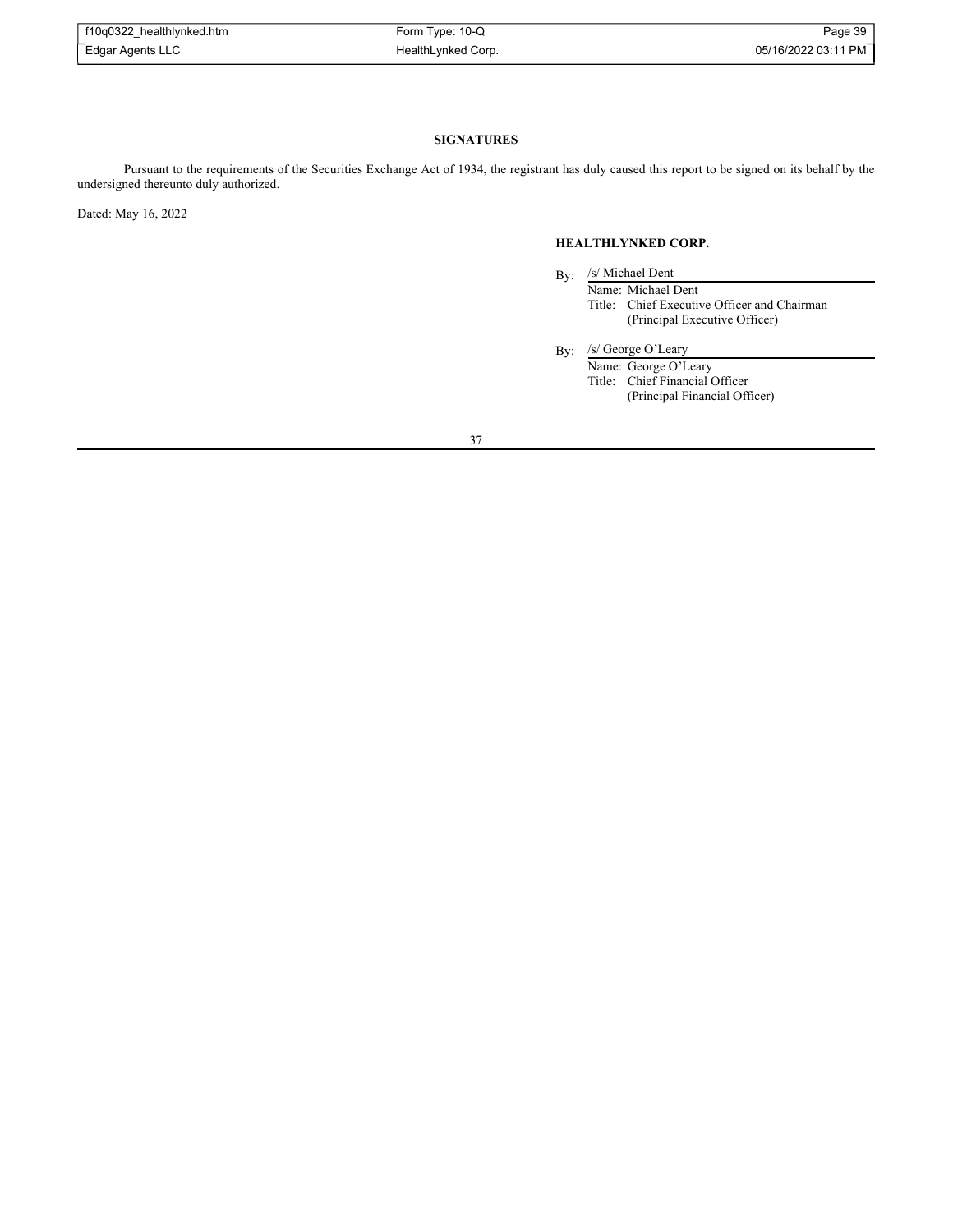## SIGNATURES

Pursuant to the requirements of the Securities Exchange Act of 1934, the registrant has duly caused this report to be signed on its behalf by the undersigned thereunto duly authorized.

Dated: May 16, 2022

**HEALTHLYNKED CORP.**

By: /s/ Michael Dent
Name: Michael Dent
Title: Chief Executive Officer and Chairman
(Principal Executive Officer)

By: /s/ George O'Leary
Name: George O'Leary
Title: Chief Financial Officer
(Principal Financial Officer)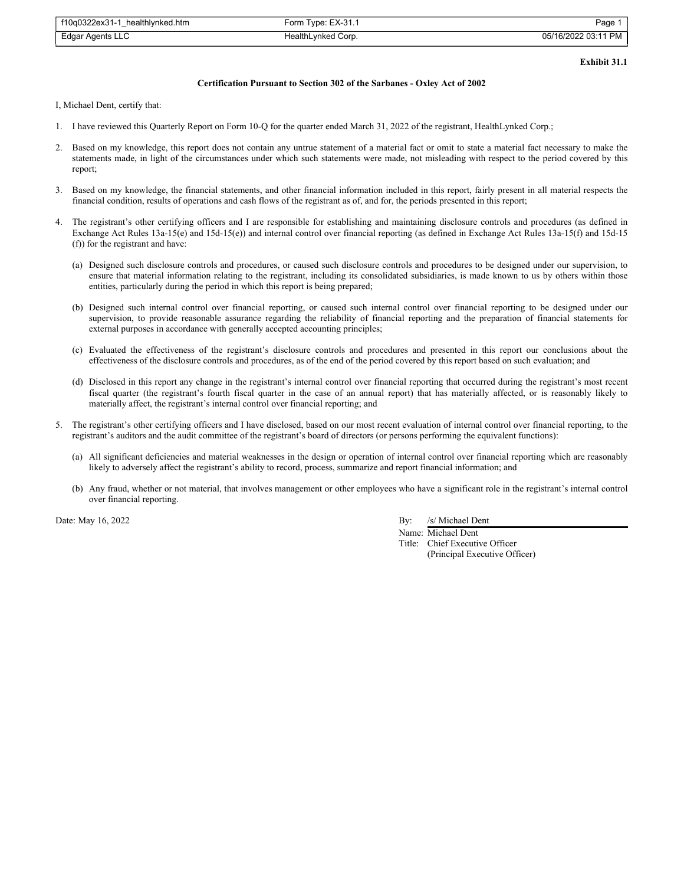**Exhibit 31.1**

**Certification Pursuant to Section 302 of the Sarbanes - Oxley Act of 2002**

I, Michael Dent, certify that:

1. I have reviewed this Quarterly Report on Form 10-Q for the quarter ended March 31, 2022 of the registrant, HealthLynked Corp.;

2. Based on my knowledge, this report does not contain any untrue statement of a material fact or omit to state a material fact necessary to make the statements made, in light of the circumstances under which such statements were made, not misleading with respect to the period covered by this report;

3. Based on my knowledge, the financial statements, and other financial information included in this report, fairly present in all material respects the financial condition, results of operations and cash flows of the registrant as of, and for, the periods presented in this report;

4. The registrant's other certifying officers and I are responsible for establishing and maintaining disclosure controls and procedures (as defined in Exchange Act Rules 13a-15(e) and 15d-15(e)) and internal control over financial reporting (as defined in Exchange Act Rules 13a-15(f) and 15d-15 (f)) for the registrant and have:

   (a) Designed such disclosure controls and procedures, or caused such disclosure controls and procedures to be designed under our supervision, to ensure that material information relating to the registrant, including its consolidated subsidiaries, is made known to us by others within those entities, particularly during the period in which this report is being prepared;

   (b) Designed such internal control over financial reporting, or caused such internal control over financial reporting to be designed under our supervision, to provide reasonable assurance regarding the reliability of financial reporting and the preparation of financial statements for external purposes in accordance with generally accepted accounting principles;

   (c) Evaluated the effectiveness of the registrant's disclosure controls and procedures and presented in this report our conclusions about the effectiveness of the disclosure controls and procedures, as of the end of the period covered by this report based on such evaluation; and

   (d) Disclosed in this report any change in the registrant's internal control over financial reporting that occurred during the registrant's most recent fiscal quarter (the registrant's fourth fiscal quarter in the case of an annual report) that has materially affected, or is reasonably likely to materially affect, the registrant's internal control over financial reporting; and

5. The registrant's other certifying officers and I have disclosed, based on our most recent evaluation of internal control over financial reporting, to the registrant's auditors and the audit committee of the registrant's board of directors (or persons performing the equivalent functions):

   (a) All significant deficiencies and material weaknesses in the design or operation of internal control over financial reporting which are reasonably likely to adversely affect the registrant's ability to record, process, summarize and report financial information; and

   (b) Any fraud, whether or not material, that involves management or other employees who have a significant role in the registrant's internal control over financial reporting.

Date: May 16, 2022

By: /s/ Michael Dent
Name: Michael Dent
Title: Chief Executive Officer
(Principal Executive Officer)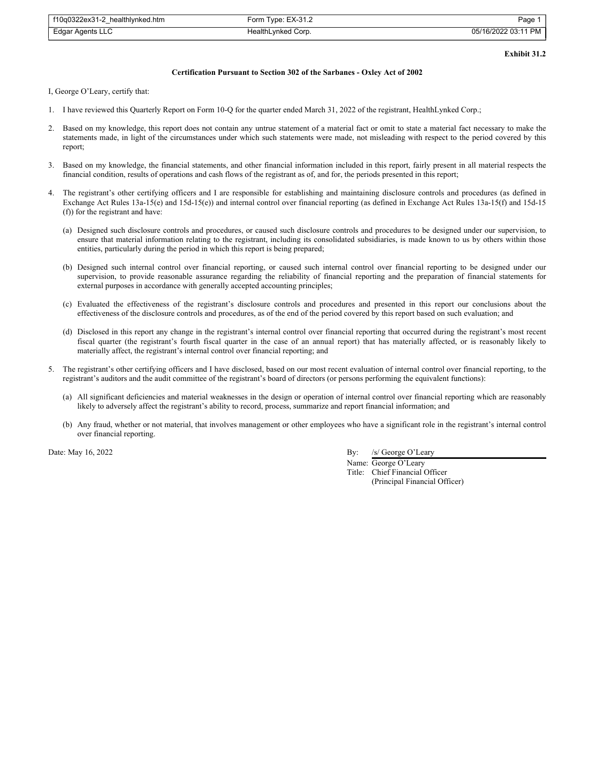**Exhibit 31.2**

**Certification Pursuant to Section 302 of the Sarbanes - Oxley Act of 2002**

I, George O'Leary, certify that:

1. I have reviewed this Quarterly Report on Form 10-Q for the quarter ended March 31, 2022 of the registrant, HealthLynked Corp.;

2. Based on my knowledge, this report does not contain any untrue statement of a material fact or omit to state a material fact necessary to make the statements made, in light of the circumstances under which such statements were made, not misleading with respect to the period covered by this report;

3. Based on my knowledge, the financial statements, and other financial information included in this report, fairly present in all material respects the financial condition, results of operations and cash flows of the registrant as of, and for, the periods presented in this report;

4. The registrant's other certifying officers and I are responsible for establishing and maintaining disclosure controls and procedures (as defined in Exchange Act Rules 13a-15(e) and 15d-15(e)) and internal control over financial reporting (as defined in Exchange Act Rules 13a-15(f) and 15d-15 (f)) for the registrant and have:

   (a) Designed such disclosure controls and procedures, or caused such disclosure controls and procedures to be designed under our supervision, to ensure that material information relating to the registrant, including its consolidated subsidiaries, is made known to us by others within those entities, particularly during the period in which this report is being prepared;

   (b) Designed such internal control over financial reporting, or caused such internal control over financial reporting to be designed under our supervision, to provide reasonable assurance regarding the reliability of financial reporting and the preparation of financial statements for external purposes in accordance with generally accepted accounting principles;

   (c) Evaluated the effectiveness of the registrant's disclosure controls and procedures and presented in this report our conclusions about the effectiveness of the disclosure controls and procedures, as of the end of the period covered by this report based on such evaluation; and

   (d) Disclosed in this report any change in the registrant's internal control over financial reporting that occurred during the registrant's most recent fiscal quarter (the registrant's fourth fiscal quarter in the case of an annual report) that has materially affected, or is reasonably likely to materially affect, the registrant's internal control over financial reporting; and

5. The registrant's other certifying officers and I have disclosed, based on our most recent evaluation of internal control over financial reporting, to the registrant's auditors and the audit committee of the registrant's board of directors (or persons performing the equivalent functions):

   (a) All significant deficiencies and material weaknesses in the design or operation of internal control over financial reporting which are reasonably likely to adversely affect the registrant's ability to record, process, summarize and report financial information; and

   (b) Any fraud, whether or not material, that involves management or other employees who have a significant role in the registrant's internal control over financial reporting.

Date: May 16, 2022

By: /s/ George O'Leary
Name: George O'Leary
Title: Chief Financial Officer
(Principal Financial Officer)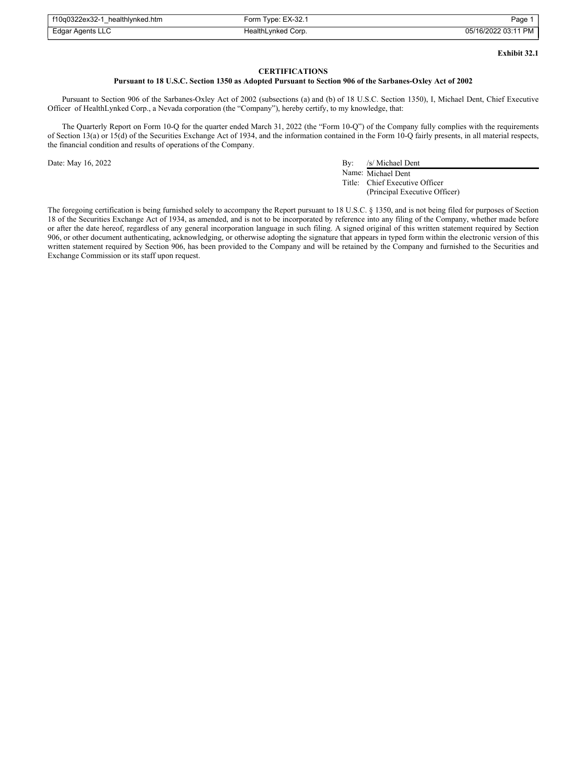**Exhibit 32.1**

**CERTIFICATIONS**

**Pursuant to 18 U.S.C. Section 1350 as Adopted Pursuant to Section 906 of the Sarbanes-Oxley Act of 2002**

Pursuant to Section 906 of the Sarbanes-Oxley Act of 2002 (subsections (a) and (b) of 18 U.S.C. Section 1350), I, Michael Dent, Chief Executive Officer of HealthLynked Corp., a Nevada corporation (the "Company"), hereby certify, to my knowledge, that:

The Quarterly Report on Form 10-Q for the quarter ended March 31, 2022 (the "Form 10-Q") of the Company fully complies with the requirements of Section 13(a) or 15(d) of the Securities Exchange Act of 1934, and the information contained in the Form 10-Q fairly presents, in all material respects, the financial condition and results of operations of the Company.

Date: May 16, 2022

By: /s/ Michael Dent
Name: Michael Dent
Title: Chief Executive Officer
(Principal Executive Officer)

The foregoing certification is being furnished solely to accompany the Report pursuant to 18 U.S.C. § 1350, and is not being filed for purposes of Section 18 of the Securities Exchange Act of 1934, as amended, and is not to be incorporated by reference into any filing of the Company, whether made before or after the date hereof, regardless of any general incorporation language in such filing. A signed original of this written statement required by Section 906, or other document authenticating, acknowledging, or otherwise adopting the signature that appears in typed form within the electronic version of this written statement required by Section 906, has been provided to the Company and will be retained by the Company and furnished to the Securities and Exchange Commission or its staff upon request.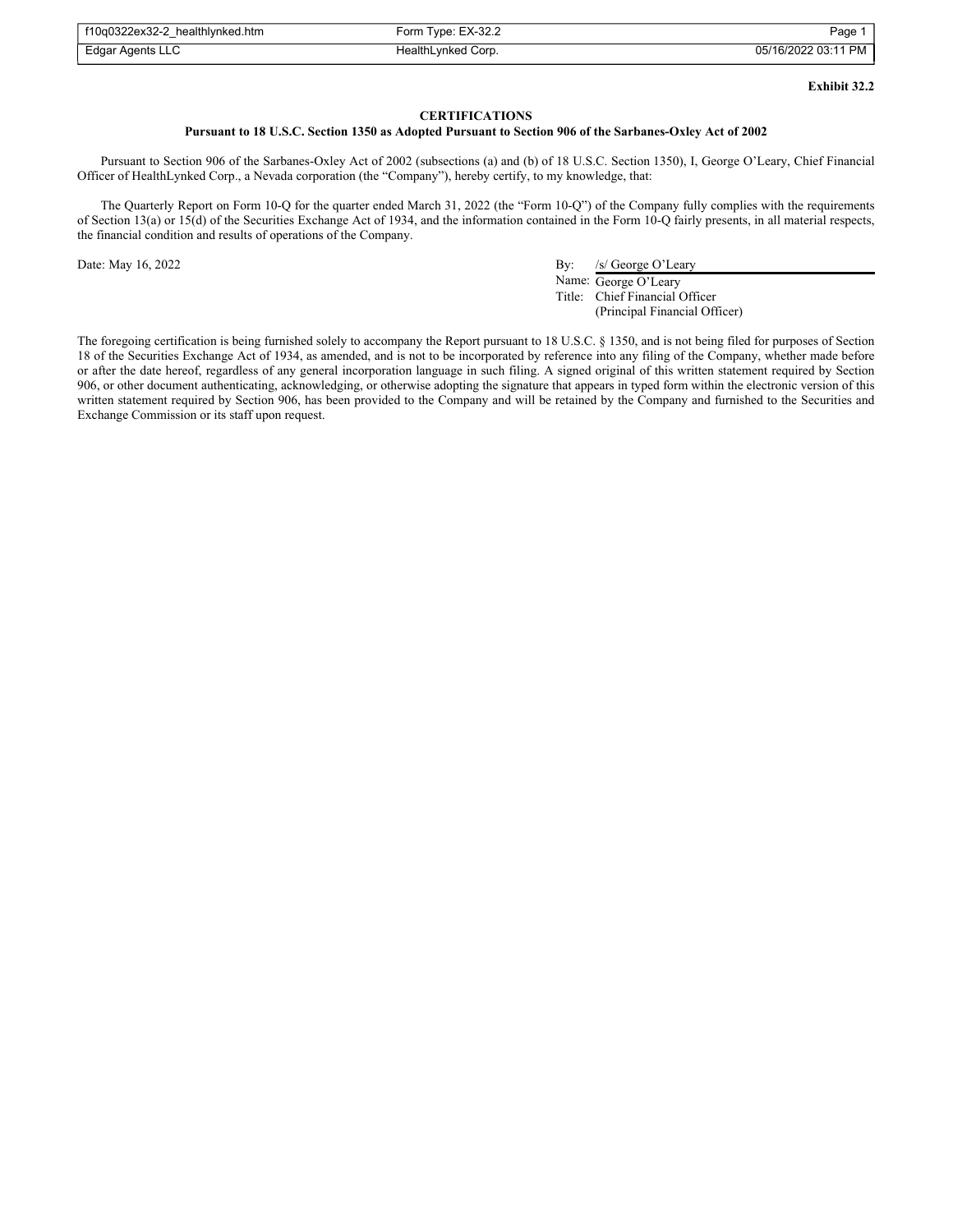**Exhibit 32.2**

**CERTIFICATIONS**

**Pursuant to 18 U.S.C. Section 1350 as Adopted Pursuant to Section 906 of the Sarbanes-Oxley Act of 2002**

Pursuant to Section 906 of the Sarbanes-Oxley Act of 2002 (subsections (a) and (b) of 18 U.S.C. Section 1350), I, George O'Leary, Chief Financial Officer of HealthLynked Corp., a Nevada corporation (the "Company"), hereby certify, to my knowledge, that:

The Quarterly Report on Form 10-Q for the quarter ended March 31, 2022 (the "Form 10-Q") of the Company fully complies with the requirements of Section 13(a) or 15(d) of the Securities Exchange Act of 1934, and the information contained in the Form 10-Q fairly presents, in all material respects, the financial condition and results of operations of the Company.

Date: May 16, 2022

By: /s/ George O'Leary
Name: George O'Leary
Title: Chief Financial Officer
(Principal Financial Officer)

The foregoing certification is being furnished solely to accompany the Report pursuant to 18 U.S.C. § 1350, and is not being filed for purposes of Section 18 of the Securities Exchange Act of 1934, as amended, and is not to be incorporated by reference into any filing of the Company, whether made before or after the date hereof, regardless of any general incorporation language in such filing. A signed original of this written statement required by Section 906, or other document authenticating, acknowledging, or otherwise adopting the signature that appears in typed form within the electronic version of this written statement required by Section 906, has been provided to the Company and will be retained by the Company and furnished to the Securities and Exchange Commission or its staff upon request.